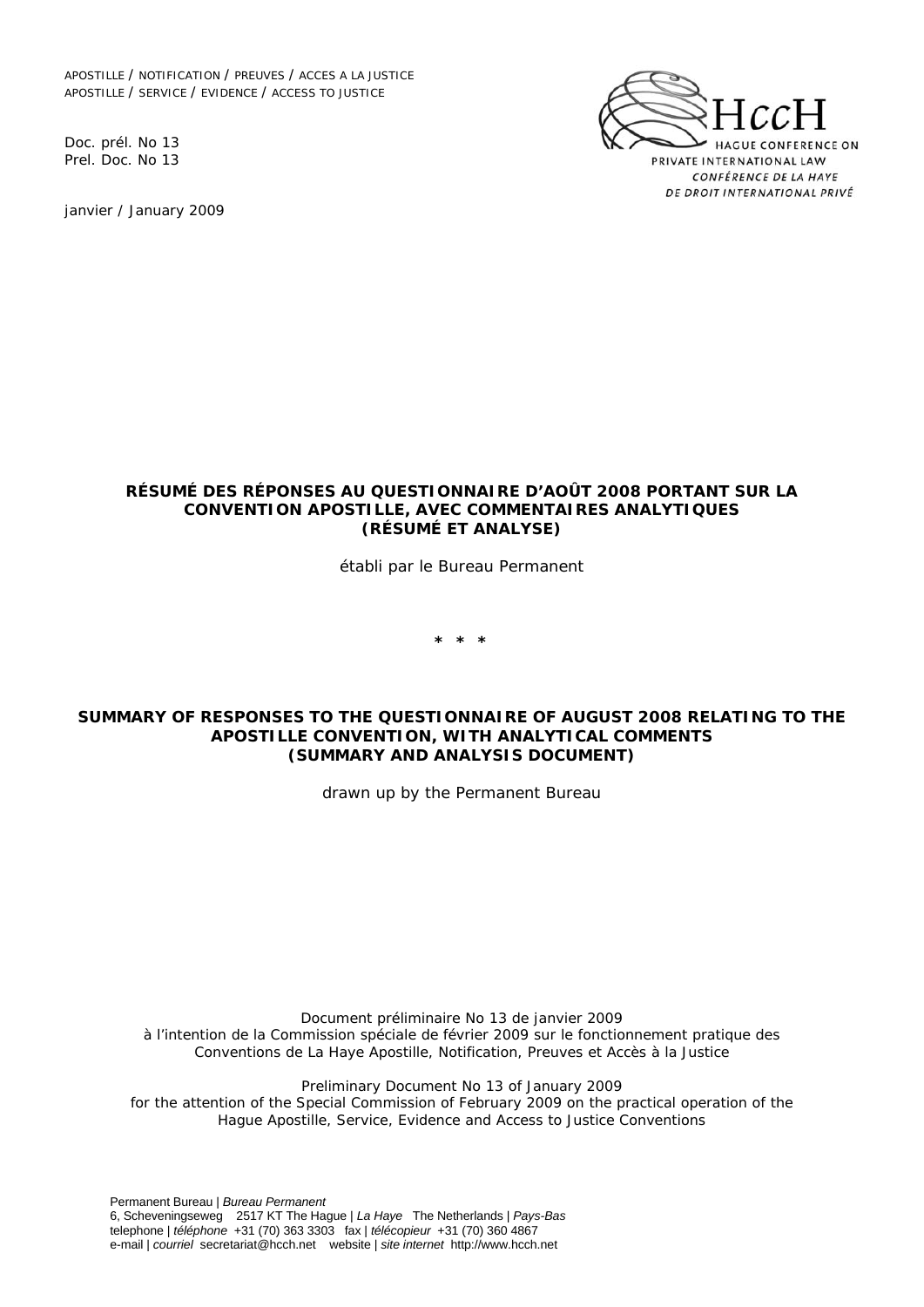APOSTILLE / NOTIFICATION / PREUVES / ACCES A LA JUSTICE
APOSTILLE / SERVICE / EVIDENCE / ACCESS TO JUSTICE

Doc. prél. No 13
Prel. Doc. No 13

janvier / January 2009

HccH
HAGUE CONFERENCE ON PRIVATE INTERNATIONAL LAW
*CONFÉRENCE DE LA HAYE DE DROIT INTERNATIONAL PRIVÉ*

**RÉSUMÉ DES RÉPONSES AU QUESTIONNAIRE D'AOÛT 2008 PORTANT SUR LA CONVENTION APOSTILLE, AVEC COMMENTAIRES ANALYTIQUES (RÉSUMÉ ET ANALYSE)**

établi par le Bureau Permanent

\* \* \*

**SUMMARY OF RESPONSES TO THE QUESTIONNAIRE OF AUGUST 2008 RELATING TO THE APOSTILLE CONVENTION, WITH ANALYTICAL COMMENTS (SUMMARY AND ANALYSIS DOCUMENT)**

drawn up by the Permanent Bureau

*Document préliminaire No 13 de janvier 2009*
*à l'intention de la Commission spéciale de février 2009 sur le fonctionnement pratique des Conventions de La Haye Apostille, Notification, Preuves et Accès à la Justice*

*Preliminary Document No 13 of January 2009*
*for the attention of the Special Commission of February 2009 on the practical operation of the Hague Apostille, Service, Evidence and Access to Justice Conventions*

Permanent Bureau | *Bureau Permanent*
6, Scheveningseweg 2517 KT The Hague | *La Haye* The Netherlands | *Pays-Bas*
telephone | *téléphone* +31 (70) 363 3303 fax | *télécopieur* +31 (70) 360 4867
e-mail | *courriel* secretariat@hcch.net website | *site internet* http://www.hcch.net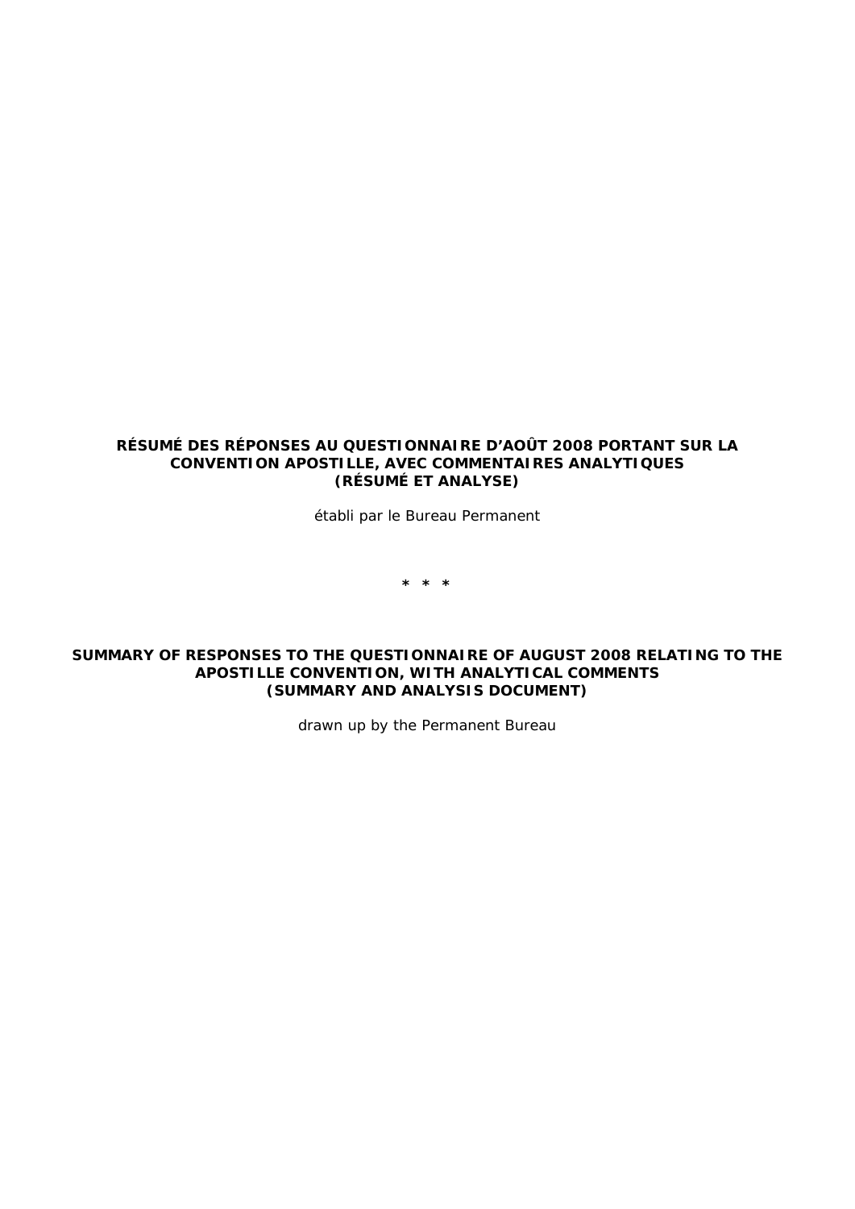**RÉSUMÉ DES RÉPONSES AU QUESTIONNAIRE D'AOÛT 2008 PORTANT SUR LA CONVENTION APOSTILLE, AVEC COMMENTAIRES ANALYTIQUES (RÉSUMÉ ET ANALYSE)**

*établi par le Bureau Permanent*

\* \* \*

**SUMMARY OF RESPONSES TO THE QUESTIONNAIRE OF AUGUST 2008 RELATING TO THE APOSTILLE CONVENTION, WITH ANALYTICAL COMMENTS (SUMMARY AND ANALYSIS DOCUMENT)**

*drawn up by the Permanent Bureau*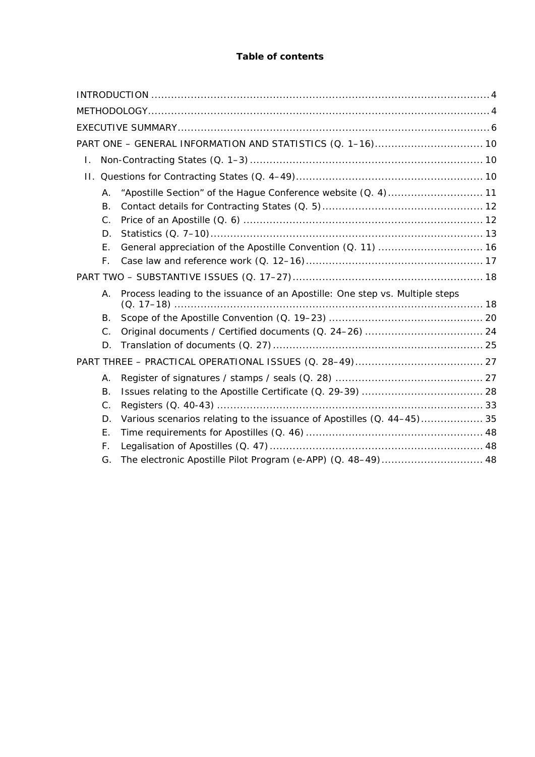**Table of contents**

INTRODUCTION ........................................................................................................ 4

METHODOLOGY....................................................................................................... 4

EXECUTIVE SUMMARY.............................................................................................. 6

PART ONE – GENERAL INFORMATION AND STATISTICS (Q. 1–16)................................. 10

I. Non-Contracting States (Q. 1–3) ....................................................................... 10

II. Questions for Contracting States (Q. 4–49)......................................................... 10

- A. "Apostille Section" of the Hague Conference website (Q. 4)............................. 11
- B. Contact details for Contracting States (Q. 5)................................................ 12
- C. Price of an Apostille (Q. 6) ......................................................................... 12
- D. Statistics (Q. 7–10).................................................................................. 13
- E. General appreciation of the Apostille Convention (Q. 11) ................................ 16
- F. Case law and reference work (Q. 12–16)...................................................... 17

PART TWO – SUBSTANTIVE ISSUES (Q. 17–27).......................................................... 18

- A. Process leading to the issuance of an Apostille: One step vs. Multiple steps (Q. 17–18) .............................................................................................. 18
- B. Scope of the Apostille Convention (Q. 19–23) ............................................... 20
- C. Original documents / Certified documents (Q. 24–26) .................................... 24
- D. Translation of documents (Q. 27)................................................................ 25

PART THREE – PRACTICAL OPERATIONAL ISSUES (Q. 28–49)....................................... 27

- A. Register of signatures / stamps / seals (Q. 28) ............................................. 27
- B. Issues relating to the Apostille Certificate (Q. 29-39) ..................................... 28
- C. Registers (Q. 40-43) ................................................................................. 33
- D. Various scenarios relating to the issuance of Apostilles (Q. 44–45)................... 35
- E. Time requirements for Apostilles (Q. 46)...................................................... 48
- F. Legalisation of Apostilles (Q. 47)................................................................. 48
- G. The electronic Apostille Pilot Program (e-APP) (Q. 48–49)............................... 48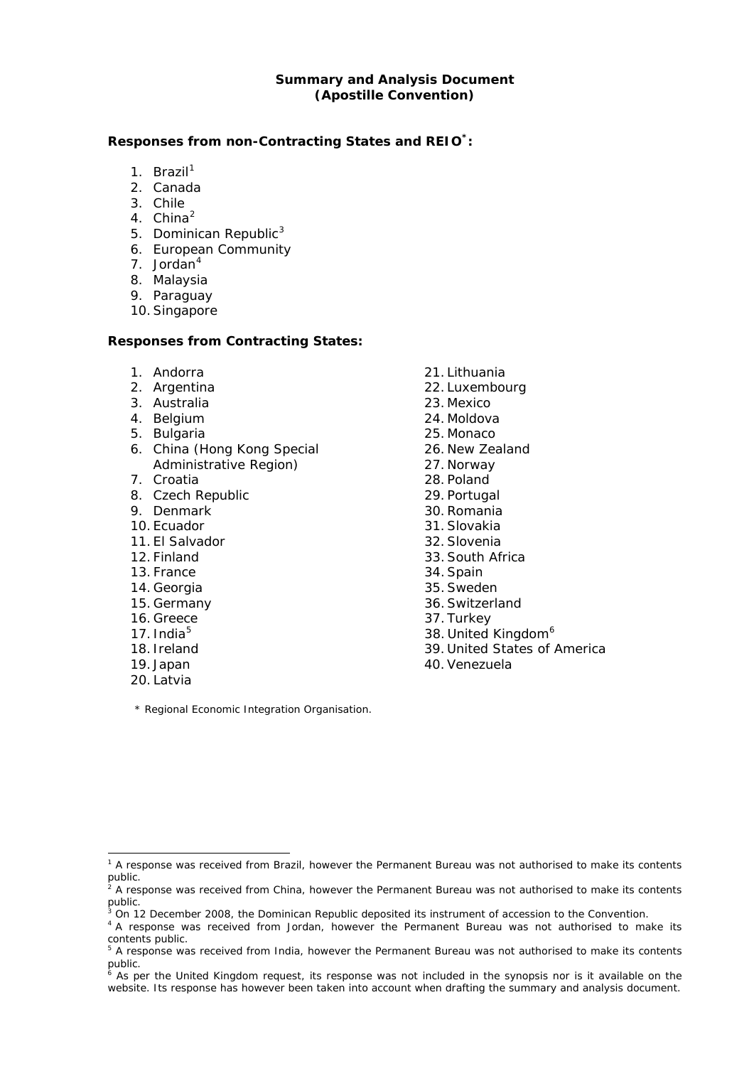**Summary and Analysis Document**
**(Apostille Convention)**

**Responses from non-Contracting States and REIO*:**

1. Brazil[1]
2. Canada
3. Chile
4. China[2]
5. Dominican Republic[3]
6. European Community
7. Jordan[4]
8. Malaysia
9. Paraguay
10. Singapore

**Responses from Contracting States:**

1. Andorra
2. Argentina
3. Australia
4. Belgium
5. Bulgaria
6. China (Hong Kong Special Administrative Region)
7. Croatia
8. Czech Republic
9. Denmark
10. Ecuador
11. El Salvador
12. Finland
13. France
14. Georgia
15. Germany
16. Greece
17. India[5]
18. Ireland
19. Japan
20. Latvia
21. Lithuania
22. Luxembourg
23. Mexico
24. Moldova
25. Monaco
26. New Zealand
27. Norway
28. Poland
29. Portugal
30. Romania
31. Slovakia
32. Slovenia
33. South Africa
34. Spain
35. Sweden
36. Switzerland
37. Turkey
38. United Kingdom[6]
39. United States of America
40. Venezuela

\* Regional Economic Integration Organisation.

---

[1] A response was received from Brazil, however the Permanent Bureau was not authorised to make its contents public.

[2] A response was received from China, however the Permanent Bureau was not authorised to make its contents public.

[3] On 12 December 2008, the Dominican Republic deposited its instrument of accession to the Convention.

[4] A response was received from Jordan, however the Permanent Bureau was not authorised to make its contents public.

[5] A response was received from India, however the Permanent Bureau was not authorised to make its contents public.

[6] As per the United Kingdom request, its response was not included in the synopsis nor is it available on the website. Its response has however been taken into account when drafting the summary and analysis document.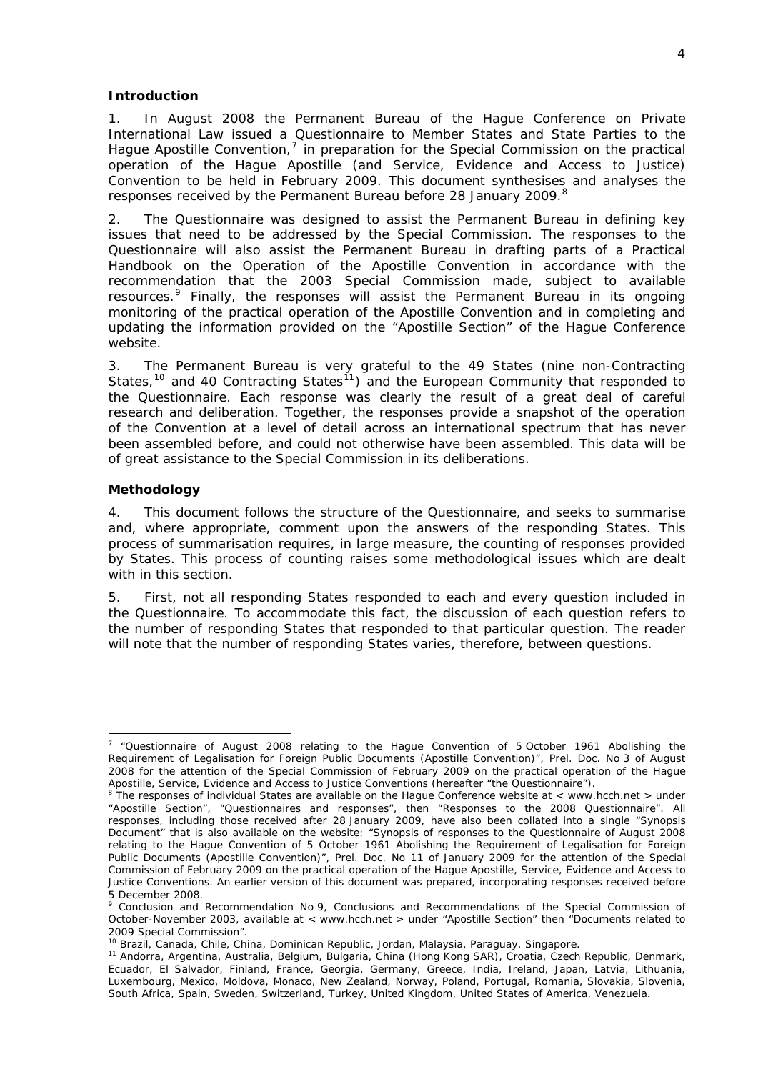## Introduction

1. In August 2008 the Permanent Bureau of the Hague Conference on Private International Law issued a Questionnaire to Member States and State Parties to the Hague Apostille Convention,[7] in preparation for the Special Commission on the practical operation of the Hague Apostille (and Service, Evidence and Access to Justice) Convention to be held in February 2009. This document synthesises and analyses the responses received by the Permanent Bureau before 28 January 2009.[8]

2. The Questionnaire was designed to assist the Permanent Bureau in defining key issues that need to be addressed by the Special Commission. The responses to the Questionnaire will also assist the Permanent Bureau in drafting parts of a Practical Handbook on the Operation of the Apostille Convention in accordance with the recommendation that the 2003 Special Commission made, subject to available resources.[9] Finally, the responses will assist the Permanent Bureau in its ongoing monitoring of the practical operation of the Apostille Convention and in completing and updating the information provided on the "Apostille Section" of the Hague Conference website.

3. The Permanent Bureau is very grateful to the 49 States (nine non-Contracting States,[10] and 40 Contracting States[11]) and the European Community that responded to the Questionnaire. Each response was clearly the result of a great deal of careful research and deliberation. Together, the responses provide a snapshot of the operation of the Convention at a level of detail across an international spectrum that has never been assembled before, and could not otherwise have been assembled. This data will be of great assistance to the Special Commission in its deliberations.

## Methodology

4. This document follows the structure of the Questionnaire, and seeks to summarise and, where appropriate, comment upon the answers of the responding States. This process of summarisation requires, in large measure, the counting of responses provided by States. This process of counting raises some methodological issues which are dealt with in this section.

5. First, not all responding States responded to each and every question included in the Questionnaire. To accommodate this fact, the discussion of each question refers to the number of responding States that responded to that particular question. The reader will note that the number of responding States varies, therefore, between questions.

---

[7] "Questionnaire of August 2008 relating to the Hague Convention of 5 October 1961 Abolishing the Requirement of Legalisation for Foreign Public Documents (Apostille Convention)", Prel. Doc. No 3 of August 2008 for the attention of the Special Commission of February 2009 on the practical operation of the Hague Apostille, Service, Evidence and Access to Justice Conventions (hereafter "the Questionnaire").

[8] The responses of individual States are available on the Hague Conference website at < www.hcch.net > under "Apostille Section", "Questionnaires and responses", then "Responses to the 2008 Questionnaire". All responses, including those received after 28 January 2009, have also been collated into a single "Synopsis Document" that is also available on the website: "Synopsis of responses to the Questionnaire of August 2008 relating to the Hague Convention of 5 October 1961 Abolishing the Requirement of Legalisation for Foreign Public Documents (Apostille Convention)", Prel. Doc. No 11 of January 2009 for the attention of the Special Commission of February 2009 on the practical operation of the Hague Apostille, Service, Evidence and Access to Justice Conventions. An earlier version of this document was prepared, incorporating responses received before 5 December 2008.

[9] Conclusion and Recommendation No 9, Conclusions and Recommendations of the Special Commission of October-November 2003, available at < www.hcch.net > under "Apostille Section" then "Documents related to 2009 Special Commission".

[10] Brazil, Canada, Chile, China, Dominican Republic, Jordan, Malaysia, Paraguay, Singapore.

[11] Andorra, Argentina, Australia, Belgium, Bulgaria, China (Hong Kong SAR), Croatia, Czech Republic, Denmark, Ecuador, El Salvador, Finland, France, Georgia, Germany, Greece, India, Ireland, Japan, Latvia, Lithuania, Luxembourg, Mexico, Moldova, Monaco, New Zealand, Norway, Poland, Portugal, Romania, Slovakia, Slovenia, South Africa, Spain, Sweden, Switzerland, Turkey, United Kingdom, United States of America, Venezuela.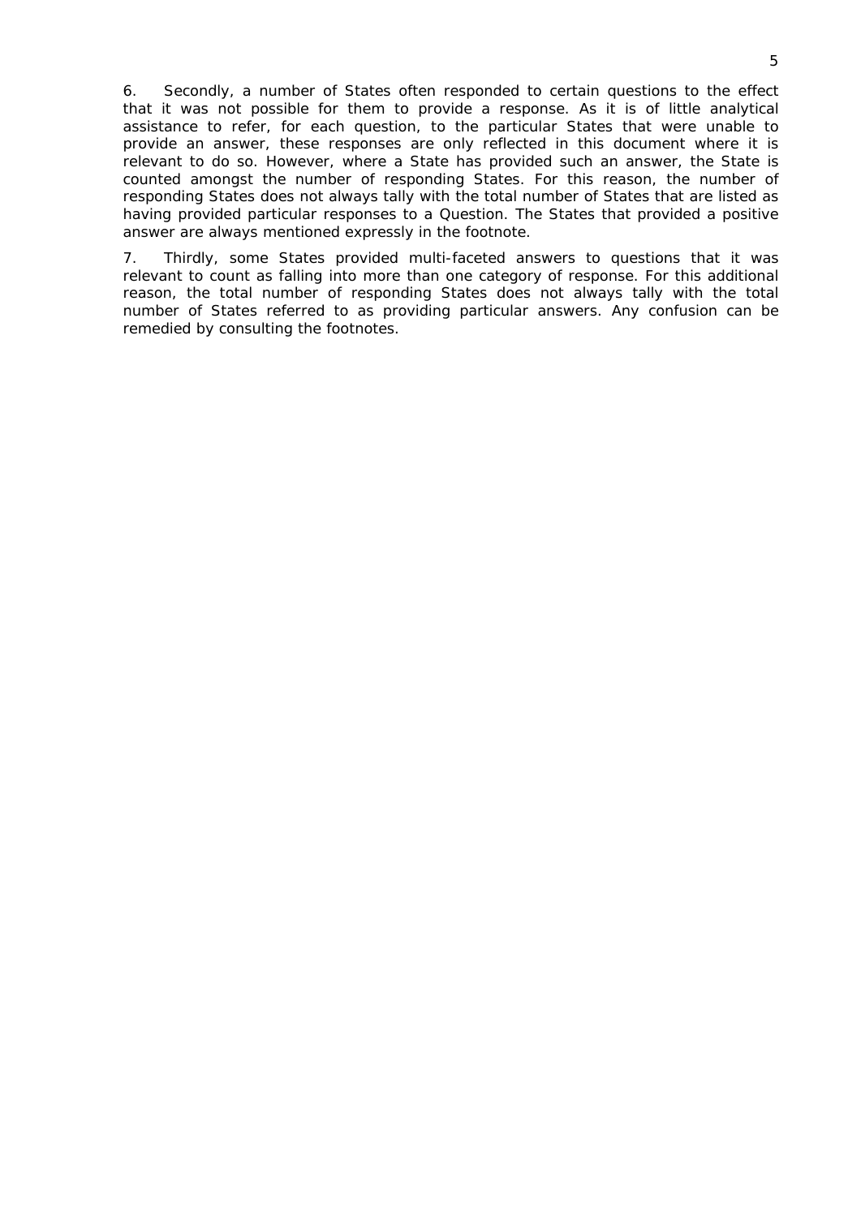6. Secondly, a number of States often responded to certain questions to the effect that it was not possible for them to provide a response. As it is of little analytical assistance to refer, for each question, to the particular States that were unable to provide an answer, these responses are only reflected in this document where it is relevant to do so. However, where a State has provided such an answer, the State is counted amongst the number of responding States. For this reason, the number of responding States does not always tally with the total number of States that are listed as having provided particular responses to a Question. The States that provided a positive answer are always mentioned expressly in the footnote.

7. Thirdly, some States provided multi-faceted answers to questions that it was relevant to count as falling into more than one category of response. For this additional reason, the total number of responding States does not always tally with the total number of States referred to as providing particular answers. Any confusion can be remedied by consulting the footnotes.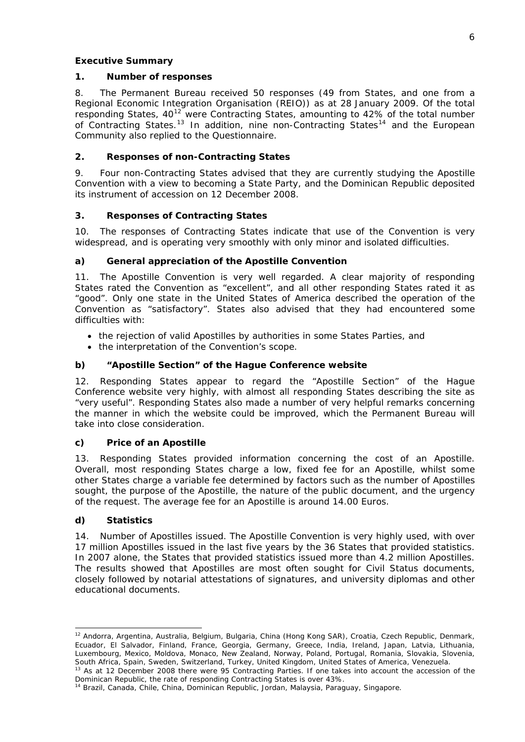**Executive Summary**

## 1. Number of responses

8. The Permanent Bureau received 50 responses (49 from States, and one from a Regional Economic Integration Organisation (REIO)) as at 28 January 2009. Of the total responding States, 40[12] were Contracting States, amounting to 42% of the total number of Contracting States.[13] In addition, nine non-Contracting States[14] and the European Community also replied to the Questionnaire.

## 2. Responses of non-Contracting States

9. Four non-Contracting States advised that they are currently studying the Apostille Convention with a view to becoming a State Party, and the Dominican Republic deposited its instrument of accession on 12 December 2008.

## 3. Responses of Contracting States

10. The responses of Contracting States indicate that use of the Convention is very widespread, and is operating very smoothly with only minor and isolated difficulties.

### a) General appreciation of the Apostille Convention

11. The Apostille Convention is very well regarded. A clear majority of responding States rated the Convention as "excellent", and all other responding States rated it as "good". Only one state in the United States of America described the operation of the Convention as "satisfactory". States also advised that they had encountered some difficulties with:

- the rejection of valid Apostilles by authorities in some States Parties, and
- the interpretation of the Convention's scope.

### b) "Apostille Section" of the Hague Conference website

12. Responding States appear to regard the "Apostille Section" of the Hague Conference website very highly, with almost all responding States describing the site as "very useful". Responding States also made a number of very helpful remarks concerning the manner in which the website could be improved, which the Permanent Bureau will take into close consideration.

### c) Price of an Apostille

13. Responding States provided information concerning the cost of an Apostille. Overall, most responding States charge a low, fixed fee for an Apostille, whilst some other States charge a variable fee determined by factors such as the number of Apostilles sought, the purpose of the Apostille, the nature of the public document, and the urgency of the request. The average fee for an Apostille is around 14.00 Euros.

### d) Statistics

14. Number of Apostilles issued. The Apostille Convention is very highly used, with over 17 million Apostilles issued in the last five years by the 36 States that provided statistics. In 2007 alone, the States that provided statistics issued more than 4.2 million Apostilles. The results showed that Apostilles are most often sought for Civil Status documents, closely followed by notarial attestations of signatures, and university diplomas and other educational documents.

---

[12] Andorra, Argentina, Australia, Belgium, Bulgaria, China (Hong Kong SAR), Croatia, Czech Republic, Denmark, Ecuador, El Salvador, Finland, France, Georgia, Germany, Greece, India, Ireland, Japan, Latvia, Lithuania, Luxembourg, Mexico, Moldova, Monaco, New Zealand, Norway, Poland, Portugal, Romania, Slovakia, Slovenia, South Africa, Spain, Sweden, Switzerland, Turkey, United Kingdom, United States of America, Venezuela.

[13] As at 12 December 2008 there were 95 Contracting Parties. If one takes into account the accession of the Dominican Republic, the rate of responding Contracting States is over 43%.

[14] Brazil, Canada, Chile, China, Dominican Republic, Jordan, Malaysia, Paraguay, Singapore.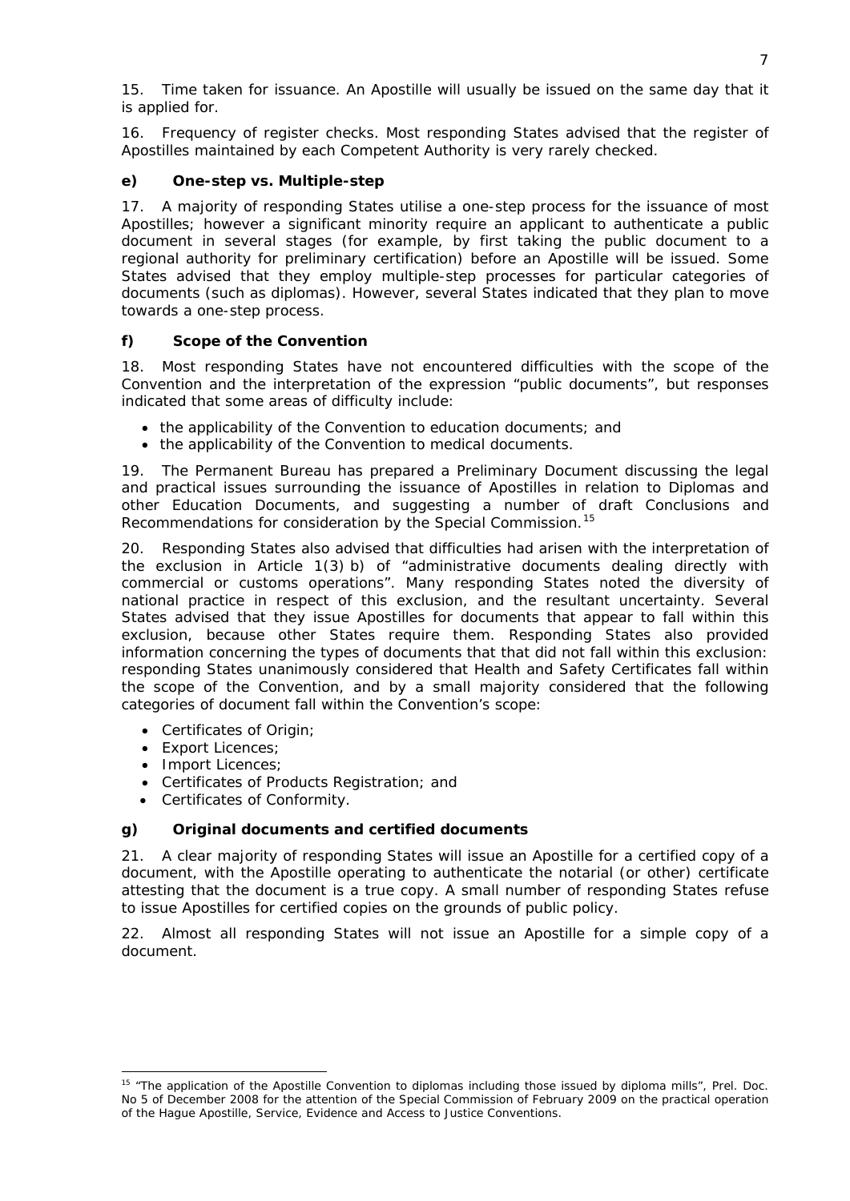15. *Time taken for issuance.* An Apostille will usually be issued on the same day that it is applied for.

16. *Frequency of register checks.* Most responding States advised that the register of Apostilles maintained by each Competent Authority is very rarely checked.

### e) One-step vs. Multiple-step

17. A majority of responding States utilise a one-step process for the issuance of most Apostilles; however a significant minority require an applicant to authenticate a public document in several stages (for example, by first taking the public document to a regional authority for preliminary certification) before an Apostille will be issued. Some States advised that they employ multiple-step processes for particular categories of documents (such as diplomas). However, several States indicated that they plan to move towards a one-step process.

### f) Scope of the Convention

18. Most responding States have not encountered difficulties with the scope of the Convention and the interpretation of the expression "public documents", but responses indicated that some areas of difficulty include:

- the applicability of the Convention to education documents; and
- the applicability of the Convention to medical documents.

19. The Permanent Bureau has prepared a Preliminary Document discussing the legal and practical issues surrounding the issuance of Apostilles in relation to Diplomas and other Education Documents, and suggesting a number of draft Conclusions and Recommendations for consideration by the Special Commission.[15]

20. Responding States also advised that difficulties had arisen with the interpretation of the exclusion in Article 1(3) *b)* of "administrative documents dealing directly with commercial or customs operations". Many responding States noted the diversity of national practice in respect of this exclusion, and the resultant uncertainty. Several States advised that they issue Apostilles for documents that appear to fall within this exclusion, because other States require them. Responding States also provided information concerning the types of documents that that did not fall within this exclusion: responding States unanimously considered that Health and Safety Certificates fall within the scope of the Convention, and by a small majority considered that the following categories of document fall within the Convention's scope:

- Certificates of Origin;
- Export Licences;
- Import Licences;
- Certificates of Products Registration; and
- Certificates of Conformity.

### g) Original documents and certified documents

21. A clear majority of responding States will issue an Apostille for a certified copy of a document, with the Apostille operating to authenticate the notarial (or other) certificate attesting that the document is a true copy. A small number of responding States refuse to issue Apostilles for certified copies on the grounds of public policy.

22. Almost all responding States will not issue an Apostille for a simple copy of a document.

---

[15] "The application of the Apostille Convention to diplomas including those issued by diploma mills", Prel. Doc. No 5 of December 2008 for the attention of the Special Commission of February 2009 on the practical operation of the Hague Apostille, Service, Evidence and Access to Justice Conventions.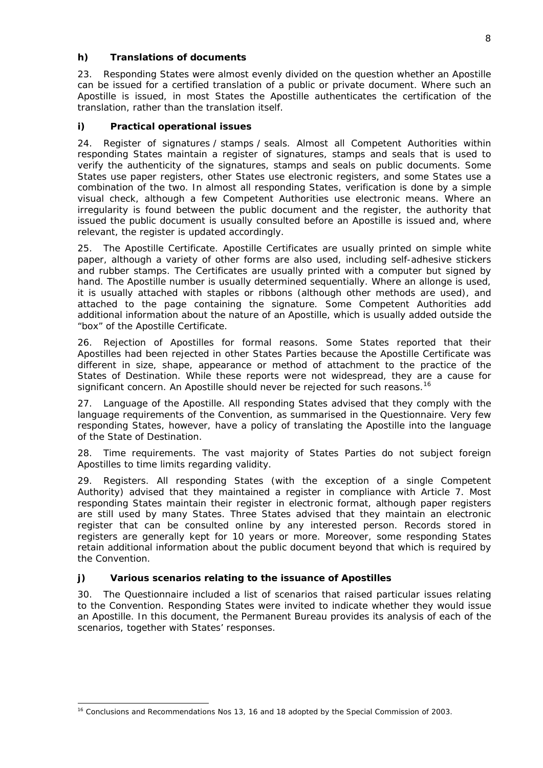### h) Translations of documents

23. Responding States were almost evenly divided on the question whether an Apostille can be issued for a certified translation of a public or private document. Where such an Apostille is issued, in most States the Apostille authenticates the certification of the translation, rather than the translation itself.

### i) Practical operational issues

24. *Register of signatures / stamps / seals.* Almost all Competent Authorities within responding States maintain a register of signatures, stamps and seals that is used to verify the authenticity of the signatures, stamps and seals on public documents. Some States use paper registers, other States use electronic registers, and some States use a combination of the two. In almost all responding States, verification is done by a simple visual check, although a few Competent Authorities use electronic means. Where an irregularity is found between the public document and the register, the authority that issued the public document is usually consulted before an Apostille is issued and, where relevant, the register is updated accordingly.

25. *The Apostille Certificate.* Apostille Certificates are usually printed on simple white paper, although a variety of other forms are also used, including self-adhesive stickers and rubber stamps. The Certificates are usually printed with a computer but signed by hand. The Apostille number is usually determined sequentially. Where an allonge is used, it is usually attached with staples or ribbons (although other methods are used), and attached to the page containing the signature. Some Competent Authorities add additional information about the nature of an Apostille, which is usually added outside the "box" of the Apostille Certificate.

26. *Rejection of Apostilles for formal reasons.* Some States reported that their Apostilles had been rejected in other States Parties because the Apostille Certificate was different in size, shape, appearance or method of attachment to the practice of the States of Destination. While these reports were not widespread, they are a cause for significant concern. An Apostille should never be rejected for such reasons.[16]

27. *Language of the Apostille.* All responding States advised that they comply with the language requirements of the Convention, as summarised in the Questionnaire. Very few responding States, however, have a policy of translating the Apostille into the language of the State of Destination.

28. *Time requirements.* The vast majority of States Parties do not subject foreign Apostilles to time limits regarding validity.

29. *Registers.* All responding States (with the exception of a single Competent Authority) advised that they maintained a register in compliance with Article 7. Most responding States maintain their register in electronic format, although paper registers are still used by many States. Three States advised that they maintain an electronic register that can be consulted online by any interested person. Records stored in registers are generally kept for 10 years or more. Moreover, some responding States retain additional information about the public document beyond that which is required by the Convention.

### j) Various scenarios relating to the issuance of Apostilles

30. The Questionnaire included a list of scenarios that raised particular issues relating to the Convention. Responding States were invited to indicate whether they would issue an Apostille. In this document, the Permanent Bureau provides its analysis of each of the scenarios, together with States' responses.

---

[16] Conclusions and Recommendations Nos 13, 16 and 18 adopted by the Special Commission of 2003.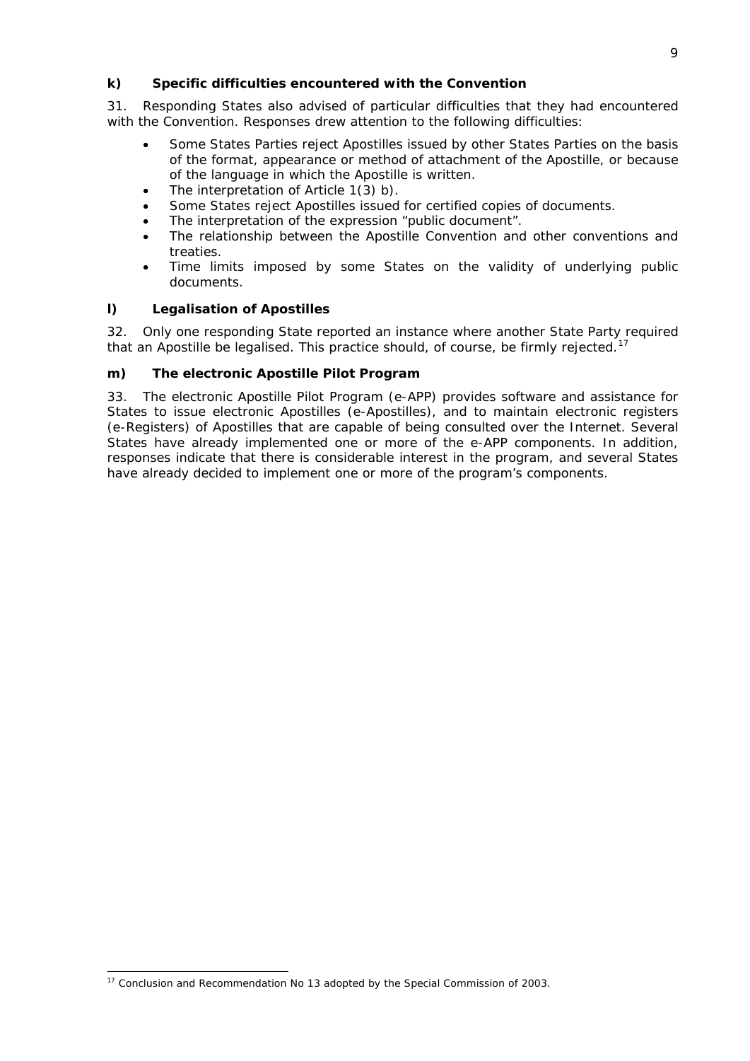### k) Specific difficulties encountered with the Convention

31. Responding States also advised of particular difficulties that they had encountered with the Convention. Responses drew attention to the following difficulties:

- Some States Parties reject Apostilles issued by other States Parties on the basis of the format, appearance or method of attachment of the Apostille, or because of the language in which the Apostille is written.
- The interpretation of Article 1(3) b).
- Some States reject Apostilles issued for certified copies of documents.
- The interpretation of the expression "public document".
- The relationship between the Apostille Convention and other conventions and treaties.
- Time limits imposed by some States on the validity of underlying public documents.

### l) Legalisation of Apostilles

32. Only one responding State reported an instance where another State Party required that an Apostille be legalised. This practice should, of course, be firmly rejected.[17]

### m) The electronic Apostille Pilot Program

33. The electronic Apostille Pilot Program (e-APP) provides software and assistance for States to issue electronic Apostilles (e-Apostilles), and to maintain electronic registers (e-Registers) of Apostilles that are capable of being consulted over the Internet. Several States have already implemented one or more of the e-APP components. In addition, responses indicate that there is considerable interest in the program, and several States have already decided to implement one or more of the program's components.

---

[17] Conclusion and Recommendation No 13 adopted by the Special Commission of 2003.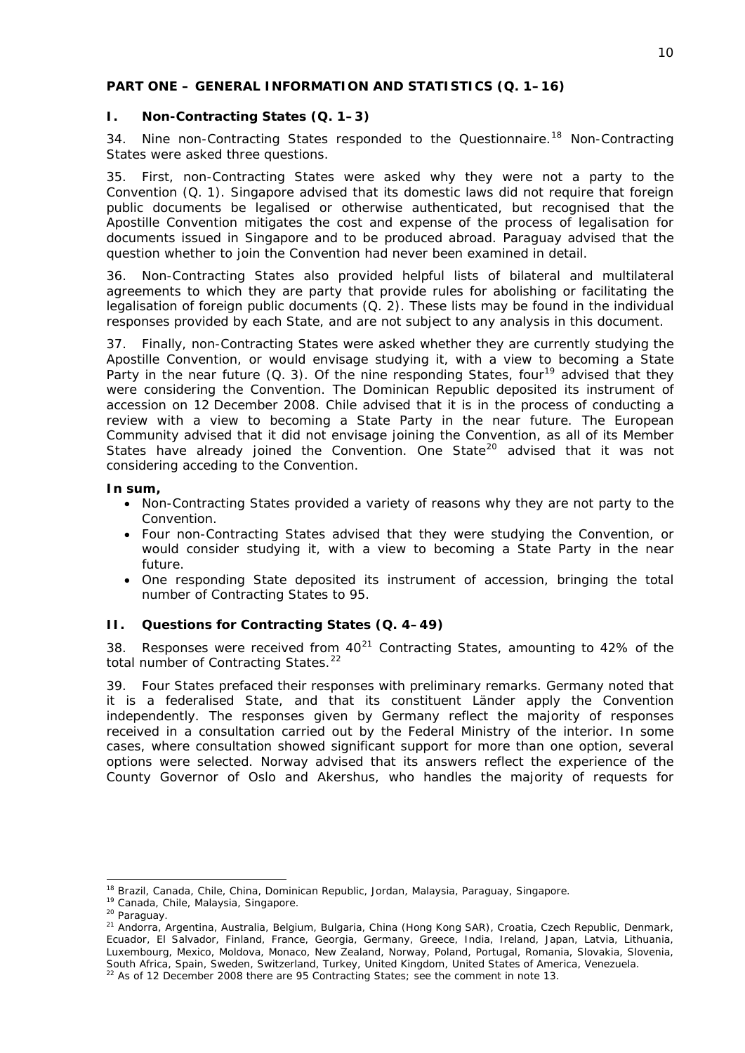## PART ONE – GENERAL INFORMATION AND STATISTICS (Q. 1–16)

### I. Non-Contracting States (Q. 1–3)

34. Nine non-Contracting States responded to the Questionnaire.[18] Non-Contracting States were asked three questions.

35. First, non-Contracting States were asked why they were not a party to the Convention (Q. 1). Singapore advised that its domestic laws did not require that foreign public documents be legalised or otherwise authenticated, but recognised that the Apostille Convention mitigates the cost and expense of the process of legalisation for documents issued in Singapore and to be produced abroad. Paraguay advised that the question whether to join the Convention had never been examined in detail.

36. Non-Contracting States also provided helpful lists of bilateral and multilateral agreements to which they are party that provide rules for abolishing or facilitating the legalisation of foreign public documents (Q. 2). These lists may be found in the individual responses provided by each State, and are not subject to any analysis in this document.

37. Finally, non-Contracting States were asked whether they are currently studying the Apostille Convention, or would envisage studying it, with a view to becoming a State Party in the near future (Q. 3). Of the nine responding States, four[19] advised that they were considering the Convention. The Dominican Republic deposited its instrument of accession on 12 December 2008. Chile advised that it is in the process of conducting a review with a view to becoming a State Party in the near future. The European Community advised that it did not envisage joining the Convention, as all of its Member States have already joined the Convention. One State[20] advised that it was not considering acceding to the Convention.

**In sum,**

- Non-Contracting States provided a variety of reasons why they are not party to the Convention.
- Four non-Contracting States advised that they were studying the Convention, or would consider studying it, with a view to becoming a State Party in the near future.
- One responding State deposited its instrument of accession, bringing the total number of Contracting States to 95.

### II. Questions for Contracting States (Q. 4–49)

38. Responses were received from 40[21] Contracting States, amounting to 42% of the total number of Contracting States.[22]

39. Four States prefaced their responses with preliminary remarks. Germany noted that it is a federalised State, and that its constituent Länder apply the Convention independently. The responses given by Germany reflect the majority of responses received in a consultation carried out by the Federal Ministry of the interior. In some cases, where consultation showed significant support for more than one option, several options were selected. Norway advised that its answers reflect the experience of the County Governor of Oslo and Akershus, who handles the majority of requests for

---

[18] Brazil, Canada, Chile, China, Dominican Republic, Jordan, Malaysia, Paraguay, Singapore.

[19] Canada, Chile, Malaysia, Singapore.

[20] Paraguay.

[21] Andorra, Argentina, Australia, Belgium, Bulgaria, China (Hong Kong SAR), Croatia, Czech Republic, Denmark, Ecuador, El Salvador, Finland, France, Georgia, Germany, Greece, India, Ireland, Japan, Latvia, Lithuania, Luxembourg, Mexico, Moldova, Monaco, New Zealand, Norway, Poland, Portugal, Romania, Slovakia, Slovenia, South Africa, Spain, Sweden, Switzerland, Turkey, United Kingdom, United States of America, Venezuela.

[22] As of 12 December 2008 there are 95 Contracting States; see the comment in note 13.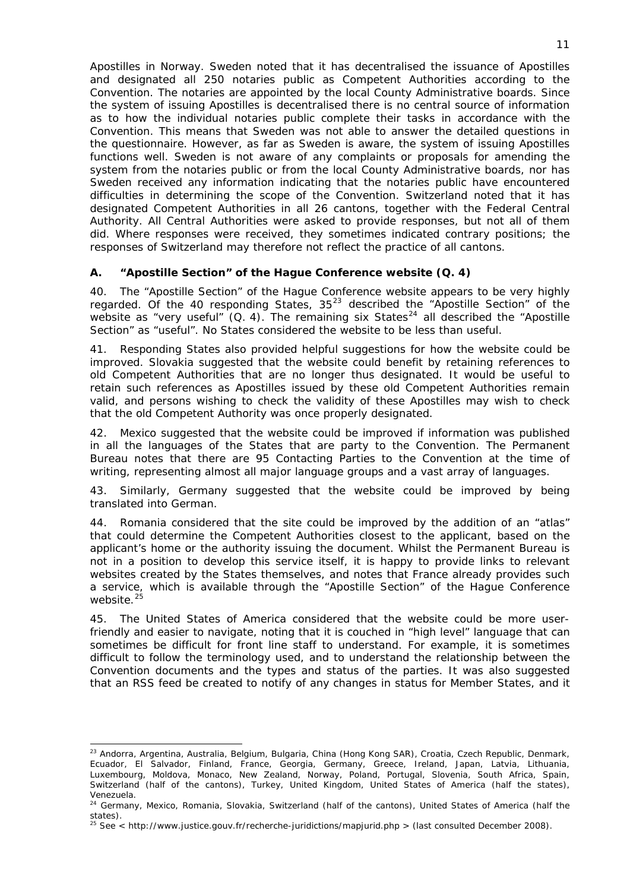Apostilles in Norway. Sweden noted that it has decentralised the issuance of Apostilles and designated all 250 notaries public as Competent Authorities according to the Convention. The notaries are appointed by the local County Administrative boards. Since the system of issuing Apostilles is decentralised there is no central source of information as to how the individual notaries public complete their tasks in accordance with the Convention. This means that Sweden was not able to answer the detailed questions in the questionnaire. However, as far as Sweden is aware, the system of issuing Apostilles functions well. Sweden is not aware of any complaints or proposals for amending the system from the notaries public or from the local County Administrative boards, nor has Sweden received any information indicating that the notaries public have encountered difficulties in determining the scope of the Convention. Switzerland noted that it has designated Competent Authorities in all 26 cantons, together with the Federal Central Authority. All Central Authorities were asked to provide responses, but not all of them did. Where responses were received, they sometimes indicated contrary positions; the responses of Switzerland may therefore not reflect the practice of all cantons.

### A. *"Apostille Section" of the Hague Conference website (Q. 4)*

40. The "Apostille Section" of the Hague Conference website appears to be very highly regarded. Of the 40 responding States, 35[23] described the "Apostille Section" of the website as "very useful" (Q. 4). The remaining six States[24] all described the "Apostille Section" as "useful". No States considered the website to be less than useful.

41. Responding States also provided helpful suggestions for how the website could be improved. Slovakia suggested that the website could benefit by retaining references to old Competent Authorities that are no longer thus designated. It would be useful to retain such references as Apostilles issued by these old Competent Authorities remain valid, and persons wishing to check the validity of these Apostilles may wish to check that the old Competent Authority was once properly designated.

42. Mexico suggested that the website could be improved if information was published in all the languages of the States that are party to the Convention. The Permanent Bureau notes that there are 95 Contacting Parties to the Convention at the time of writing, representing almost all major language groups and a vast array of languages.

43. Similarly, Germany suggested that the website could be improved by being translated into German.

44. Romania considered that the site could be improved by the addition of an "atlas" that could determine the Competent Authorities closest to the applicant, based on the applicant's home or the authority issuing the document. Whilst the Permanent Bureau is not in a position to develop this service itself, it is happy to provide links to relevant websites created by the States themselves, and notes that France already provides such a service, which is available through the "Apostille Section" of the Hague Conference website.[25]

45. The United States of America considered that the website could be more user-friendly and easier to navigate, noting that it is couched in "high level" language that can sometimes be difficult for front line staff to understand. For example, it is sometimes difficult to follow the terminology used, and to understand the relationship between the Convention documents and the types and status of the parties. It was also suggested that an RSS feed be created to notify of any changes in status for Member States, and it

---

[23] Andorra, Argentina, Australia, Belgium, Bulgaria, China (Hong Kong SAR), Croatia, Czech Republic, Denmark, Ecuador, El Salvador, Finland, France, Georgia, Germany, Greece, Ireland, Japan, Latvia, Lithuania, Luxembourg, Moldova, Monaco, New Zealand, Norway, Poland, Portugal, Slovenia, South Africa, Spain, Switzerland (half of the cantons), Turkey, United Kingdom, United States of America (half the states), Venezuela.

[24] Germany, Mexico, Romania, Slovakia, Switzerland (half of the cantons), United States of America (half the states).

[25] See < http://www.justice.gouv.fr/recherche-juridictions/mapjurid.php > (last consulted December 2008).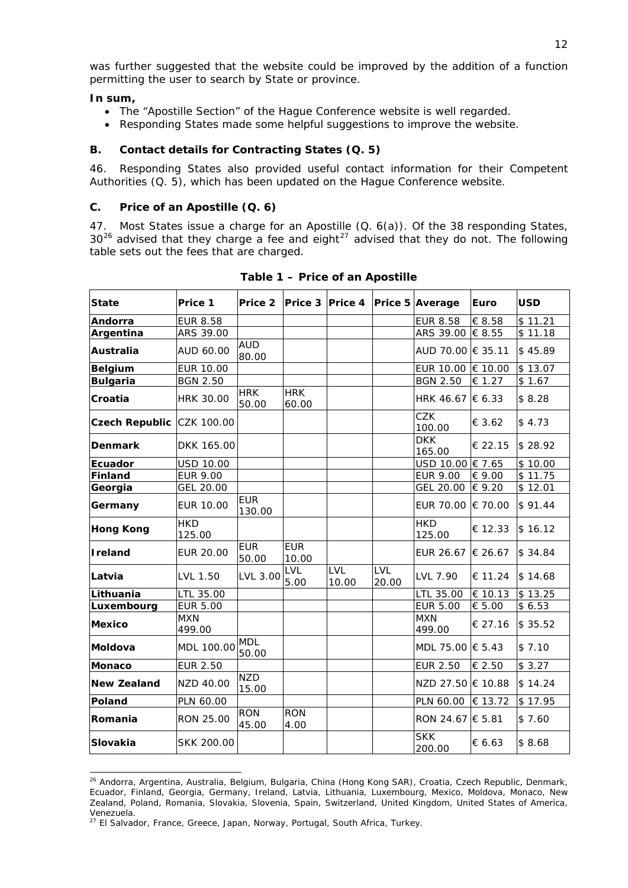was further suggested that the website could be improved by the addition of a function permitting the user to search by State or province.

**In sum,**

- The "Apostille Section" of the Hague Conference website is well regarded.
- Responding States made some helpful suggestions to improve the website.

### B. Contact details for Contracting States (Q. 5)

46. Responding States also provided useful contact information for their Competent Authorities (Q. 5), which has been updated on the Hague Conference website.

### C. Price of an Apostille (Q. 6)

47. Most States issue a charge for an Apostille (Q. 6(a)). Of the 38 responding States, 30[26] advised that they charge a fee and eight[27] advised that they do not. The following table sets out the fees that are charged.

**Table 1 – Price of an Apostille**

| State | Price 1 | Price 2 | Price 3 | Price 4 | Price 5 | Average | Euro | USD |
|---|---|---|---|---|---|---|---|---|
| **Andorra** | EUR 8.58 | | | | | EUR 8.58 | € 8.58 | $ 11.21 |
| **Argentina** | ARS 39.00 | | | | | ARS 39.00 | € 8.55 | $ 11.18 |
| **Australia** | AUD 60.00 | AUD 80.00 | | | | AUD 70.00 | € 35.11 | $ 45.89 |
| **Belgium** | EUR 10.00 | | | | | EUR 10.00 | € 10.00 | $ 13.07 |
| **Bulgaria** | BGN 2.50 | | | | | BGN 2.50 | € 1.27 | $ 1.67 |
| **Croatia** | HRK 30.00 | HRK 50.00 | HRK 60.00 | | | HRK 46.67 | € 6.33 | $ 8.28 |
| **Czech Republic** | CZK 100.00 | | | | | CZK 100.00 | € 3.62 | $ 4.73 |
| **Denmark** | DKK 165.00 | | | | | DKK 165.00 | € 22.15 | $ 28.92 |
| **Ecuador** | USD 10.00 | | | | | USD 10.00 | € 7.65 | $ 10.00 |
| **Finland** | EUR 9.00 | | | | | EUR 9.00 | € 9.00 | $ 11.75 |
| **Georgia** | GEL 20.00 | | | | | GEL 20.00 | € 9.20 | $ 12.01 |
| **Germany** | EUR 10.00 | EUR 130.00 | | | | EUR 70.00 | € 70.00 | $ 91.44 |
| **Hong Kong** | HKD 125.00 | | | | | HKD 125.00 | € 12.33 | $ 16.12 |
| **Ireland** | EUR 20.00 | EUR 50.00 | EUR 10.00 | | | EUR 26.67 | € 26.67 | $ 34.84 |
| **Latvia** | LVL 1.50 | LVL 3.00 | LVL 5.00 | LVL 10.00 | LVL 20.00 | LVL 7.90 | € 11.24 | $ 14.68 |
| **Lithuania** | LTL 35.00 | | | | | LTL 35.00 | € 10.13 | $ 13.25 |
| **Luxembourg** | EUR 5.00 | | | | | EUR 5.00 | € 5.00 | $ 6.53 |
| **Mexico** | MXN 499.00 | | | | | MXN 499.00 | € 27.16 | $ 35.52 |
| **Moldova** | MDL 100.00 | MDL 50.00 | | | | MDL 75.00 | € 5.43 | $ 7.10 |
| **Monaco** | EUR 2.50 | | | | | EUR 2.50 | € 2.50 | $ 3.27 |
| **New Zealand** | NZD 40.00 | NZD 15.00 | | | | NZD 27.50 | € 10.88 | $ 14.24 |
| **Poland** | PLN 60.00 | | | | | PLN 60.00 | € 13.72 | $ 17.95 |
| **Romania** | RON 25.00 | RON 45.00 | RON 4.00 | | | RON 24.67 | € 5.81 | $ 7.60 |
| **Slovakia** | SKK 200.00 | | | | | SKK 200.00 | € 6.63 | $ 8.68 |

[26] Andorra, Argentina, Australia, Belgium, Bulgaria, China (Hong Kong SAR), Croatia, Czech Republic, Denmark, Ecuador, Finland, Georgia, Germany, Ireland, Latvia, Lithuania, Luxembourg, Mexico, Moldova, Monaco, New Zealand, Poland, Romania, Slovakia, Slovenia, Spain, Switzerland, United Kingdom, United States of America, Venezuela.

[27] El Salvador, France, Greece, Japan, Norway, Portugal, South Africa, Turkey.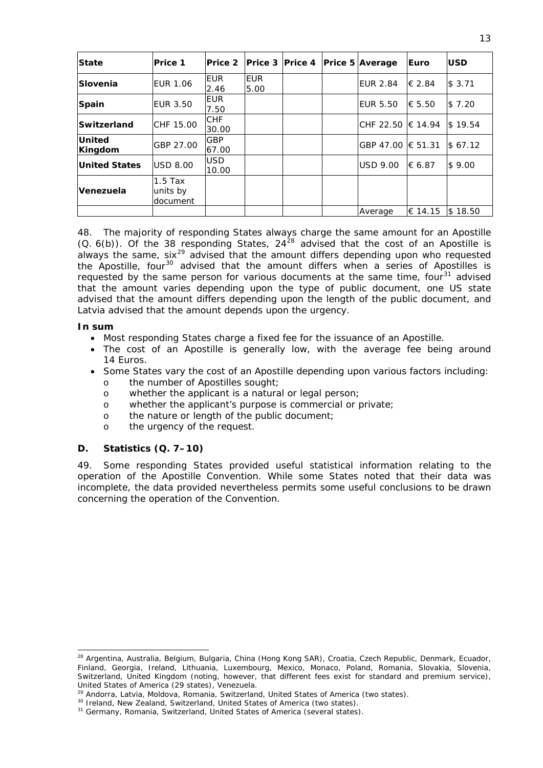| State | Price 1 | Price 2 | Price 3 | Price 4 | Price 5 | Average | Euro | USD |
|---|---|---|---|---|---|---|---|---|
| **Slovenia** | EUR 1.06 | EUR 2.46 | EUR 5.00 | | | EUR 2.84 | € 2.84 | $ 3.71 |
| **Spain** | EUR 3.50 | EUR 7.50 | | | | EUR 5.50 | € 5.50 | $ 7.20 |
| **Switzerland** | CHF 15.00 | CHF 30.00 | | | | CHF 22.50 | € 14.94 | $ 19.54 |
| **United Kingdom** | GBP 27.00 | GBP 67.00 | | | | GBP 47.00 | € 51.31 | $ 67.12 |
| **United States** | USD 8.00 | USD 10.00 | | | | USD 9.00 | € 6.87 | $ 9.00 |
| **Venezuela** | 1.5 Tax units by document | | | | | | | |
| | | | | | | Average | € 14.15 | $ 18.50 |

48. The majority of responding States always charge the same amount for an Apostille (Q. 6(b)). Of the 38 responding States, 24[28] advised that the cost of an Apostille is always the same, six[29] advised that the amount differs depending upon who requested the Apostille, four[30] advised that the amount differs when a series of Apostilles is requested by the same person for various documents at the same time, four[31] advised that the amount varies depending upon the type of public document, one US state advised that the amount differs depending upon the length of the public document, and Latvia advised that the amount depends upon the urgency.

**In sum**

- Most responding States charge a fixed fee for the issuance of an Apostille.
- The cost of an Apostille is generally low, with the average fee being around 14 Euros.
- Some States vary the cost of an Apostille depending upon various factors including:
  - the number of Apostilles sought;
  - whether the applicant is a natural or legal person;
  - whether the applicant's purpose is commercial or private;
  - the nature or length of the public document;
  - the urgency of the request.

### D. Statistics (Q. 7–10)

49. Some responding States provided useful statistical information relating to the operation of the Apostille Convention. While some States noted that their data was incomplete, the data provided nevertheless permits some useful conclusions to be drawn concerning the operation of the Convention.

---

[28] Argentina, Australia, Belgium, Bulgaria, China (Hong Kong SAR), Croatia, Czech Republic, Denmark, Ecuador, Finland, Georgia, Ireland, Lithuania, Luxembourg, Mexico, Monaco, Poland, Romania, Slovakia, Slovenia, Switzerland, United Kingdom (noting, however, that different fees exist for standard and premium service), United States of America (29 states), Venezuela.

[29] Andorra, Latvia, Moldova, Romania, Switzerland, United States of America (two states).

[30] Ireland, New Zealand, Switzerland, United States of America (two states).

[31] Germany, Romania, Switzerland, United States of America (several states).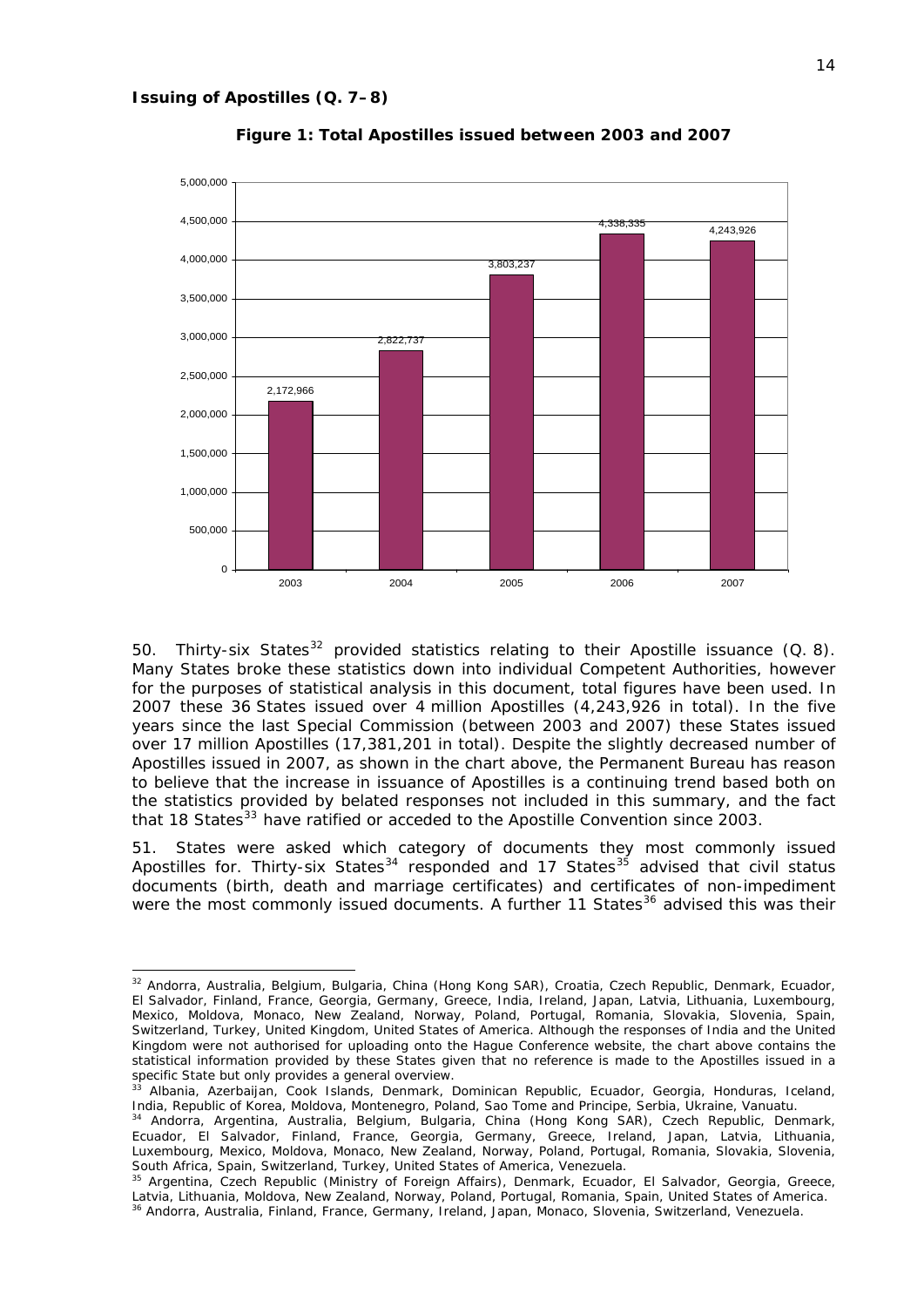**Issuing of Apostilles (Q. 7–8)**

**Figure 1: Total Apostilles issued between 2003 and 2007**

| Year | Total Apostilles issued |
|---|---|
| 2003 | 2,172,966 |
| 2004 | 2,822,737 |
| 2005 | 3,803,237 |
| 2006 | 4,338,335 |
| 2007 | 4,243,926 |

50. Thirty-six States[32] provided statistics relating to their Apostille issuance (Q. 8). Many States broke these statistics down into individual Competent Authorities, however for the purposes of statistical analysis in this document, total figures have been used. In 2007 these 36 States issued over 4 million Apostilles (4,243,926 in total). In the five years since the last Special Commission (between 2003 and 2007) these States issued over 17 million Apostilles (17,381,201 in total). Despite the slightly decreased number of Apostilles issued in 2007, as shown in the chart above, the Permanent Bureau has reason to believe that the increase in issuance of Apostilles is a continuing trend based both on the statistics provided by belated responses not included in this summary, and the fact that 18 States[33] have ratified or acceded to the Apostille Convention since 2003.

51. States were asked which category of documents they most commonly issued Apostilles for. Thirty-six States[34] responded and 17 States[35] advised that civil status documents (birth, death and marriage certificates) and certificates of non-impediment were the most commonly issued documents. A further 11 States[36] advised this was their

---

[32] Andorra, Australia, Belgium, Bulgaria, China (Hong Kong SAR), Croatia, Czech Republic, Denmark, Ecuador, El Salvador, Finland, France, Georgia, Germany, Greece, India, Ireland, Japan, Latvia, Lithuania, Luxembourg, Mexico, Moldova, Monaco, New Zealand, Norway, Poland, Portugal, Romania, Slovakia, Slovenia, Spain, Switzerland, Turkey, United Kingdom, United States of America. Although the responses of India and the United Kingdom were not authorised for uploading onto the Hague Conference website, the chart above contains the statistical information provided by these States given that no reference is made to the Apostilles issued in a specific State but only provides a general overview.

[33] Albania, Azerbaijan, Cook Islands, Denmark, Dominican Republic, Ecuador, Georgia, Honduras, Iceland, India, Republic of Korea, Moldova, Montenegro, Poland, Sao Tome and Principe, Serbia, Ukraine, Vanuatu.

[34] Andorra, Argentina, Australia, Belgium, Bulgaria, China (Hong Kong SAR), Czech Republic, Denmark, Ecuador, El Salvador, Finland, France, Georgia, Germany, Greece, Ireland, Japan, Latvia, Lithuania, Luxembourg, Mexico, Moldova, Monaco, New Zealand, Norway, Poland, Portugal, Romania, Slovakia, Slovenia, South Africa, Spain, Switzerland, Turkey, United States of America, Venezuela.

[35] Argentina, Czech Republic (Ministry of Foreign Affairs), Denmark, Ecuador, El Salvador, Georgia, Greece, Latvia, Lithuania, Moldova, New Zealand, Norway, Poland, Portugal, Romania, Spain, United States of America.

[36] Andorra, Australia, Finland, France, Germany, Ireland, Japan, Monaco, Slovenia, Switzerland, Venezuela.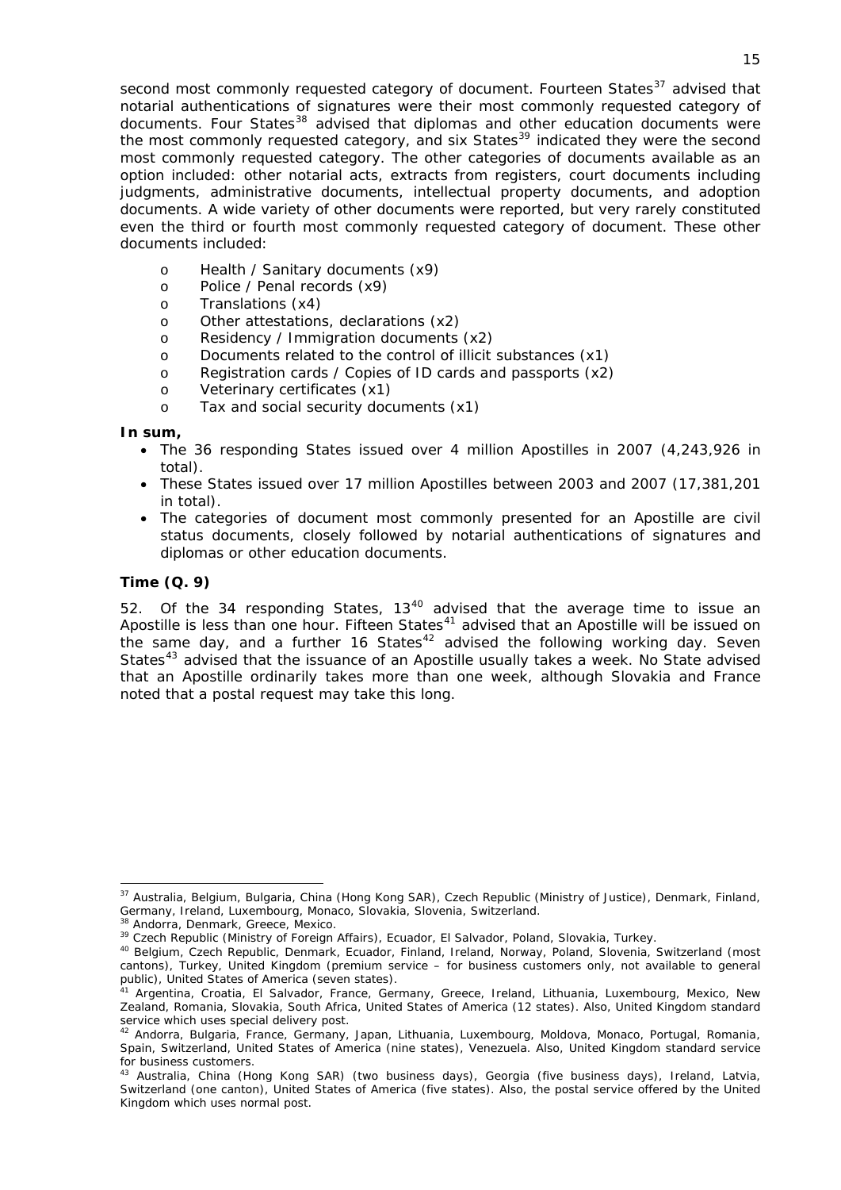second most commonly requested category of document. Fourteen States[37] advised that notarial authentications of signatures were their most commonly requested category of documents. Four States[38] advised that diplomas and other education documents were the most commonly requested category, and six States[39] indicated they were the second most commonly requested category. The other categories of documents available as an option included: other notarial acts, extracts from registers, court documents including judgments, administrative documents, intellectual property documents, and adoption documents. A wide variety of other documents were reported, but very rarely constituted even the third or fourth most commonly requested category of document. These other documents included:

- Health / Sanitary documents (x9)
- Police / Penal records (x9)
- Translations (x4)
- Other attestations, declarations (x2)
- Residency / Immigration documents (x2)
- Documents related to the control of illicit substances (x1)
- Registration cards / Copies of ID cards and passports (x2)
- Veterinary certificates (x1)
- Tax and social security documents (x1)

**In sum,**

- The 36 responding States issued over 4 million Apostilles in 2007 (4,243,926 in total).
- These States issued over 17 million Apostilles between 2003 and 2007 (17,381,201 in total).
- The categories of document most commonly presented for an Apostille are civil status documents, closely followed by notarial authentications of signatures and diplomas or other education documents.

### Time (Q. 9)

52. Of the 34 responding States, 13[40] advised that the average time to issue an Apostille is less than one hour. Fifteen States[41] advised that an Apostille will be issued on the same day, and a further 16 States[42] advised the following working day. Seven States[43] advised that the issuance of an Apostille usually takes a week. No State advised that an Apostille ordinarily takes more than one week, although Slovakia and France noted that a postal request may take this long.

---

[37] Australia, Belgium, Bulgaria, China (Hong Kong SAR), Czech Republic (Ministry of Justice), Denmark, Finland, Germany, Ireland, Luxembourg, Monaco, Slovakia, Slovenia, Switzerland.

[38] Andorra, Denmark, Greece, Mexico.

[39] Czech Republic (Ministry of Foreign Affairs), Ecuador, El Salvador, Poland, Slovakia, Turkey.

[40] Belgium, Czech Republic, Denmark, Ecuador, Finland, Ireland, Norway, Poland, Slovenia, Switzerland (most cantons), Turkey, United Kingdom (premium service – for business customers only, not available to general public), United States of America (seven states).

[41] Argentina, Croatia, El Salvador, France, Germany, Greece, Ireland, Lithuania, Luxembourg, Mexico, New Zealand, Romania, Slovakia, South Africa, United States of America (12 states). Also, United Kingdom standard service which uses special delivery post.

[42] Andorra, Bulgaria, France, Germany, Japan, Lithuania, Luxembourg, Moldova, Monaco, Portugal, Romania, Spain, Switzerland, United States of America (nine states), Venezuela. Also, United Kingdom standard service for business customers.

[43] Australia, China (Hong Kong SAR) (two business days), Georgia (five business days), Ireland, Latvia, Switzerland (one canton), United States of America (five states). Also, the postal service offered by the United Kingdom which uses normal post.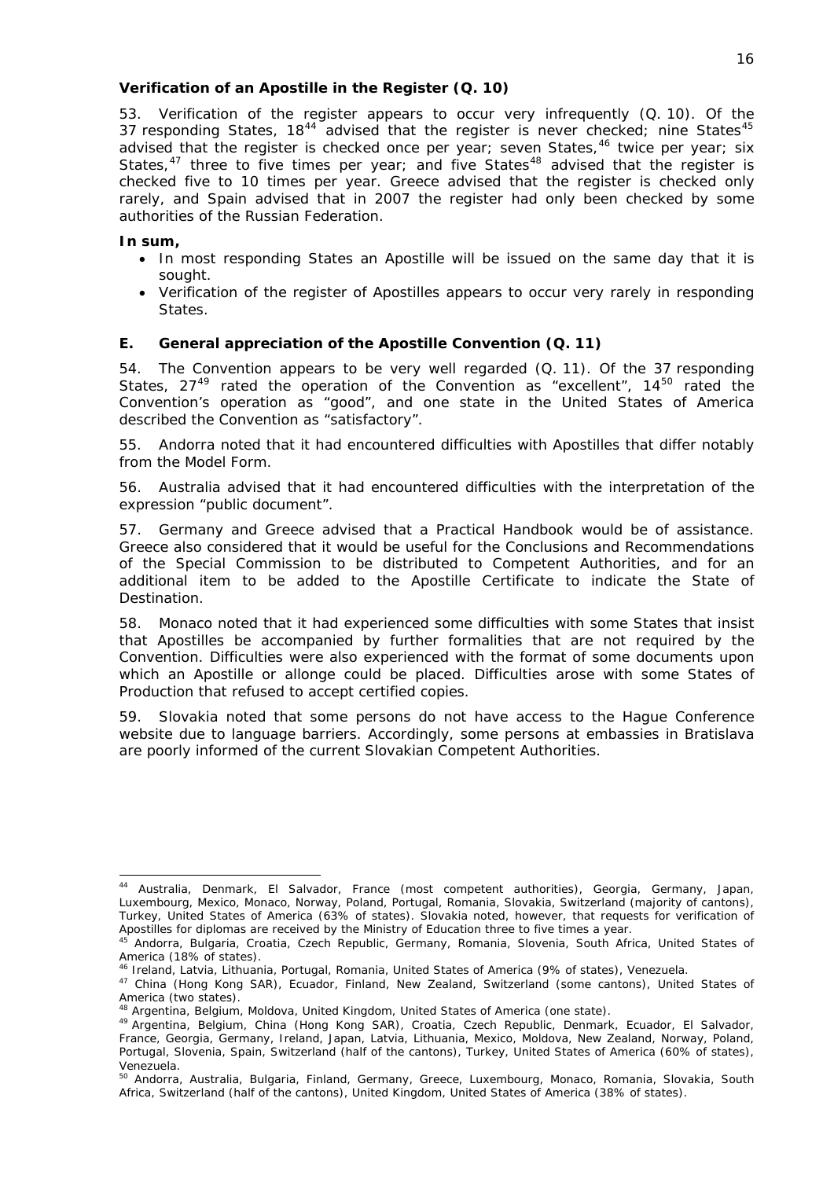**Verification of an Apostille in the Register (Q. 10)**

53. Verification of the register appears to occur very infrequently (Q. 10). Of the 37 responding States, 18[44] advised that the register is never checked; nine States[45] advised that the register is checked once per year; seven States,[46] twice per year; six States,[47] three to five times per year; and five States[48] advised that the register is checked five to 10 times per year. Greece advised that the register is checked only rarely, and Spain advised that in 2007 the register had only been checked by some authorities of the Russian Federation.

**In sum,**

- In most responding States an Apostille will be issued on the same day that it is sought.
- Verification of the register of Apostilles appears to occur very rarely in responding States.

## E. General appreciation of the Apostille Convention (Q. 11)

54. The Convention appears to be very well regarded (Q. 11). Of the 37 responding States, 27[49] rated the operation of the Convention as "excellent", 14[50] rated the Convention's operation as "good", and one state in the United States of America described the Convention as "satisfactory".

55. Andorra noted that it had encountered difficulties with Apostilles that differ notably from the Model Form.

56. Australia advised that it had encountered difficulties with the interpretation of the expression "public document".

57. Germany and Greece advised that a Practical Handbook would be of assistance. Greece also considered that it would be useful for the Conclusions and Recommendations of the Special Commission to be distributed to Competent Authorities, and for an additional item to be added to the Apostille Certificate to indicate the State of Destination.

58. Monaco noted that it had experienced some difficulties with some States that insist that Apostilles be accompanied by further formalities that are not required by the Convention. Difficulties were also experienced with the format of some documents upon which an Apostille or allonge could be placed. Difficulties arose with some States of Production that refused to accept certified copies.

59. Slovakia noted that some persons do not have access to the Hague Conference website due to language barriers. Accordingly, some persons at embassies in Bratislava are poorly informed of the current Slovakian Competent Authorities.

---

[44] Australia, Denmark, El Salvador, France (most competent authorities), Georgia, Germany, Japan, Luxembourg, Mexico, Monaco, Norway, Poland, Portugal, Romania, Slovakia, Switzerland (majority of cantons), Turkey, United States of America (63% of states). Slovakia noted, however, that requests for verification of Apostilles for diplomas are received by the Ministry of Education three to five times a year.

[45] Andorra, Bulgaria, Croatia, Czech Republic, Germany, Romania, Slovenia, South Africa, United States of America (18% of states).

[46] Ireland, Latvia, Lithuania, Portugal, Romania, United States of America (9% of states), Venezuela.

[47] China (Hong Kong SAR), Ecuador, Finland, New Zealand, Switzerland (some cantons), United States of America (two states).

[48] Argentina, Belgium, Moldova, United Kingdom, United States of America (one state).

[49] Argentina, Belgium, China (Hong Kong SAR), Croatia, Czech Republic, Denmark, Ecuador, El Salvador, France, Georgia, Germany, Ireland, Japan, Latvia, Lithuania, Mexico, Moldova, New Zealand, Norway, Poland, Portugal, Slovenia, Spain, Switzerland (half of the cantons), Turkey, United States of America (60% of states), Venezuela.

[50] Andorra, Australia, Bulgaria, Finland, Germany, Greece, Luxembourg, Monaco, Romania, Slovakia, South Africa, Switzerland (half of the cantons), United Kingdom, United States of America (38% of states).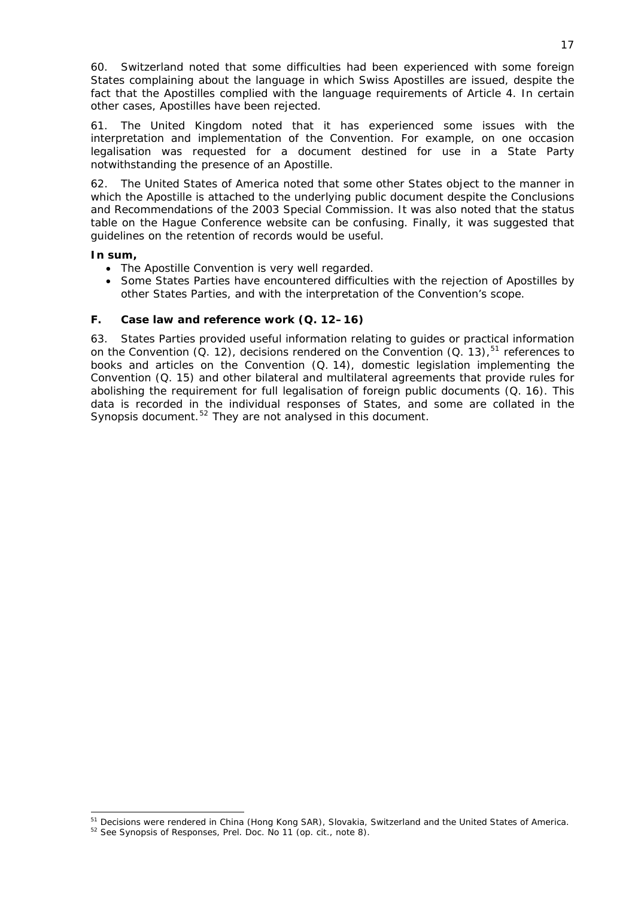60. Switzerland noted that some difficulties had been experienced with some foreign States complaining about the language in which Swiss Apostilles are issued, despite the fact that the Apostilles complied with the language requirements of Article 4. In certain other cases, Apostilles have been rejected.

61. The United Kingdom noted that it has experienced some issues with the interpretation and implementation of the Convention. For example, on one occasion legalisation was requested for a document destined for use in a State Party notwithstanding the presence of an Apostille.

62. The United States of America noted that some other States object to the manner in which the Apostille is attached to the underlying public document despite the Conclusions and Recommendations of the 2003 Special Commission. It was also noted that the status table on the Hague Conference website can be confusing. Finally, it was suggested that guidelines on the retention of records would be useful.

**In sum,**

- The Apostille Convention is very well regarded.
- Some States Parties have encountered difficulties with the rejection of Apostilles by other States Parties, and with the interpretation of the Convention's scope.

## F. Case law and reference work (Q. 12–16)

63. States Parties provided useful information relating to guides or practical information on the Convention (Q. 12), decisions rendered on the Convention (Q. 13),[51] references to books and articles on the Convention (Q. 14), domestic legislation implementing the Convention (Q. 15) and other bilateral and multilateral agreements that provide rules for abolishing the requirement for full legalisation of foreign public documents (Q. 16). This data is recorded in the individual responses of States, and some are collated in the Synopsis document.[52] They are not analysed in this document.

---

[51] Decisions were rendered in China (Hong Kong SAR), Slovakia, Switzerland and the United States of America.

[52] See Synopsis of Responses, Prel. Doc. No 11 (*op. cit.*, note 8).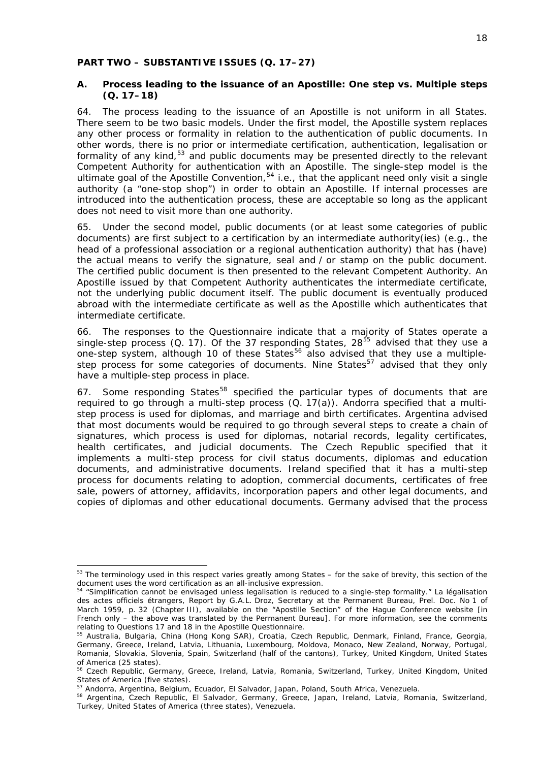**PART TWO – SUBSTANTIVE ISSUES (Q. 17–27)**

**A. Process leading to the issuance of an Apostille: One step vs. Multiple steps (Q. 17–18)**

64. The process leading to the issuance of an Apostille is not uniform in all States. There seem to be two basic models. Under the first model, the Apostille system replaces any other process or formality in relation to the authentication of public documents. In other words, there is no prior or intermediate certification, authentication, legalisation or formality of any kind,[53] and public documents may be presented directly to the relevant Competent Authority for authentication with an Apostille. The single-step model is the ultimate goal of the Apostille Convention,[54] i.e., that the applicant need only visit a single authority (a "one-stop shop") in order to obtain an Apostille. If internal processes are introduced into the authentication process, these are acceptable so long as the applicant does not need to visit more than one authority.

65. Under the second model, public documents (or at least some categories of public documents) are first subject to a certification by an intermediate authority(ies) (e.g., the head of a professional association or a regional authentication authority) that has (have) the actual means to verify the signature, seal and / or stamp on the public document. The certified public document is then presented to the relevant Competent Authority. An Apostille issued by that Competent Authority authenticates the intermediate certificate, not the underlying public document itself. The public document is eventually produced abroad with the intermediate certificate as well as the Apostille which authenticates that intermediate certificate.

66. The responses to the Questionnaire indicate that a majority of States operate a single-step process (Q. 17). Of the 37 responding States, 28[55] advised that they use a one-step system, although 10 of these States[56] also advised that they use a multiple-step process for some categories of documents. Nine States[57] advised that they only have a multiple-step process in place.

67. Some responding States[58] specified the particular types of documents that are required to go through a multi-step process (Q. 17(a)). Andorra specified that a multi-step process is used for diplomas, and marriage and birth certificates. Argentina advised that most documents would be required to go through several steps to create a chain of signatures, which process is used for diplomas, notarial records, legality certificates, health certificates, and judicial documents. The Czech Republic specified that it implements a multi-step process for civil status documents, diplomas and education documents, and administrative documents. Ireland specified that it has a multi-step process for documents relating to adoption, commercial documents, certificates of free sale, powers of attorney, affidavits, incorporation papers and other legal documents, and copies of diplomas and other educational documents. Germany advised that the process

---

[53] The terminology used in this respect varies greatly among States – for the sake of brevity, this section of the document uses the word certification as an all-inclusive expression.

[54] "Simplification cannot be envisaged unless legalisation is reduced to a single-step formality." La légalisation des actes officiels étrangers, Report by G.A.L. Droz, Secretary at the Permanent Bureau, Prel. Doc. No 1 of March 1959, p. 32 (Chapter III), available on the "Apostille Section" of the Hague Conference website [in French only – the above was translated by the Permanent Bureau]. For more information, see the comments relating to Questions 17 and 18 in the Apostille Questionnaire.

[55] Australia, Bulgaria, China (Hong Kong SAR), Croatia, Czech Republic, Denmark, Finland, France, Georgia, Germany, Greece, Ireland, Latvia, Lithuania, Luxembourg, Moldova, Monaco, New Zealand, Norway, Portugal, Romania, Slovakia, Slovenia, Spain, Switzerland (half of the cantons), Turkey, United Kingdom, United States of America (25 states).

[56] Czech Republic, Germany, Greece, Ireland, Latvia, Romania, Switzerland, Turkey, United Kingdom, United States of America (five states).

[57] Andorra, Argentina, Belgium, Ecuador, El Salvador, Japan, Poland, South Africa, Venezuela.

[58] Argentina, Czech Republic, El Salvador, Germany, Greece, Japan, Ireland, Latvia, Romania, Switzerland, Turkey, United States of America (three states), Venezuela.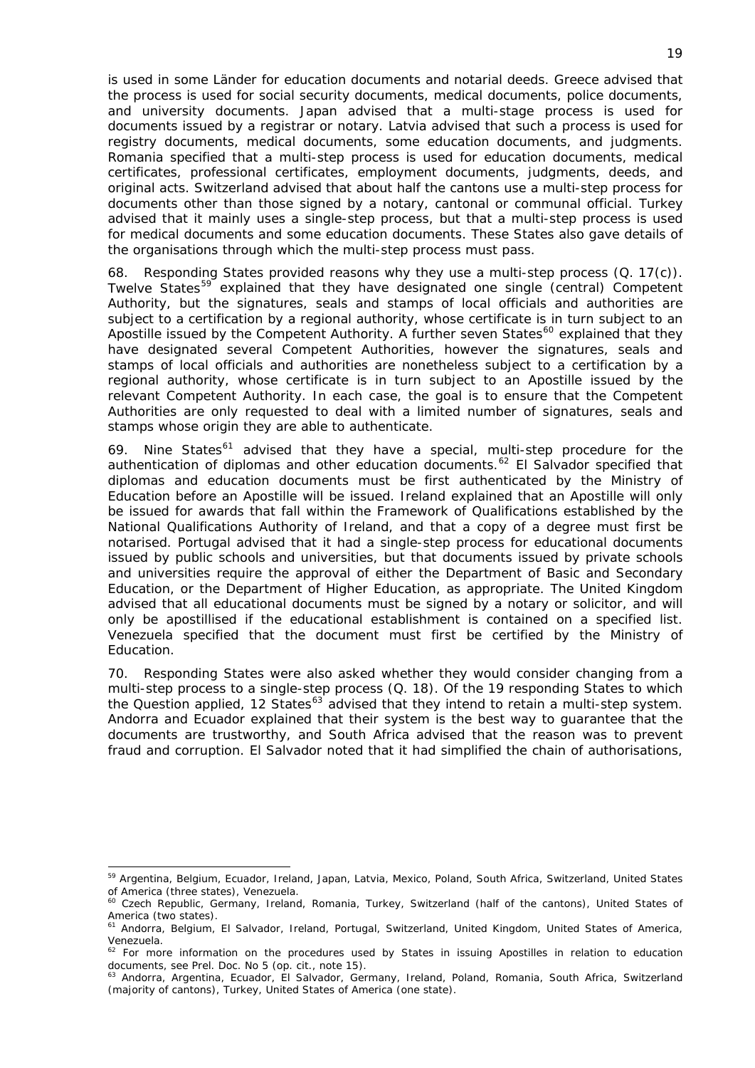is used in some Länder for education documents and notarial deeds. Greece advised that the process is used for social security documents, medical documents, police documents, and university documents. Japan advised that a multi-stage process is used for documents issued by a registrar or notary. Latvia advised that such a process is used for registry documents, medical documents, some education documents, and judgments. Romania specified that a multi-step process is used for education documents, medical certificates, professional certificates, employment documents, judgments, deeds, and original acts. Switzerland advised that about half the cantons use a multi-step process for documents other than those signed by a notary, cantonal or communal official. Turkey advised that it mainly uses a single-step process, but that a multi-step process is used for medical documents and some education documents. These States also gave details of the organisations through which the multi-step process must pass.

68. Responding States provided reasons why they use a multi-step process (Q. 17(c)). Twelve States[59] explained that they have designated one single (central) Competent Authority, but the signatures, seals and stamps of local officials and authorities are subject to a certification by a regional authority, whose certificate is in turn subject to an Apostille issued by the Competent Authority. A further seven States[60] explained that they have designated several Competent Authorities, however the signatures, seals and stamps of local officials and authorities are nonetheless subject to a certification by a regional authority, whose certificate is in turn subject to an Apostille issued by the relevant Competent Authority. In each case, the goal is to ensure that the Competent Authorities are only requested to deal with a limited number of signatures, seals and stamps whose origin they are able to authenticate.

69. Nine States[61] advised that they have a special, multi-step procedure for the authentication of diplomas and other education documents.[62] El Salvador specified that diplomas and education documents must be first authenticated by the Ministry of Education before an Apostille will be issued. Ireland explained that an Apostille will only be issued for awards that fall within the Framework of Qualifications established by the National Qualifications Authority of Ireland, and that a copy of a degree must first be notarised. Portugal advised that it had a single-step process for educational documents issued by public schools and universities, but that documents issued by private schools and universities require the approval of either the Department of Basic and Secondary Education, or the Department of Higher Education, as appropriate. The United Kingdom advised that all educational documents must be signed by a notary or solicitor, and will only be apostillised if the educational establishment is contained on a specified list. Venezuela specified that the document must first be certified by the Ministry of Education.

70. Responding States were also asked whether they would consider changing from a multi-step process to a single-step process (Q. 18). Of the 19 responding States to which the Question applied, 12 States[63] advised that they intend to retain a multi-step system. Andorra and Ecuador explained that their system is the best way to guarantee that the documents are trustworthy, and South Africa advised that the reason was to prevent fraud and corruption. El Salvador noted that it had simplified the chain of authorisations,

---

[59] Argentina, Belgium, Ecuador, Ireland, Japan, Latvia, Mexico, Poland, South Africa, Switzerland, United States of America (three states), Venezuela.

[60] Czech Republic, Germany, Ireland, Romania, Turkey, Switzerland (half of the cantons), United States of America (two states).

[61] Andorra, Belgium, El Salvador, Ireland, Portugal, Switzerland, United Kingdom, United States of America, Venezuela.

[62] For more information on the procedures used by States in issuing Apostilles in relation to education documents, see Prel. Doc. No 5 (*op. cit.*, note 15).

[63] Andorra, Argentina, Ecuador, El Salvador, Germany, Ireland, Poland, Romania, South Africa, Switzerland (majority of cantons), Turkey, United States of America (one state).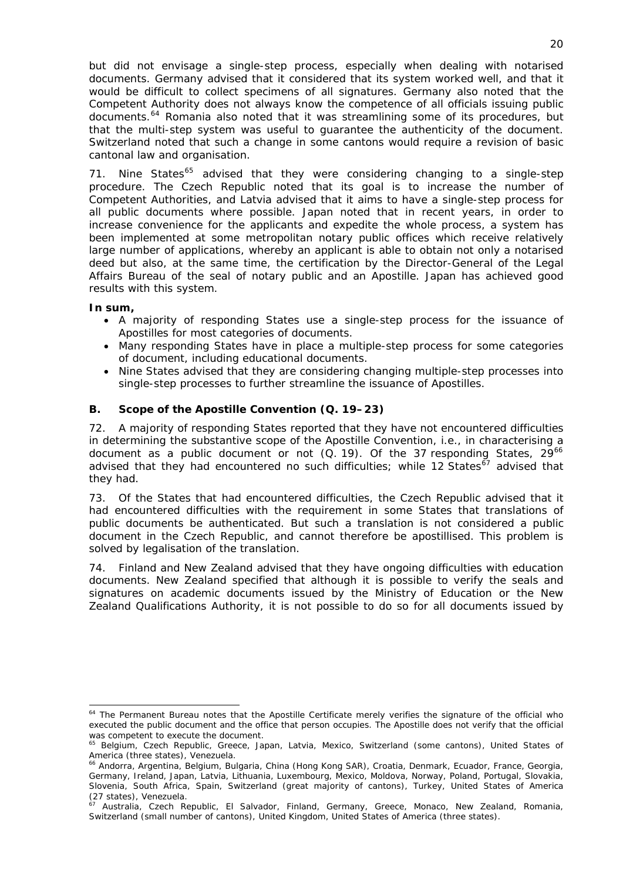but did not envisage a single-step process, especially when dealing with notarised documents. Germany advised that it considered that its system worked well, and that it would be difficult to collect specimens of all signatures. Germany also noted that the Competent Authority does not always know the competence of all officials issuing public documents.[64] Romania also noted that it was streamlining some of its procedures, but that the multi-step system was useful to guarantee the authenticity of the document. Switzerland noted that such a change in some cantons would require a revision of basic cantonal law and organisation.

71. Nine States[65] advised that they were considering changing to a single-step procedure. The Czech Republic noted that its goal is to increase the number of Competent Authorities, and Latvia advised that it aims to have a single-step process for all public documents where possible. Japan noted that in recent years, in order to increase convenience for the applicants and expedite the whole process, a system has been implemented at some metropolitan notary public offices which receive relatively large number of applications, whereby an applicant is able to obtain not only a notarised deed but also, at the same time, the certification by the Director-General of the Legal Affairs Bureau of the seal of notary public and an Apostille. Japan has achieved good results with this system.

**In sum,**

- A majority of responding States use a single-step process for the issuance of Apostilles for most categories of documents.
- Many responding States have in place a multiple-step process for some categories of document, including educational documents.
- Nine States advised that they are considering changing multiple-step processes into single-step processes to further streamline the issuance of Apostilles.

### B. Scope of the Apostille Convention (Q. 19–23)

72. A majority of responding States reported that they have not encountered difficulties in determining the substantive scope of the Apostille Convention, i.e., in characterising a document as a public document or not (Q. 19). Of the 37 responding States, 29[66] advised that they had encountered no such difficulties; while 12 States[67] advised that they had.

73. Of the States that had encountered difficulties, the Czech Republic advised that it had encountered difficulties with the requirement in some States that translations of public documents be authenticated. But such a translation is not considered a public document in the Czech Republic, and cannot therefore be apostillised. This problem is solved by legalisation of the translation.

74. Finland and New Zealand advised that they have ongoing difficulties with education documents. New Zealand specified that although it is possible to verify the seals and signatures on academic documents issued by the Ministry of Education or the New Zealand Qualifications Authority, it is not possible to do so for all documents issued by

---

[64] The Permanent Bureau notes that the Apostille Certificate merely verifies the signature of the official who executed the public document and the office that person occupies. The Apostille does not verify that the official was competent to execute the document.

[65] Belgium, Czech Republic, Greece, Japan, Latvia, Mexico, Switzerland (some cantons), United States of America (three states), Venezuela.

[66] Andorra, Argentina, Belgium, Bulgaria, China (Hong Kong SAR), Croatia, Denmark, Ecuador, France, Georgia, Germany, Ireland, Japan, Latvia, Lithuania, Luxembourg, Mexico, Moldova, Norway, Poland, Portugal, Slovakia, Slovenia, South Africa, Spain, Switzerland (great majority of cantons), Turkey, United States of America (27 states), Venezuela.

[67] Australia, Czech Republic, El Salvador, Finland, Germany, Greece, Monaco, New Zealand, Romania, Switzerland (small number of cantons), United Kingdom, United States of America (three states).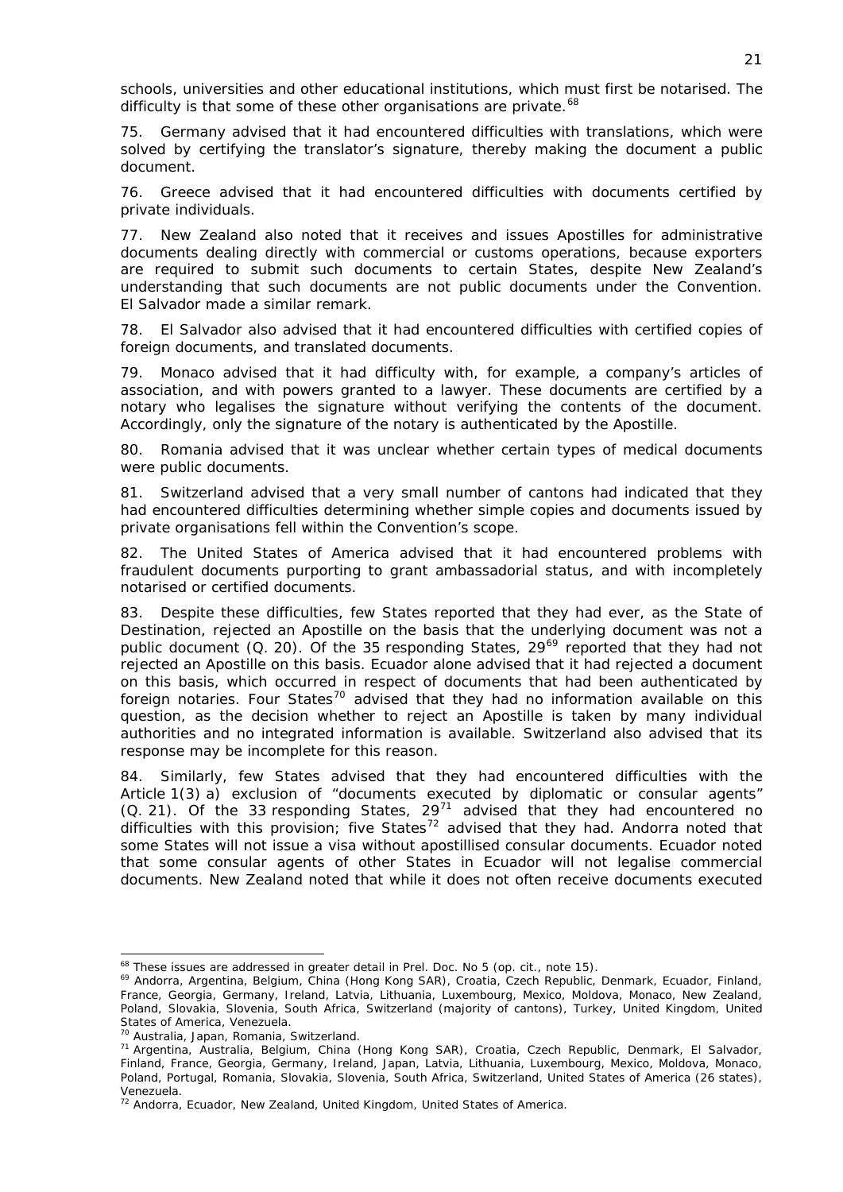schools, universities and other educational institutions, which must first be notarised. The difficulty is that some of these other organisations are private.[68]

75. Germany advised that it had encountered difficulties with translations, which were solved by certifying the translator's signature, thereby making the document a public document.

76. Greece advised that it had encountered difficulties with documents certified by private individuals.

77. New Zealand also noted that it receives and issues Apostilles for administrative documents dealing directly with commercial or customs operations, because exporters are required to submit such documents to certain States, despite New Zealand's understanding that such documents are not public documents under the Convention. El Salvador made a similar remark.

78. El Salvador also advised that it had encountered difficulties with certified copies of foreign documents, and translated documents.

79. Monaco advised that it had difficulty with, for example, a company's articles of association, and with powers granted to a lawyer. These documents are certified by a notary who legalises the signature without verifying the contents of the document. Accordingly, only the signature of the notary is authenticated by the Apostille.

80. Romania advised that it was unclear whether certain types of medical documents were public documents.

81. Switzerland advised that a very small number of cantons had indicated that they had encountered difficulties determining whether simple copies and documents issued by private organisations fell within the Convention's scope.

82. The United States of America advised that it had encountered problems with fraudulent documents purporting to grant ambassadorial status, and with incompletely notarised or certified documents.

83. Despite these difficulties, few States reported that they had ever, as the State of Destination, rejected an Apostille on the basis that the underlying document was not a public document (Q. 20). Of the 35 responding States, 29[69] reported that they had not rejected an Apostille on this basis. Ecuador alone advised that it had rejected a document on this basis, which occurred in respect of documents that had been authenticated by foreign notaries. Four States[70] advised that they had no information available on this question, as the decision whether to reject an Apostille is taken by many individual authorities and no integrated information is available. Switzerland also advised that its response may be incomplete for this reason.

84. Similarly, few States advised that they had encountered difficulties with the Article 1(3) *a)* exclusion of "documents executed by diplomatic or consular agents" (Q. 21). Of the 33 responding States, 29[71] advised that they had encountered no difficulties with this provision; five States[72] advised that they had. Andorra noted that some States will not issue a visa without apostillised consular documents. Ecuador noted that some consular agents of other States in Ecuador will not legalise commercial documents. New Zealand noted that while it does not often receive documents executed

---

[68] These issues are addressed in greater detail in Prel. Doc. No 5 (*op. cit.*, note 15).

[69] Andorra, Argentina, Belgium, China (Hong Kong SAR), Croatia, Czech Republic, Denmark, Ecuador, Finland, France, Georgia, Germany, Ireland, Latvia, Lithuania, Luxembourg, Mexico, Moldova, Monaco, New Zealand, Poland, Slovakia, Slovenia, South Africa, Switzerland (majority of cantons), Turkey, United Kingdom, United States of America, Venezuela.

[70] Australia, Japan, Romania, Switzerland.

[71] Argentina, Australia, Belgium, China (Hong Kong SAR), Croatia, Czech Republic, Denmark, El Salvador, Finland, France, Georgia, Germany, Ireland, Japan, Latvia, Lithuania, Luxembourg, Mexico, Moldova, Monaco, Poland, Portugal, Romania, Slovakia, Slovenia, South Africa, Switzerland, United States of America (26 states), Venezuela.

[72] Andorra, Ecuador, New Zealand, United Kingdom, United States of America.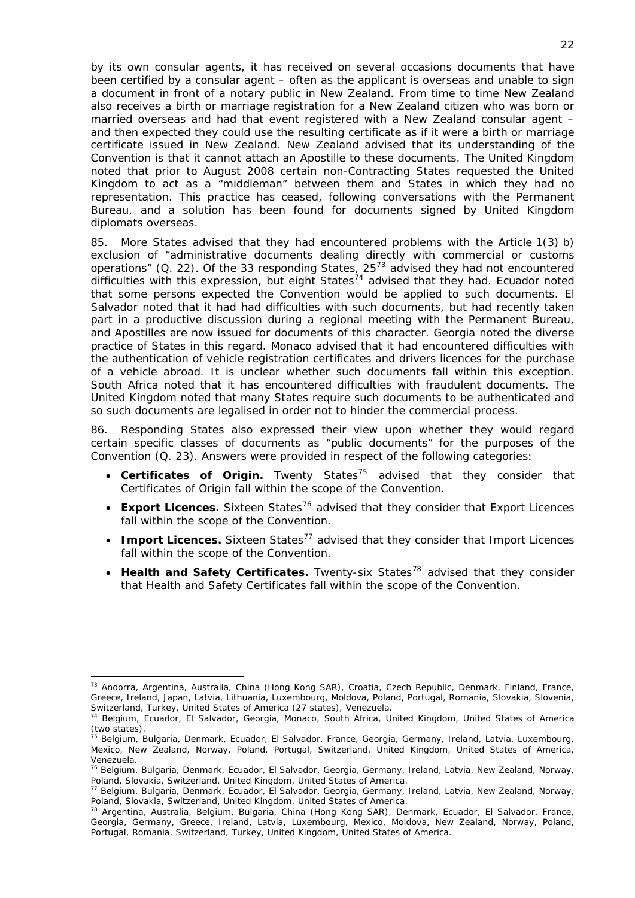by its own consular agents, it has received on several occasions documents that have been certified by a consular agent – often as the applicant is overseas and unable to sign a document in front of a notary public in New Zealand. From time to time New Zealand also receives a birth or marriage registration for a New Zealand citizen who was born or married overseas and had that event registered with a New Zealand consular agent – and then expected they could use the resulting certificate as if it were a birth or marriage certificate issued in New Zealand. New Zealand advised that its understanding of the Convention is that it cannot attach an Apostille to these documents. The United Kingdom noted that prior to August 2008 certain non-Contracting States requested the United Kingdom to act as a "middleman" between them and States in which they had no representation. This practice has ceased, following conversations with the Permanent Bureau, and a solution has been found for documents signed by United Kingdom diplomats overseas.

85. More States advised that they had encountered problems with the Article 1(3) b) exclusion of "administrative documents dealing directly with commercial or customs operations" (Q. 22). Of the 33 responding States, 25[73] advised they had not encountered difficulties with this expression, but eight States[74] advised that they had. Ecuador noted that some persons expected the Convention would be applied to such documents. El Salvador noted that it had had difficulties with such documents, but had recently taken part in a productive discussion during a regional meeting with the Permanent Bureau, and Apostilles are now issued for documents of this character. Georgia noted the diverse practice of States in this regard. Monaco advised that it had encountered difficulties with the authentication of vehicle registration certificates and drivers licences for the purchase of a vehicle abroad. It is unclear whether such documents fall within this exception. South Africa noted that it has encountered difficulties with fraudulent documents. The United Kingdom noted that many States require such documents to be authenticated and so such documents are legalised in order not to hinder the commercial process.

86. Responding States also expressed their view upon whether they would regard certain specific classes of documents as "public documents" for the purposes of the Convention (Q. 23). Answers were provided in respect of the following categories:

- **Certificates of Origin.** Twenty States[75] advised that they consider that Certificates of Origin fall within the scope of the Convention.
- **Export Licences.** Sixteen States[76] advised that they consider that Export Licences fall within the scope of the Convention.
- **Import Licences.** Sixteen States[77] advised that they consider that Import Licences fall within the scope of the Convention.
- **Health and Safety Certificates.** Twenty-six States[78] advised that they consider that Health and Safety Certificates fall within the scope of the Convention.

---

[73] Andorra, Argentina, Australia, China (Hong Kong SAR), Croatia, Czech Republic, Denmark, Finland, France, Greece, Ireland, Japan, Latvia, Lithuania, Luxembourg, Moldova, Poland, Portugal, Romania, Slovakia, Slovenia, Switzerland, Turkey, United States of America (27 states), Venezuela.

[74] Belgium, Ecuador, El Salvador, Georgia, Monaco, South Africa, United Kingdom, United States of America (two states).

[75] Belgium, Bulgaria, Denmark, Ecuador, El Salvador, France, Georgia, Germany, Ireland, Latvia, Luxembourg, Mexico, New Zealand, Norway, Poland, Portugal, Switzerland, United Kingdom, United States of America, Venezuela.

[76] Belgium, Bulgaria, Denmark, Ecuador, El Salvador, Georgia, Germany, Ireland, Latvia, New Zealand, Norway, Poland, Slovakia, Switzerland, United Kingdom, United States of America.

[77] Belgium, Bulgaria, Denmark, Ecuador, El Salvador, Georgia, Germany, Ireland, Latvia, New Zealand, Norway, Poland, Slovakia, Switzerland, United Kingdom, United States of America.

[78] Argentina, Australia, Belgium, Bulgaria, China (Hong Kong SAR), Denmark, Ecuador, El Salvador, France, Georgia, Germany, Greece, Ireland, Latvia, Luxembourg, Mexico, Moldova, New Zealand, Norway, Poland, Portugal, Romania, Switzerland, Turkey, United Kingdom, United States of America.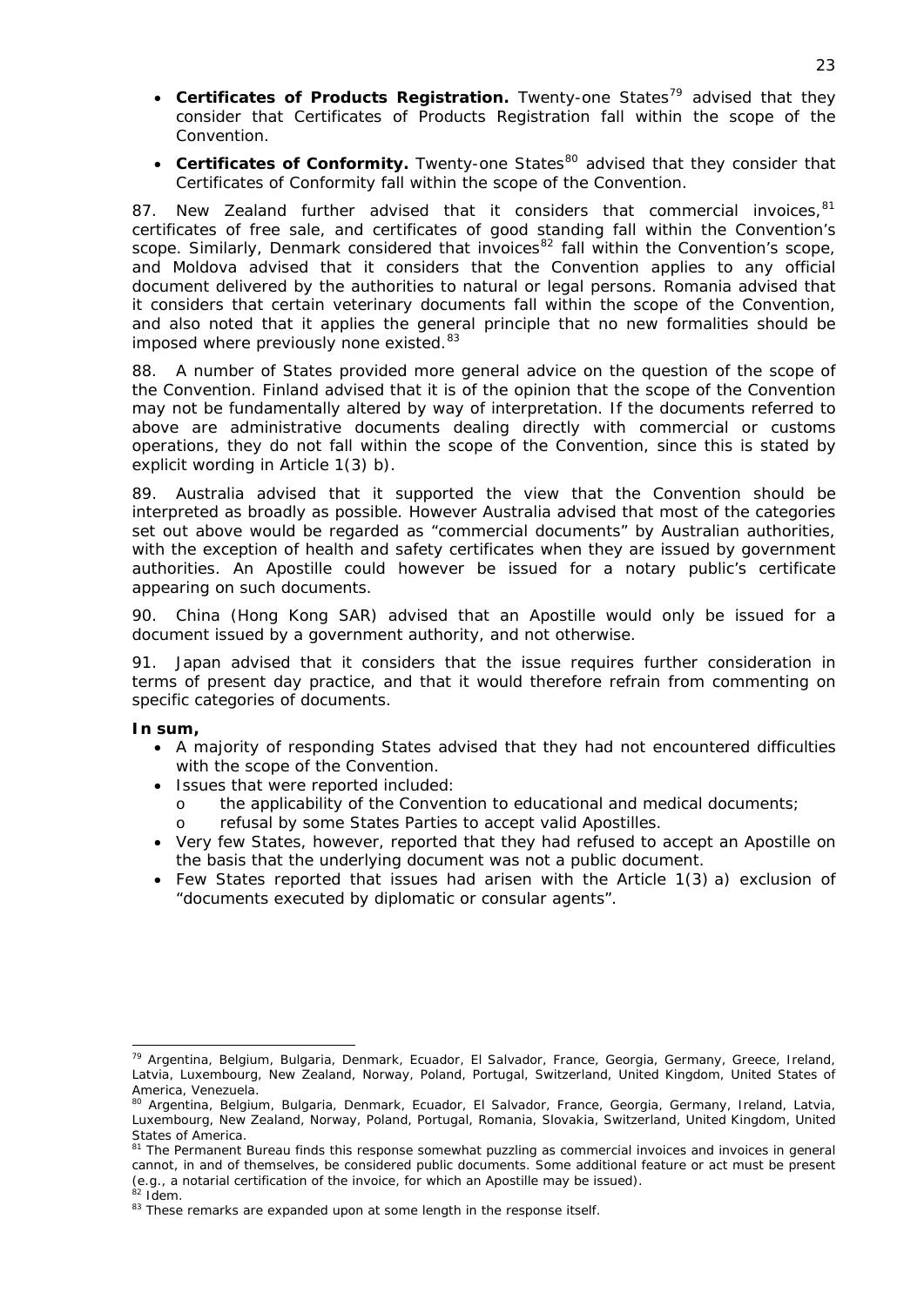- **Certificates of Products Registration.** Twenty-one States[79] advised that they consider that Certificates of Products Registration fall within the scope of the Convention.
- **Certificates of Conformity.** Twenty-one States[80] advised that they consider that Certificates of Conformity fall within the scope of the Convention.

87. New Zealand further advised that it considers that commercial invoices,[81] certificates of free sale, and certificates of good standing fall within the Convention's scope. Similarly, Denmark considered that invoices[82] fall within the Convention's scope, and Moldova advised that it considers that the Convention applies to any official document delivered by the authorities to natural or legal persons. Romania advised that it considers that certain veterinary documents fall within the scope of the Convention, and also noted that it applies the general principle that no new formalities should be imposed where previously none existed.[83]

88. A number of States provided more general advice on the question of the scope of the Convention. Finland advised that it is of the opinion that the scope of the Convention may not be fundamentally altered by way of interpretation. If the documents referred to above are administrative documents dealing directly with commercial or customs operations, they do not fall within the scope of the Convention, since this is stated by explicit wording in Article 1(3) b).

89. Australia advised that it supported the view that the Convention should be interpreted as broadly as possible. However Australia advised that most of the categories set out above would be regarded as "commercial documents" by Australian authorities, with the exception of health and safety certificates when they are issued by government authorities. An Apostille could however be issued for a notary public's certificate appearing on such documents.

90. China (Hong Kong SAR) advised that an Apostille would only be issued for a document issued by a government authority, and not otherwise.

91. Japan advised that it considers that the issue requires further consideration in terms of present day practice, and that it would therefore refrain from commenting on specific categories of documents.

**In sum,**

- A majority of responding States advised that they had not encountered difficulties with the scope of the Convention.
- Issues that were reported included:
  - the applicability of the Convention to educational and medical documents;
  - refusal by some States Parties to accept valid Apostilles.
- Very few States, however, reported that they had refused to accept an Apostille on the basis that the underlying document was not a public document.
- Few States reported that issues had arisen with the Article 1(3) a) exclusion of "documents executed by diplomatic or consular agents".

---

[79] Argentina, Belgium, Bulgaria, Denmark, Ecuador, El Salvador, France, Georgia, Germany, Greece, Ireland, Latvia, Luxembourg, New Zealand, Norway, Poland, Portugal, Switzerland, United Kingdom, United States of America, Venezuela.

[80] Argentina, Belgium, Bulgaria, Denmark, Ecuador, El Salvador, France, Georgia, Germany, Ireland, Latvia, Luxembourg, New Zealand, Norway, Poland, Portugal, Romania, Slovakia, Switzerland, United Kingdom, United States of America.

[81] The Permanent Bureau finds this response somewhat puzzling as commercial invoices and invoices in general cannot, in and of themselves, be considered public documents. Some additional feature or act must be present (e.g., a notarial certification of the invoice, for which an Apostille may be issued).

[82] *Idem.*

[83] These remarks are expanded upon at some length in the response itself.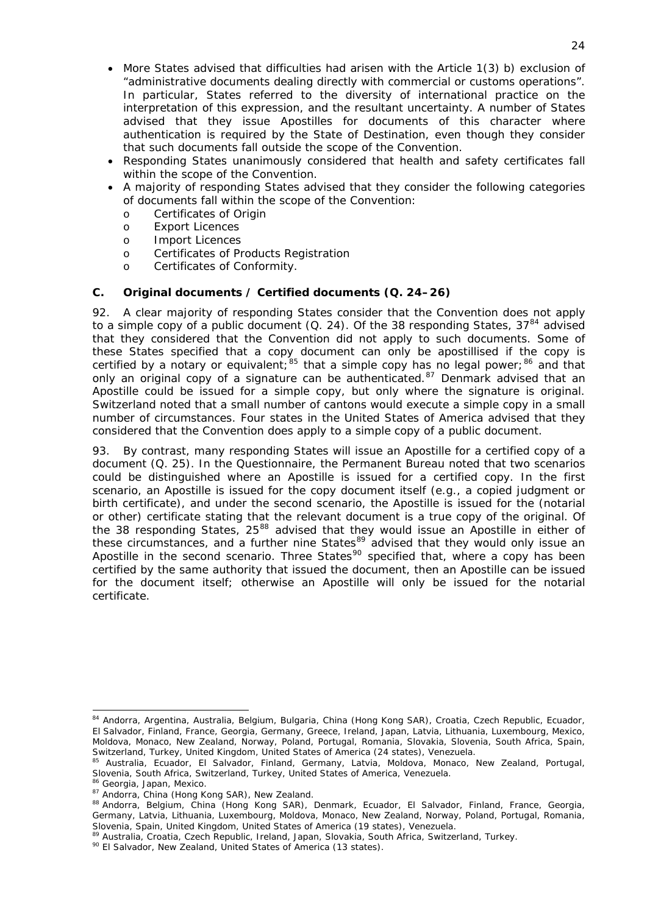- More States advised that difficulties had arisen with the Article 1(3) b) exclusion of "administrative documents dealing directly with commercial or customs operations". In particular, States referred to the diversity of international practice on the interpretation of this expression, and the resultant uncertainty. A number of States advised that they issue Apostilles for documents of this character where authentication is required by the State of Destination, even though they consider that such documents fall outside the scope of the Convention.
- Responding States unanimously considered that health and safety certificates fall within the scope of the Convention.
- A majority of responding States advised that they consider the following categories of documents fall within the scope of the Convention:
  - Certificates of Origin
  - Export Licences
  - Import Licences
  - Certificates of Products Registration
  - Certificates of Conformity.

## C. Original documents / Certified documents (Q. 24–26)

92. A clear majority of responding States consider that the Convention does not apply to a simple copy of a public document (Q. 24). Of the 38 responding States, 37[84] advised that they considered that the Convention did not apply to such documents. Some of these States specified that a copy document can only be apostillised if the copy is certified by a notary or equivalent;[85] that a simple copy has no legal power;[86] and that only an original copy of a signature can be authenticated.[87] Denmark advised that an Apostille could be issued for a simple copy, but only where the signature is original. Switzerland noted that a small number of cantons would execute a simple copy in a small number of circumstances. Four states in the United States of America advised that they considered that the Convention does apply to a simple copy of a public document.

93. By contrast, many responding States will issue an Apostille for a certified copy of a document (Q. 25). In the Questionnaire, the Permanent Bureau noted that two scenarios could be distinguished where an Apostille is issued for a certified copy. In the first scenario, an Apostille is issued for the copy document itself (*e.g.*, a copied judgment or birth certificate), and under the second scenario, the Apostille is issued for the (notarial or other) certificate stating that the relevant document is a true copy of the original. Of the 38 responding States, 25[88] advised that they would issue an Apostille in either of these circumstances, and a further nine States[89] advised that they would only issue an Apostille in the second scenario. Three States[90] specified that, where a copy has been certified by the same authority that issued the document, then an Apostille can be issued for the document itself; otherwise an Apostille will only be issued for the notarial certificate.

---

[84] Andorra, Argentina, Australia, Belgium, Bulgaria, China (Hong Kong SAR), Croatia, Czech Republic, Ecuador, El Salvador, Finland, France, Georgia, Germany, Greece, Ireland, Japan, Latvia, Lithuania, Luxembourg, Mexico, Moldova, Monaco, New Zealand, Norway, Poland, Portugal, Romania, Slovakia, Slovenia, South Africa, Spain, Switzerland, Turkey, United Kingdom, United States of America (24 states), Venezuela.

[85] Australia, Ecuador, El Salvador, Finland, Germany, Latvia, Moldova, Monaco, New Zealand, Portugal, Slovenia, South Africa, Switzerland, Turkey, United States of America, Venezuela.

[86] Georgia, Japan, Mexico.

[87] Andorra, China (Hong Kong SAR), New Zealand.

[88] Andorra, Belgium, China (Hong Kong SAR), Denmark, Ecuador, El Salvador, Finland, France, Georgia, Germany, Latvia, Lithuania, Luxembourg, Moldova, Monaco, New Zealand, Norway, Poland, Portugal, Romania, Slovenia, Spain, United Kingdom, United States of America (19 states), Venezuela.

[89] Australia, Croatia, Czech Republic, Ireland, Japan, Slovakia, South Africa, Switzerland, Turkey.

[90] El Salvador, New Zealand, United States of America (13 states).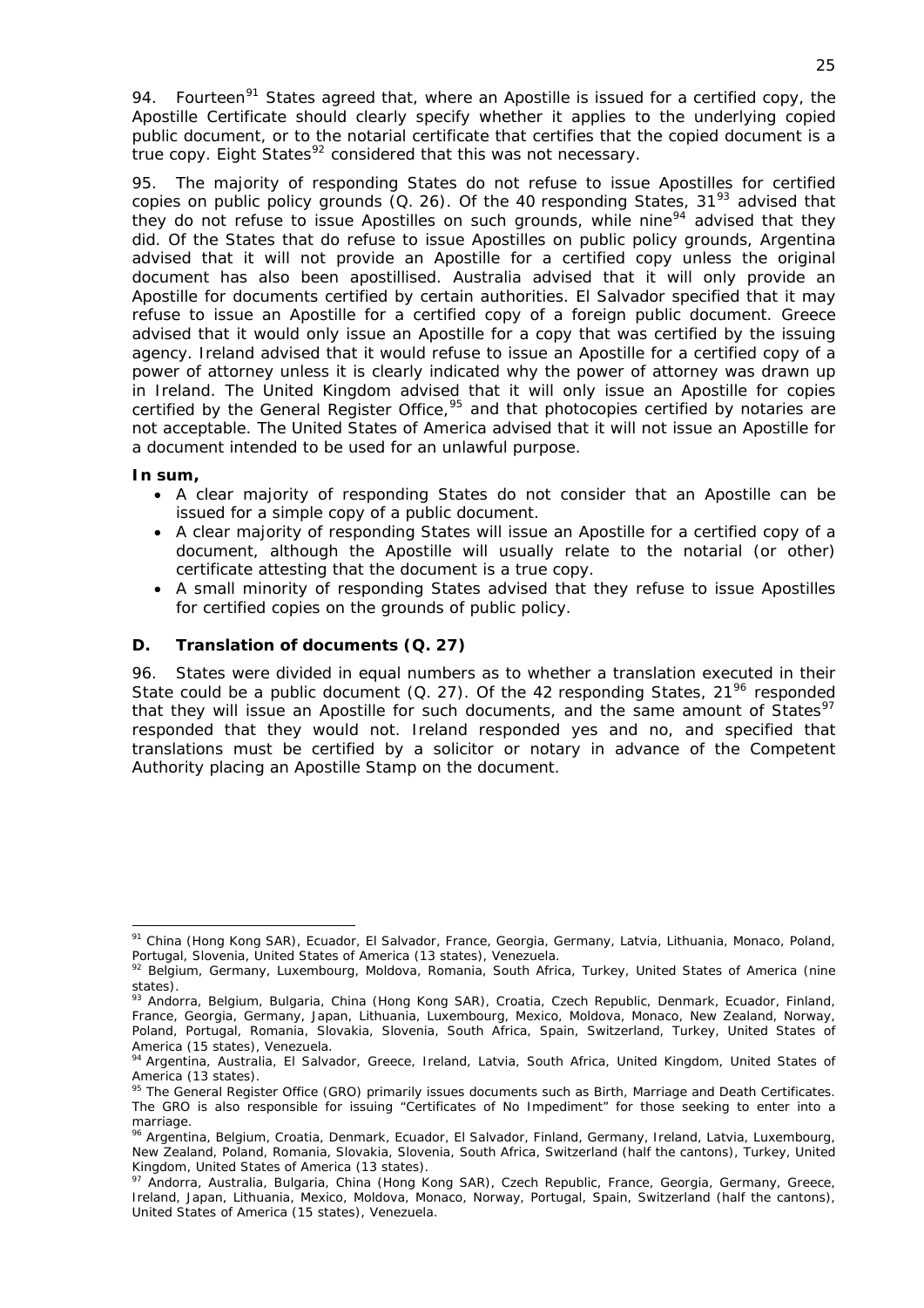94. Fourteen[91] States agreed that, where an Apostille is issued for a certified copy, the Apostille Certificate should clearly specify whether it applies to the underlying copied public document, or to the notarial certificate that certifies that the copied document is a true copy. Eight States[92] considered that this was not necessary.

95. The majority of responding States do not refuse to issue Apostilles for certified copies on public policy grounds (Q. 26). Of the 40 responding States, 31[93] advised that they do not refuse to issue Apostilles on such grounds, while nine[94] advised that they did. Of the States that do refuse to issue Apostilles on public policy grounds, Argentina advised that it will not provide an Apostille for a certified copy unless the original document has also been apostillised. Australia advised that it will only provide an Apostille for documents certified by certain authorities. El Salvador specified that it may refuse to issue an Apostille for a certified copy of a foreign public document. Greece advised that it would only issue an Apostille for a copy that was certified by the issuing agency. Ireland advised that it would refuse to issue an Apostille for a certified copy of a power of attorney unless it is clearly indicated why the power of attorney was drawn up in Ireland. The United Kingdom advised that it will only issue an Apostille for copies certified by the General Register Office,[95] and that photocopies certified by notaries are not acceptable. The United States of America advised that it will not issue an Apostille for a document intended to be used for an unlawful purpose.

**In sum,**

- A clear majority of responding States do not consider that an Apostille can be issued for a simple copy of a public document.
- A clear majority of responding States will issue an Apostille for a certified copy of a document, although the Apostille will usually relate to the notarial (or other) certificate attesting that the document is a true copy.
- A small minority of responding States advised that they refuse to issue Apostilles for certified copies on the grounds of public policy.

### D. Translation of documents (Q. 27)

96. States were divided in equal numbers as to whether a translation executed in their State could be a public document (Q. 27). Of the 42 responding States, 21[96] responded that they will issue an Apostille for such documents, and the same amount of States[97] responded that they would not. Ireland responded yes and no, and specified that translations must be certified by a solicitor or notary in advance of the Competent Authority placing an Apostille Stamp on the document.

---

[91] China (Hong Kong SAR), Ecuador, El Salvador, France, Georgia, Germany, Latvia, Lithuania, Monaco, Poland, Portugal, Slovenia, United States of America (13 states), Venezuela.

[92] Belgium, Germany, Luxembourg, Moldova, Romania, South Africa, Turkey, United States of America (nine states).

[93] Andorra, Belgium, Bulgaria, China (Hong Kong SAR), Croatia, Czech Republic, Denmark, Ecuador, Finland, France, Georgia, Germany, Japan, Lithuania, Luxembourg, Mexico, Moldova, Monaco, New Zealand, Norway, Poland, Portugal, Romania, Slovakia, Slovenia, South Africa, Spain, Switzerland, Turkey, United States of America (15 states), Venezuela.

[94] Argentina, Australia, El Salvador, Greece, Ireland, Latvia, South Africa, United Kingdom, United States of America (13 states).

[95] The General Register Office (GRO) primarily issues documents such as Birth, Marriage and Death Certificates. The GRO is also responsible for issuing "Certificates of No Impediment" for those seeking to enter into a marriage.

[96] Argentina, Belgium, Croatia, Denmark, Ecuador, El Salvador, Finland, Germany, Ireland, Latvia, Luxembourg, New Zealand, Poland, Romania, Slovakia, Slovenia, South Africa, Switzerland (half the cantons), Turkey, United Kingdom, United States of America (13 states).

[97] Andorra, Australia, Bulgaria, China (Hong Kong SAR), Czech Republic, France, Georgia, Germany, Greece, Ireland, Japan, Lithuania, Mexico, Moldova, Monaco, Norway, Portugal, Spain, Switzerland (half the cantons), United States of America (15 states), Venezuela.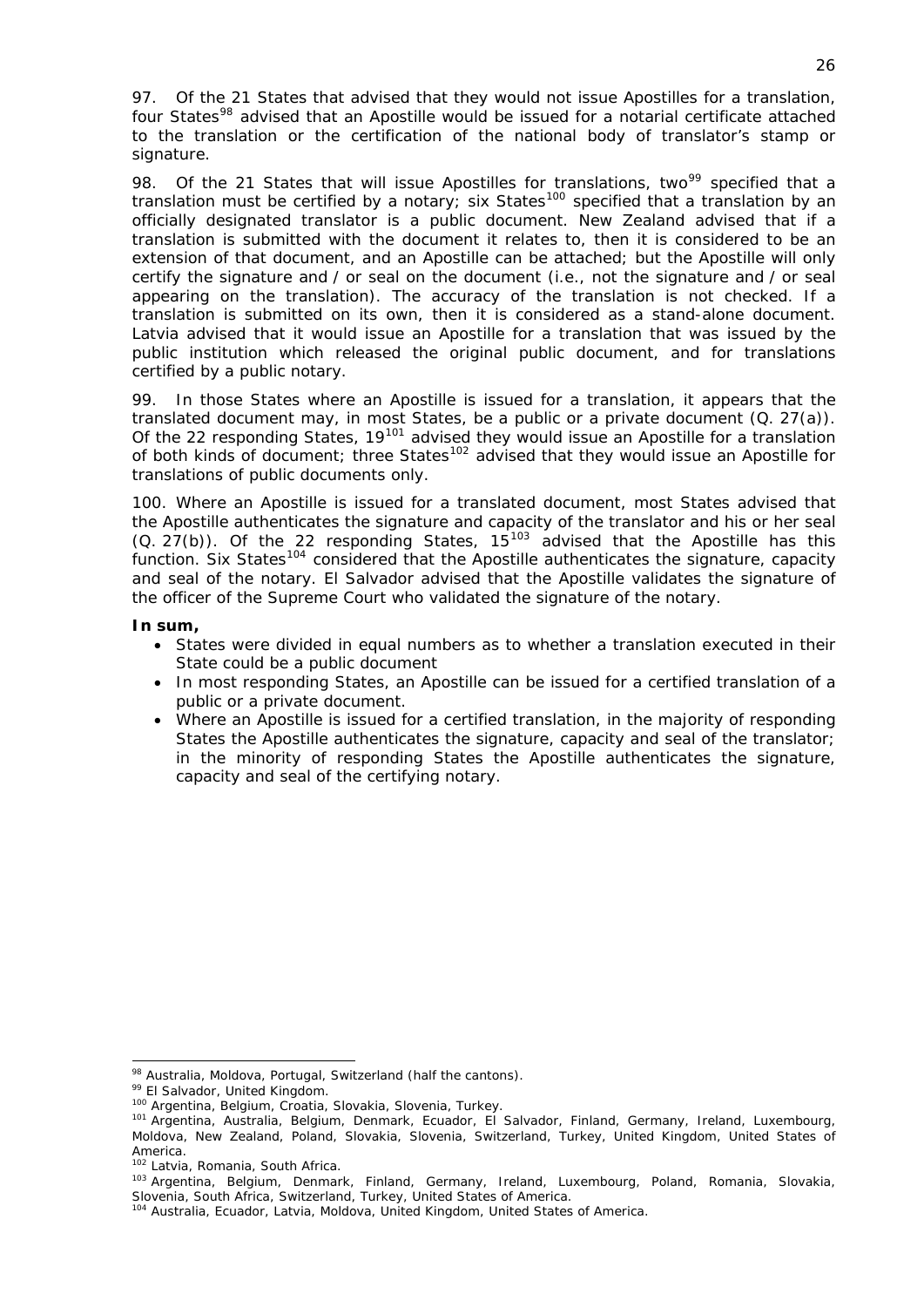97. Of the 21 States that advised that they would not issue Apostilles for a translation, four States[98] advised that an Apostille would be issued for a notarial certificate attached to the translation or the certification of the national body of translator's stamp or signature.

98. Of the 21 States that will issue Apostilles for translations, two[99] specified that a translation must be certified by a notary; six States[100] specified that a translation by an officially designated translator is a public document. New Zealand advised that if a translation is submitted with the document it relates to, then it is considered to be an extension of that document, and an Apostille can be attached; but the Apostille will only certify the signature and / or seal on the document (*i.e.*, not the signature and / or seal appearing on the translation). The accuracy of the translation is not checked. If a translation is submitted on its own, then it is considered as a stand-alone document. Latvia advised that it would issue an Apostille for a translation that was issued by the public institution which released the original public document, and for translations certified by a public notary.

99. In those States where an Apostille is issued for a translation, it appears that the translated document may, in most States, be a public or a private document (Q. 27(a)). Of the 22 responding States, 19[101] advised they would issue an Apostille for a translation of both kinds of document; three States[102] advised that they would issue an Apostille for translations of public documents only.

100. Where an Apostille is issued for a translated document, most States advised that the Apostille authenticates the signature and capacity of the translator and his or her seal (Q. 27(b)). Of the 22 responding States, 15[103] advised that the Apostille has this function. Six States[104] considered that the Apostille authenticates the signature, capacity and seal of the notary. El Salvador advised that the Apostille validates the signature of the officer of the Supreme Court who validated the signature of the notary.

**In sum,**

- States were divided in equal numbers as to whether a translation executed in their State could be a public document
- In most responding States, an Apostille can be issued for a certified translation of a public or a private document.
- Where an Apostille is issued for a certified translation, in the majority of responding States the Apostille authenticates the signature, capacity and seal of the translator; in the minority of responding States the Apostille authenticates the signature, capacity and seal of the certifying notary.

---

[98] Australia, Moldova, Portugal, Switzerland (half the cantons).

[99] El Salvador, United Kingdom.

[100] Argentina, Belgium, Croatia, Slovakia, Slovenia, Turkey.

[101] Argentina, Australia, Belgium, Denmark, Ecuador, El Salvador, Finland, Germany, Ireland, Luxembourg, Moldova, New Zealand, Poland, Slovakia, Slovenia, Switzerland, Turkey, United Kingdom, United States of America.

[102] Latvia, Romania, South Africa.

[103] Argentina, Belgium, Denmark, Finland, Germany, Ireland, Luxembourg, Poland, Romania, Slovakia, Slovenia, South Africa, Switzerland, Turkey, United States of America.

[104] Australia, Ecuador, Latvia, Moldova, United Kingdom, United States of America.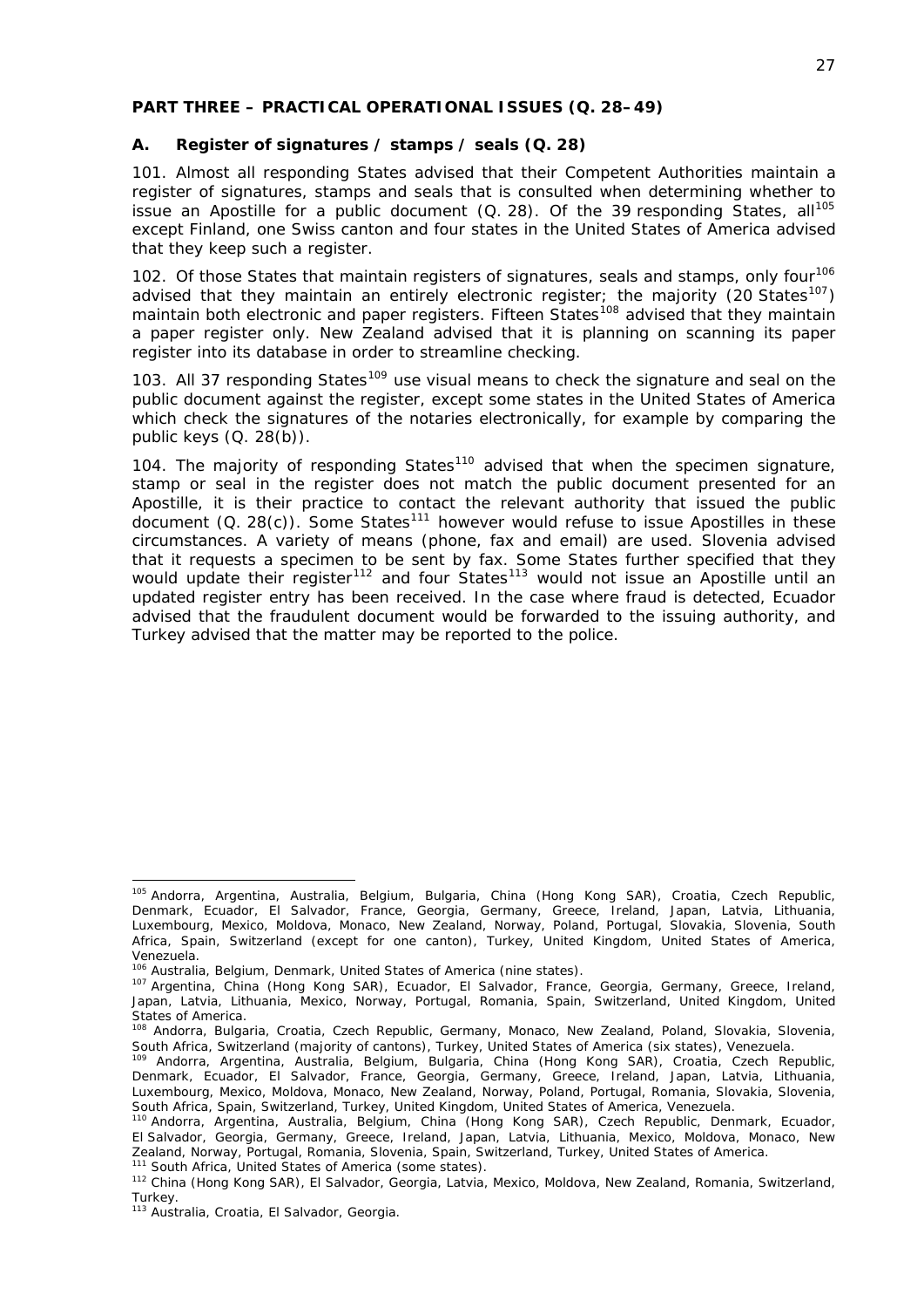## PART THREE – PRACTICAL OPERATIONAL ISSUES (Q. 28–49)

### A. Register of signatures / stamps / seals (Q. 28)

101. Almost all responding States advised that their Competent Authorities maintain a register of signatures, stamps and seals that is consulted when determining whether to issue an Apostille for a public document (Q. 28). Of the 39 responding States, all[105] except Finland, one Swiss canton and four states in the United States of America advised that they keep such a register.

102. Of those States that maintain registers of signatures, seals and stamps, only four[106] advised that they maintain an entirely electronic register; the majority (20 States[107]) maintain both electronic and paper registers. Fifteen States[108] advised that they maintain a paper register only. New Zealand advised that it is planning on scanning its paper register into its database in order to streamline checking.

103. All 37 responding States[109] use visual means to check the signature and seal on the public document against the register, except some states in the United States of America which check the signatures of the notaries electronically, for example by comparing the public keys (Q. 28(b)).

104. The majority of responding States[110] advised that when the specimen signature, stamp or seal in the register does not match the public document presented for an Apostille, it is their practice to contact the relevant authority that issued the public document (Q. 28(c)). Some States[111] however would refuse to issue Apostilles in these circumstances. A variety of means (phone, fax and email) are used. Slovenia advised that it requests a specimen to be sent by fax. Some States further specified that they would update their register[112] and four States[113] would not issue an Apostille until an updated register entry has been received. In the case where fraud is detected, Ecuador advised that the fraudulent document would be forwarded to the issuing authority, and Turkey advised that the matter may be reported to the police.

---

[105] Andorra, Argentina, Australia, Belgium, Bulgaria, China (Hong Kong SAR), Croatia, Czech Republic, Denmark, Ecuador, El Salvador, France, Georgia, Germany, Greece, Ireland, Japan, Latvia, Lithuania, Luxembourg, Mexico, Moldova, Monaco, New Zealand, Norway, Poland, Portugal, Slovakia, Slovenia, South Africa, Spain, Switzerland (except for one canton), Turkey, United Kingdom, United States of America, Venezuela.

[106] Australia, Belgium, Denmark, United States of America (nine states).

[107] Argentina, China (Hong Kong SAR), Ecuador, El Salvador, France, Georgia, Germany, Greece, Ireland, Japan, Latvia, Lithuania, Mexico, Norway, Portugal, Romania, Spain, Switzerland, United Kingdom, United States of America.

[108] Andorra, Bulgaria, Croatia, Czech Republic, Germany, Monaco, New Zealand, Poland, Slovakia, Slovenia, South Africa, Switzerland (majority of cantons), Turkey, United States of America (six states), Venezuela.

[109] Andorra, Argentina, Australia, Belgium, Bulgaria, China (Hong Kong SAR), Croatia, Czech Republic, Denmark, Ecuador, El Salvador, France, Georgia, Germany, Greece, Ireland, Japan, Latvia, Lithuania, Luxembourg, Mexico, Moldova, Monaco, New Zealand, Norway, Poland, Portugal, Romania, Slovakia, Slovenia, South Africa, Spain, Switzerland, Turkey, United Kingdom, United States of America, Venezuela.

[110] Andorra, Argentina, Australia, Belgium, China (Hong Kong SAR), Czech Republic, Denmark, Ecuador, El Salvador, Georgia, Germany, Greece, Ireland, Japan, Latvia, Lithuania, Mexico, Moldova, Monaco, New Zealand, Norway, Portugal, Romania, Slovenia, Spain, Switzerland, Turkey, United States of America.

[111] South Africa, United States of America (some states).

[112] China (Hong Kong SAR), El Salvador, Georgia, Latvia, Mexico, Moldova, New Zealand, Romania, Switzerland, Turkey.

[113] Australia, Croatia, El Salvador, Georgia.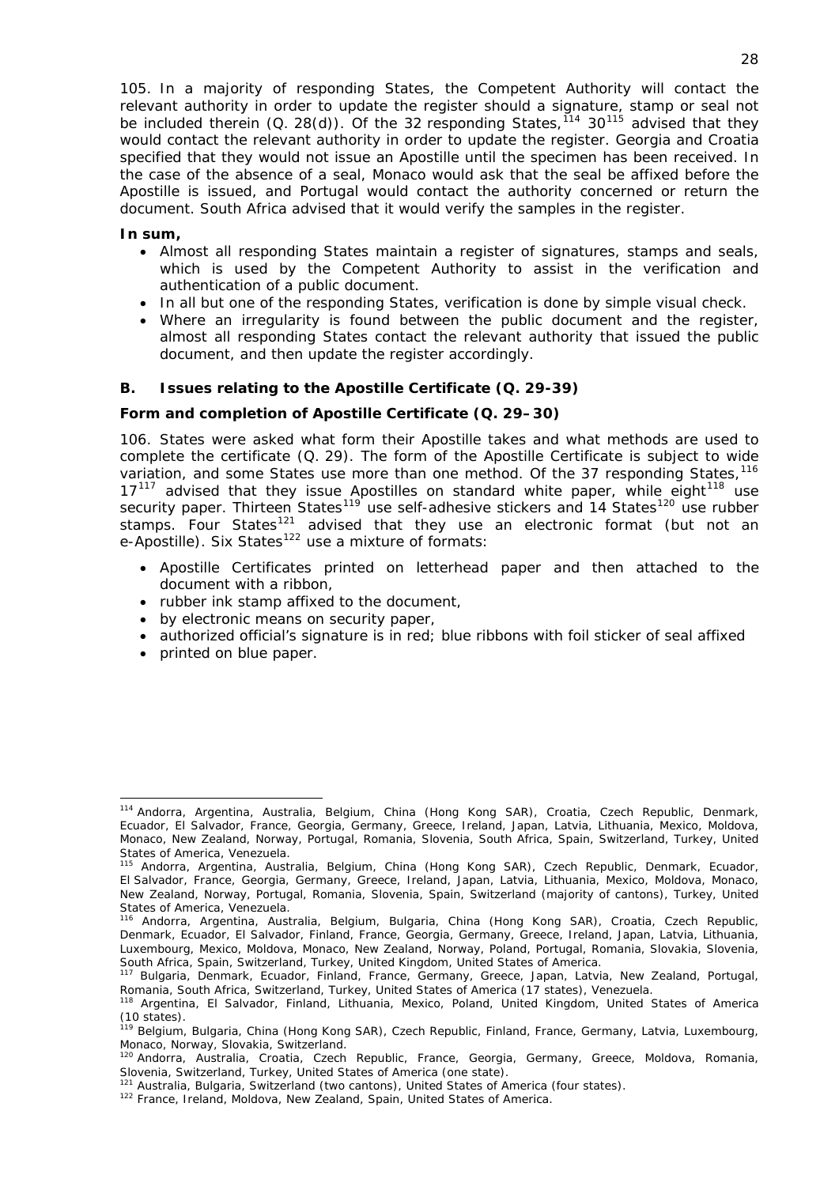105. In a majority of responding States, the Competent Authority will contact the relevant authority in order to update the register should a signature, stamp or seal not be included therein (Q. 28(d)). Of the 32 responding States,[114] 30[115] advised that they would contact the relevant authority in order to update the register. Georgia and Croatia specified that they would not issue an Apostille until the specimen has been received. In the case of the absence of a seal, Monaco would ask that the seal be affixed before the Apostille is issued, and Portugal would contact the authority concerned or return the document. South Africa advised that it would verify the samples in the register.

**In sum,**

- Almost all responding States maintain a register of signatures, stamps and seals, which is used by the Competent Authority to assist in the verification and authentication of a public document.
- In all but one of the responding States, verification is done by simple visual check.
- Where an irregularity is found between the public document and the register, almost all responding States contact the relevant authority that issued the public document, and then update the register accordingly.

## B. Issues relating to the Apostille Certificate (Q. 29-39)

### Form and completion of Apostille Certificate (Q. 29–30)

106. States were asked what form their Apostille takes and what methods are used to complete the certificate (Q. 29). The form of the Apostille Certificate is subject to wide variation, and some States use more than one method. Of the 37 responding States,[116] 17[117] advised that they issue Apostilles on standard white paper, while eight[118] use security paper. Thirteen States[119] use self-adhesive stickers and 14 States[120] use rubber stamps. Four States[121] advised that they use an electronic format (but not an e-Apostille). Six States[122] use a mixture of formats:

- Apostille Certificates printed on letterhead paper and then attached to the document with a ribbon,
- rubber ink stamp affixed to the document,
- by electronic means on security paper,
- authorized official's signature is in red; blue ribbons with foil sticker of seal affixed
- printed on blue paper.

---

[114] Andorra, Argentina, Australia, Belgium, China (Hong Kong SAR), Croatia, Czech Republic, Denmark, Ecuador, El Salvador, France, Georgia, Germany, Greece, Ireland, Japan, Latvia, Lithuania, Mexico, Moldova, Monaco, New Zealand, Norway, Portugal, Romania, Slovenia, South Africa, Spain, Switzerland, Turkey, United States of America, Venezuela.

[115] Andorra, Argentina, Australia, Belgium, China (Hong Kong SAR), Czech Republic, Denmark, Ecuador, El Salvador, France, Georgia, Germany, Greece, Ireland, Japan, Latvia, Lithuania, Mexico, Moldova, Monaco, New Zealand, Norway, Portugal, Romania, Slovenia, Spain, Switzerland (majority of cantons), Turkey, United States of America, Venezuela.

[116] Andorra, Argentina, Australia, Belgium, Bulgaria, China (Hong Kong SAR), Croatia, Czech Republic, Denmark, Ecuador, El Salvador, Finland, France, Georgia, Germany, Greece, Ireland, Japan, Latvia, Lithuania, Luxembourg, Mexico, Moldova, Monaco, New Zealand, Norway, Poland, Portugal, Romania, Slovakia, Slovenia, South Africa, Spain, Switzerland, Turkey, United Kingdom, United States of America.

[117] Bulgaria, Denmark, Ecuador, Finland, France, Germany, Greece, Japan, Latvia, New Zealand, Portugal, Romania, South Africa, Switzerland, Turkey, United States of America (17 states), Venezuela.

[118] Argentina, El Salvador, Finland, Lithuania, Mexico, Poland, United Kingdom, United States of America (10 states).

[119] Belgium, Bulgaria, China (Hong Kong SAR), Czech Republic, Finland, France, Germany, Latvia, Luxembourg, Monaco, Norway, Slovakia, Switzerland.

[120] Andorra, Australia, Croatia, Czech Republic, France, Georgia, Germany, Greece, Moldova, Romania, Slovenia, Switzerland, Turkey, United States of America (one state).

[121] Australia, Bulgaria, Switzerland (two cantons), United States of America (four states).

[122] France, Ireland, Moldova, New Zealand, Spain, United States of America.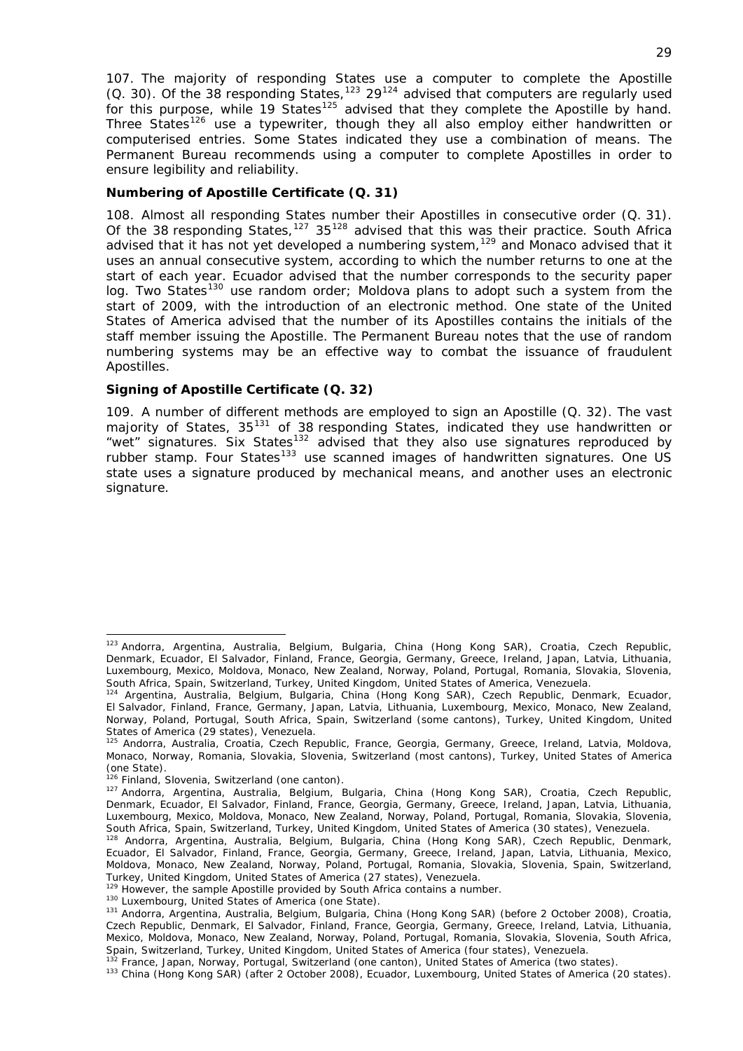107. The majority of responding States use a computer to complete the Apostille (Q. 30). Of the 38 responding States,[123] 29[124] advised that computers are regularly used for this purpose, while 19 States[125] advised that they complete the Apostille by hand. Three States[126] use a typewriter, though they all also employ either handwritten or computerised entries. Some States indicated they use a combination of means. The Permanent Bureau recommends using a computer to complete Apostilles in order to ensure legibility and reliability.

**Numbering of Apostille Certificate (Q. 31)**

108. Almost all responding States number their Apostilles in consecutive order (Q. 31). Of the 38 responding States,[127] 35[128] advised that this was their practice. South Africa advised that it has not yet developed a numbering system,[129] and Monaco advised that it uses an annual consecutive system, according to which the number returns to one at the start of each year. Ecuador advised that the number corresponds to the security paper log. Two States[130] use random order; Moldova plans to adopt such a system from the start of 2009, with the introduction of an electronic method. One state of the United States of America advised that the number of its Apostilles contains the initials of the staff member issuing the Apostille. The Permanent Bureau notes that the use of random numbering systems may be an effective way to combat the issuance of fraudulent Apostilles.

**Signing of Apostille Certificate (Q. 32)**

109. A number of different methods are employed to sign an Apostille (Q. 32). The vast majority of States, 35[131] of 38 responding States, indicated they use handwritten or "wet" signatures. Six States[132] advised that they also use signatures reproduced by rubber stamp. Four States[133] use scanned images of handwritten signatures. One US state uses a signature produced by mechanical means, and another uses an electronic signature.

---

[123] Andorra, Argentina, Australia, Belgium, Bulgaria, China (Hong Kong SAR), Croatia, Czech Republic, Denmark, Ecuador, El Salvador, Finland, France, Georgia, Germany, Greece, Ireland, Japan, Latvia, Lithuania, Luxembourg, Mexico, Moldova, Monaco, New Zealand, Norway, Poland, Portugal, Romania, Slovakia, Slovenia, South Africa, Spain, Switzerland, Turkey, United Kingdom, United States of America, Venezuela.

[124] Argentina, Australia, Belgium, Bulgaria, China (Hong Kong SAR), Czech Republic, Denmark, Ecuador, El Salvador, Finland, France, Germany, Japan, Latvia, Lithuania, Luxembourg, Mexico, Monaco, New Zealand, Norway, Poland, Portugal, South Africa, Spain, Switzerland (some cantons), Turkey, United Kingdom, United States of America (29 states), Venezuela.

[125] Andorra, Australia, Croatia, Czech Republic, France, Georgia, Germany, Greece, Ireland, Latvia, Moldova, Monaco, Norway, Romania, Slovakia, Slovenia, Switzerland (most cantons), Turkey, United States of America (one State).

[126] Finland, Slovenia, Switzerland (one canton).

[127] Andorra, Argentina, Australia, Belgium, Bulgaria, China (Hong Kong SAR), Croatia, Czech Republic, Denmark, Ecuador, El Salvador, Finland, France, Georgia, Germany, Greece, Ireland, Japan, Latvia, Lithuania, Luxembourg, Mexico, Moldova, Monaco, New Zealand, Norway, Poland, Portugal, Romania, Slovakia, Slovenia, South Africa, Spain, Switzerland, Turkey, United Kingdom, United States of America (30 states), Venezuela.

[128] Andorra, Argentina, Australia, Belgium, Bulgaria, China (Hong Kong SAR), Czech Republic, Denmark, Ecuador, El Salvador, Finland, France, Georgia, Germany, Greece, Ireland, Japan, Latvia, Lithuania, Mexico, Moldova, Monaco, New Zealand, Norway, Poland, Portugal, Romania, Slovakia, Slovenia, Spain, Switzerland, Turkey, United Kingdom, United States of America (27 states), Venezuela.

[129] However, the sample Apostille provided by South Africa contains a number.

[130] Luxembourg, United States of America (one State).

[131] Andorra, Argentina, Australia, Belgium, Bulgaria, China (Hong Kong SAR) (before 2 October 2008), Croatia, Czech Republic, Denmark, El Salvador, Finland, France, Georgia, Germany, Greece, Ireland, Latvia, Lithuania, Mexico, Moldova, Monaco, New Zealand, Norway, Poland, Portugal, Romania, Slovakia, Slovenia, South Africa, Spain, Switzerland, Turkey, United Kingdom, United States of America (four states), Venezuela.

[132] France, Japan, Norway, Portugal, Switzerland (one canton), United States of America (two states).

[133] China (Hong Kong SAR) (after 2 October 2008), Ecuador, Luxembourg, United States of America (20 states).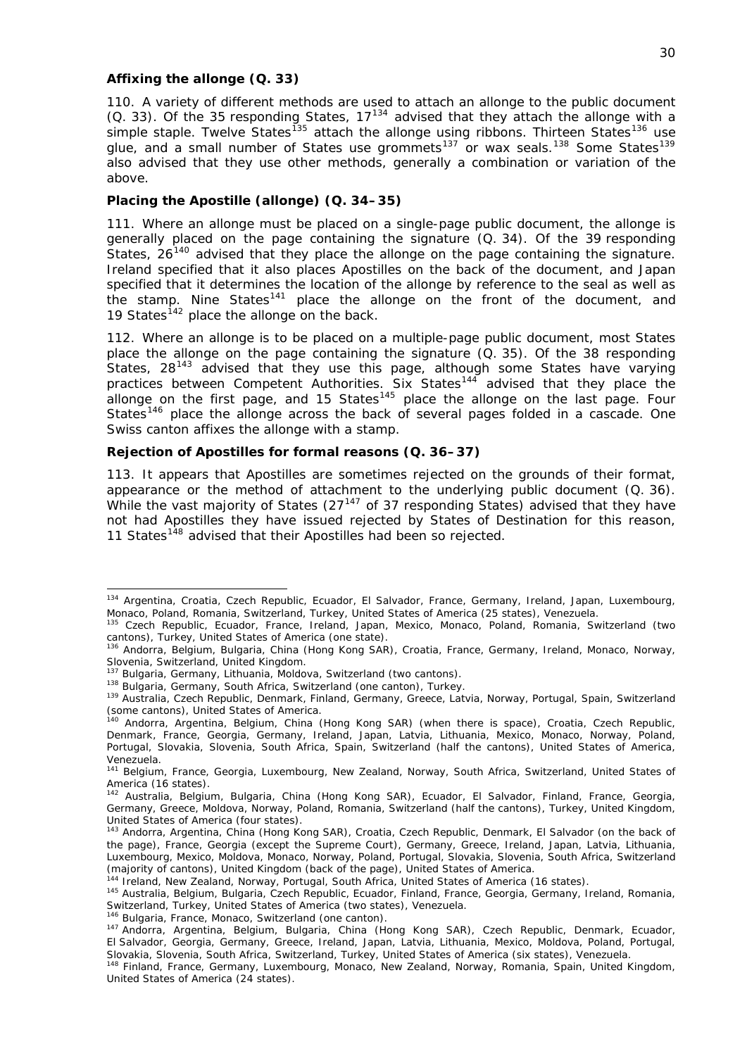**Affixing the allonge (Q. 33)**

110. A variety of different methods are used to attach an allonge to the public document (Q. 33). Of the 35 responding States, 17[134] advised that they attach the allonge with a simple staple. Twelve States[135] attach the allonge using ribbons. Thirteen States[136] use glue, and a small number of States use grommets[137] or wax seals.[138] Some States[139] also advised that they use other methods, generally a combination or variation of the above.

**Placing the Apostille (allonge) (Q. 34–35)**

111. Where an allonge must be placed on a single-page public document, the allonge is generally placed on the page containing the signature (Q. 34). Of the 39 responding States, 26[140] advised that they place the allonge on the page containing the signature. Ireland specified that it also places Apostilles on the back of the document, and Japan specified that it determines the location of the allonge by reference to the seal as well as the stamp. Nine States[141] place the allonge on the front of the document, and 19 States[142] place the allonge on the back.

112. Where an allonge is to be placed on a multiple-page public document, most States place the allonge on the page containing the signature (Q. 35). Of the 38 responding States, 28[143] advised that they use this page, although some States have varying practices between Competent Authorities. Six States[144] advised that they place the allonge on the first page, and 15 States[145] place the allonge on the last page. Four States[146] place the allonge across the back of several pages folded in a cascade. One Swiss canton affixes the allonge with a stamp.

**Rejection of Apostilles for formal reasons (Q. 36–37)**

113. It appears that Apostilles are sometimes rejected on the grounds of their format, appearance or the method of attachment to the underlying public document (Q. 36). While the vast majority of States (27[147] of 37 responding States) advised that they have not had Apostilles they have issued rejected by States of Destination for this reason, 11 States[148] advised that their Apostilles had been so rejected.

---

[134] Argentina, Croatia, Czech Republic, Ecuador, El Salvador, France, Germany, Ireland, Japan, Luxembourg, Monaco, Poland, Romania, Switzerland, Turkey, United States of America (25 states), Venezuela.

[135] Czech Republic, Ecuador, France, Ireland, Japan, Mexico, Monaco, Poland, Romania, Switzerland (two cantons), Turkey, United States of America (one state).

[136] Andorra, Belgium, Bulgaria, China (Hong Kong SAR), Croatia, France, Germany, Ireland, Monaco, Norway, Slovenia, Switzerland, United Kingdom.

[137] Bulgaria, Germany, Lithuania, Moldova, Switzerland (two cantons).

[138] Bulgaria, Germany, South Africa, Switzerland (one canton), Turkey.

[139] Australia, Czech Republic, Denmark, Finland, Germany, Greece, Latvia, Norway, Portugal, Spain, Switzerland (some cantons), United States of America.

[140] Andorra, Argentina, Belgium, China (Hong Kong SAR) (when there is space), Croatia, Czech Republic, Denmark, France, Georgia, Germany, Ireland, Japan, Latvia, Lithuania, Mexico, Monaco, Norway, Poland, Portugal, Slovakia, Slovenia, South Africa, Spain, Switzerland (half the cantons), United States of America, Venezuela.

[141] Belgium, France, Georgia, Luxembourg, New Zealand, Norway, South Africa, Switzerland, United States of America (16 states).

[142] Australia, Belgium, Bulgaria, China (Hong Kong SAR), Ecuador, El Salvador, Finland, France, Georgia, Germany, Greece, Moldova, Norway, Poland, Romania, Switzerland (half the cantons), Turkey, United Kingdom, United States of America (four states).

[143] Andorra, Argentina, China (Hong Kong SAR), Croatia, Czech Republic, Denmark, El Salvador (on the back of the page), France, Georgia (except the Supreme Court), Germany, Greece, Ireland, Japan, Latvia, Lithuania, Luxembourg, Mexico, Moldova, Monaco, Norway, Poland, Portugal, Slovakia, Slovenia, South Africa, Switzerland (majority of cantons), United Kingdom (back of the page), United States of America.

[144] Ireland, New Zealand, Norway, Portugal, South Africa, United States of America (16 states).

[145] Australia, Belgium, Bulgaria, Czech Republic, Ecuador, Finland, France, Georgia, Germany, Ireland, Romania, Switzerland, Turkey, United States of America (two states), Venezuela.

[146] Bulgaria, France, Monaco, Switzerland (one canton).

[147] Andorra, Argentina, Belgium, Bulgaria, China (Hong Kong SAR), Czech Republic, Denmark, Ecuador, El Salvador, Georgia, Germany, Greece, Ireland, Japan, Latvia, Lithuania, Mexico, Moldova, Poland, Portugal, Slovakia, Slovenia, South Africa, Switzerland, Turkey, United States of America (six states), Venezuela.

[148] Finland, France, Germany, Luxembourg, Monaco, New Zealand, Norway, Romania, Spain, United Kingdom, United States of America (24 states).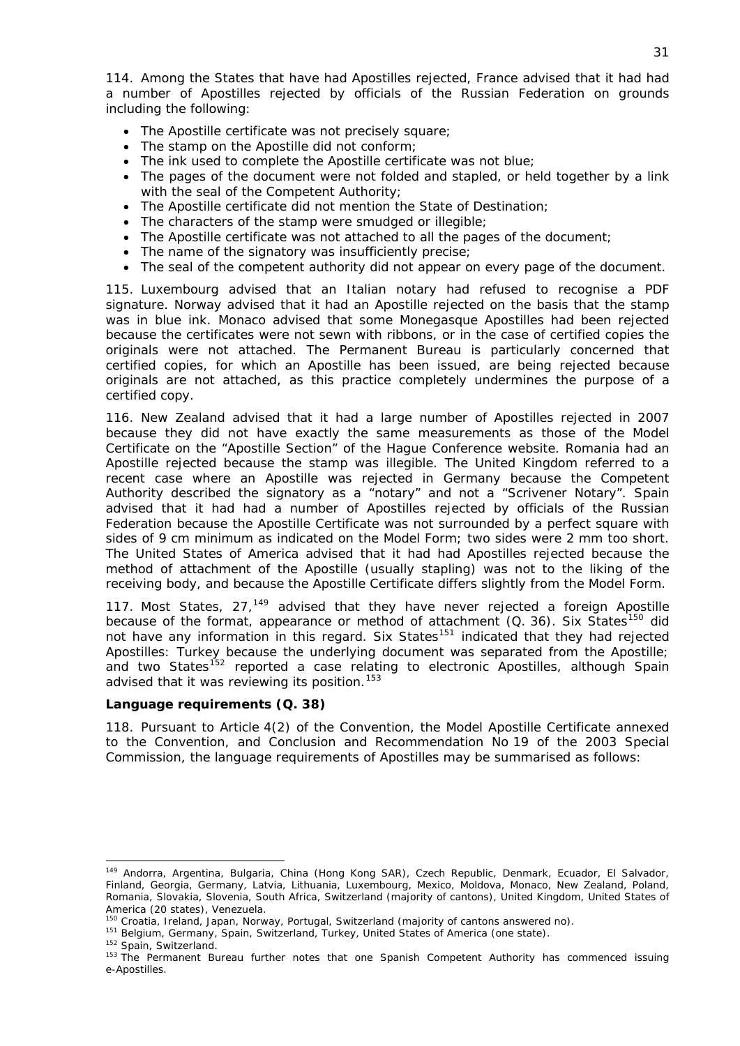114. Among the States that have had Apostilles rejected, France advised that it had had a number of Apostilles rejected by officials of the Russian Federation on grounds including the following:

- The Apostille certificate was not precisely square;
- The stamp on the Apostille did not conform;
- The ink used to complete the Apostille certificate was not blue;
- The pages of the document were not folded and stapled, or held together by a link with the seal of the Competent Authority;
- The Apostille certificate did not mention the State of Destination;
- The characters of the stamp were smudged or illegible;
- The Apostille certificate was not attached to all the pages of the document;
- The name of the signatory was insufficiently precise;
- The seal of the competent authority did not appear on every page of the document.

115. Luxembourg advised that an Italian notary had refused to recognise a PDF signature. Norway advised that it had an Apostille rejected on the basis that the stamp was in blue ink. Monaco advised that some Monegasque Apostilles had been rejected because the certificates were not sewn with ribbons, or in the case of certified copies the originals were not attached. The Permanent Bureau is particularly concerned that certified copies, for which an Apostille has been issued, are being rejected because originals are not attached, as this practice completely undermines the purpose of a certified copy.

116. New Zealand advised that it had a large number of Apostilles rejected in 2007 because they did not have exactly the same measurements as those of the Model Certificate on the "Apostille Section" of the Hague Conference website. Romania had an Apostille rejected because the stamp was illegible. The United Kingdom referred to a recent case where an Apostille was rejected in Germany because the Competent Authority described the signatory as a "notary" and not a "Scrivener Notary". Spain advised that it had had a number of Apostilles rejected by officials of the Russian Federation because the Apostille Certificate was not surrounded by a perfect square with sides of 9 cm minimum as indicated on the Model Form; two sides were 2 mm too short. The United States of America advised that it had had Apostilles rejected because the method of attachment of the Apostille (usually stapling) was not to the liking of the receiving body, and because the Apostille Certificate differs slightly from the Model Form.

117. Most States, 27,[149] advised that they have never rejected a foreign Apostille because of the format, appearance or method of attachment (Q. 36). Six States[150] did not have any information in this regard. Six States[151] indicated that they had rejected Apostilles: Turkey because the underlying document was separated from the Apostille; and two States[152] reported a case relating to electronic Apostilles, although Spain advised that it was reviewing its position.[153]

**Language requirements (Q. 38)**

118. Pursuant to Article 4(2) of the Convention, the Model Apostille Certificate annexed to the Convention, and Conclusion and Recommendation No 19 of the 2003 Special Commission, the language requirements of Apostilles may be summarised as follows:

---

[149] Andorra, Argentina, Bulgaria, China (Hong Kong SAR), Czech Republic, Denmark, Ecuador, El Salvador, Finland, Georgia, Germany, Latvia, Lithuania, Luxembourg, Mexico, Moldova, Monaco, New Zealand, Poland, Romania, Slovakia, Slovenia, South Africa, Switzerland (majority of cantons), United Kingdom, United States of America (20 states), Venezuela.

[150] Croatia, Ireland, Japan, Norway, Portugal, Switzerland (majority of cantons answered no).

[151] Belgium, Germany, Spain, Switzerland, Turkey, United States of America (one state).

[152] Spain, Switzerland.

[153] The Permanent Bureau further notes that one Spanish Competent Authority has commenced issuing e-Apostilles.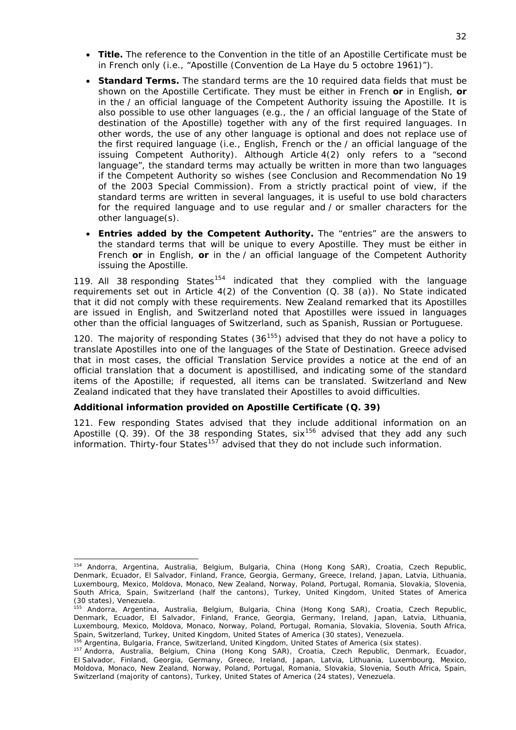- **Title.** The reference to the Convention in the title of an Apostille Certificate must be in French only (i.e., "Apostille (Convention de La Haye du 5 octobre 1961)").
- **Standard Terms.** The standard terms are the 10 required data fields that must be shown on the Apostille Certificate. They must be either in French **or** in English, **or** in the / an official language of the Competent Authority issuing the Apostille. It is also possible to use other languages (e.g., the / an official language of the State of destination of the Apostille) together with any of the first required languages. In other words, the use of any other language is optional and does not replace use of the first required language (i.e., English, French or the / an official language of the issuing Competent Authority). Although Article 4(2) only refers to a "second language", the standard terms may actually be written in more than two languages if the Competent Authority so wishes (see Conclusion and Recommendation No 19 of the 2003 Special Commission). From a strictly practical point of view, if the standard terms are written in several languages, it is useful to use bold characters for the required language and to use regular and / or smaller characters for the other language(s).
- **Entries added by the Competent Authority.** The "entries" are the answers to the standard terms that will be unique to every Apostille. They must be either in French **or** in English, **or** in the / an official language of the Competent Authority issuing the Apostille.

119. All 38 responding States[154] indicated that they complied with the language requirements set out in Article 4(2) of the Convention (Q. 38 (a)). No State indicated that it did not comply with these requirements. New Zealand remarked that its Apostilles are issued in English, and Switzerland noted that Apostilles were issued in languages other than the official languages of Switzerland, such as Spanish, Russian or Portuguese.

120. The majority of responding States (36[155]) advised that they do not have a policy to translate Apostilles into one of the languages of the State of Destination. Greece advised that in most cases, the official Translation Service provides a notice at the end of an official translation that a document is apostillised, and indicating some of the standard items of the Apostille; if requested, all items can be translated. Switzerland and New Zealand indicated that they have translated their Apostilles to avoid difficulties.

**Additional information provided on Apostille Certificate (Q. 39)**

121. Few responding States advised that they include additional information on an Apostille (Q. 39). Of the 38 responding States, six[156] advised that they add any such information. Thirty-four States[157] advised that they do not include such information.

---

[154] Andorra, Argentina, Australia, Belgium, Bulgaria, China (Hong Kong SAR), Croatia, Czech Republic, Denmark, Ecuador, El Salvador, Finland, France, Georgia, Germany, Greece, Ireland, Japan, Latvia, Lithuania, Luxembourg, Mexico, Moldova, Monaco, New Zealand, Norway, Poland, Portugal, Romania, Slovakia, Slovenia, South Africa, Spain, Switzerland (half the cantons), Turkey, United Kingdom, United States of America (30 states), Venezuela.

[155] Andorra, Argentina, Australia, Belgium, Bulgaria, China (Hong Kong SAR), Croatia, Czech Republic, Denmark, Ecuador, El Salvador, Finland, France, Georgia, Germany, Ireland, Japan, Latvia, Lithuania, Luxembourg, Mexico, Moldova, Monaco, Norway, Poland, Portugal, Romania, Slovakia, Slovenia, South Africa, Spain, Switzerland, Turkey, United Kingdom, United States of America (30 states), Venezuela.

[156] Argentina, Bulgaria, France, Switzerland, United Kingdom, United States of America (six states).

[157] Andorra, Australia, Belgium, China (Hong Kong SAR), Croatia, Czech Republic, Denmark, Ecuador, El Salvador, Finland, Georgia, Germany, Greece, Ireland, Japan, Latvia, Lithuania, Luxembourg, Mexico, Moldova, Monaco, New Zealand, Norway, Poland, Portugal, Romania, Slovakia, Slovenia, South Africa, Spain, Switzerland (majority of cantons), Turkey, United States of America (24 states), Venezuela.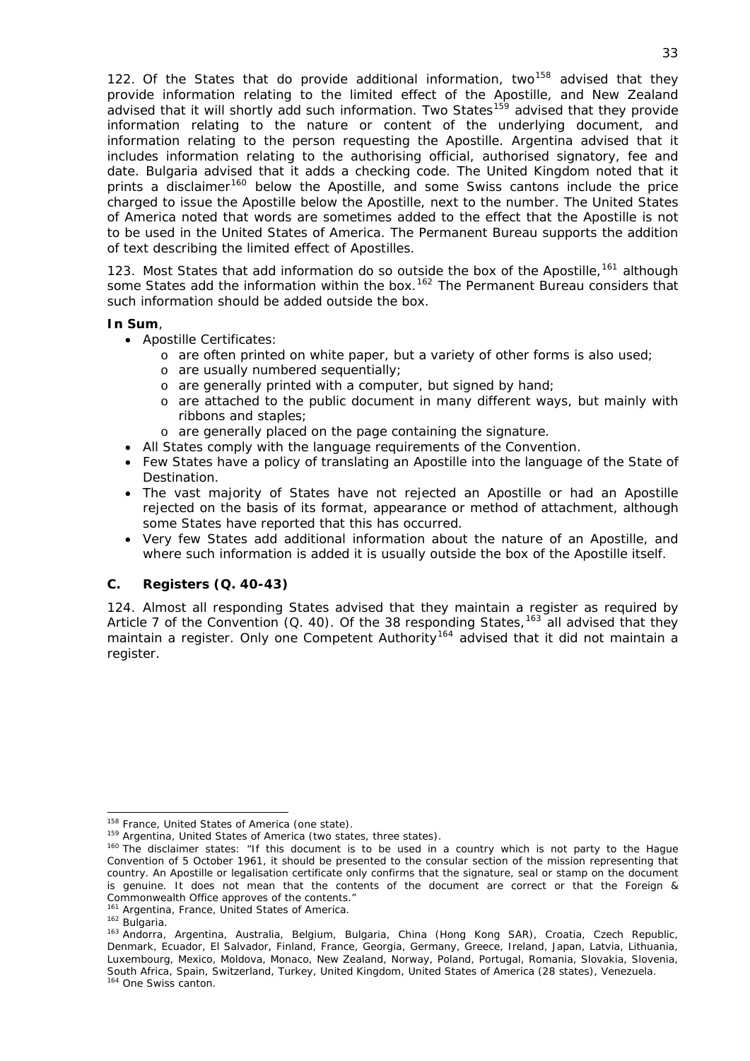122. Of the States that do provide additional information, two[158] advised that they provide information relating to the limited effect of the Apostille, and New Zealand advised that it will shortly add such information. Two States[159] advised that they provide information relating to the nature or content of the underlying document, and information relating to the person requesting the Apostille. Argentina advised that it includes information relating to the authorising official, authorised signatory, fee and date. Bulgaria advised that it adds a checking code. The United Kingdom noted that it prints a disclaimer[160] below the Apostille, and some Swiss cantons include the price charged to issue the Apostille below the Apostille, next to the number. The United States of America noted that words are sometimes added to the effect that the Apostille is not to be used in the United States of America. The Permanent Bureau supports the addition of text describing the limited effect of Apostilles.

123. Most States that add information do so outside the box of the Apostille,[161] although some States add the information within the box.[162] The Permanent Bureau considers that such information should be added outside the box.

**In Sum**,

- Apostille Certificates:
  - are often printed on white paper, but a variety of other forms is also used;
  - are usually numbered sequentially;
  - are generally printed with a computer, but signed by hand;
  - are attached to the public document in many different ways, but mainly with ribbons and staples;
  - are generally placed on the page containing the signature.
- All States comply with the language requirements of the Convention.
- Few States have a policy of translating an Apostille into the language of the State of Destination.
- The vast majority of States have not rejected an Apostille or had an Apostille rejected on the basis of its format, appearance or method of attachment, although some States have reported that this has occurred.
- Very few States add additional information about the nature of an Apostille, and where such information is added it is usually outside the box of the Apostille itself.

### C. Registers (Q. 40-43)

124. Almost all responding States advised that they maintain a register as required by Article 7 of the Convention (Q. 40). Of the 38 responding States,[163] all advised that they maintain a register. Only one Competent Authority[164] advised that it did not maintain a register.

---

[158] France, United States of America (one state).

[159] Argentina, United States of America (two states, three states).

[160] The disclaimer states: "If this document is to be used in a country which is not party to the Hague Convention of 5 October 1961, it should be presented to the consular section of the mission representing that country. An Apostille or legalisation certificate only confirms that the signature, seal or stamp on the document is genuine. It does not mean that the contents of the document are correct or that the Foreign & Commonwealth Office approves of the contents."

[161] Argentina, France, United States of America.

[162] Bulgaria.

[163] Andorra, Argentina, Australia, Belgium, Bulgaria, China (Hong Kong SAR), Croatia, Czech Republic, Denmark, Ecuador, El Salvador, Finland, France, Georgia, Germany, Greece, Ireland, Japan, Latvia, Lithuania, Luxembourg, Mexico, Moldova, Monaco, New Zealand, Norway, Poland, Portugal, Romania, Slovakia, Slovenia, South Africa, Spain, Switzerland, Turkey, United Kingdom, United States of America (28 states), Venezuela.

[164] One Swiss canton.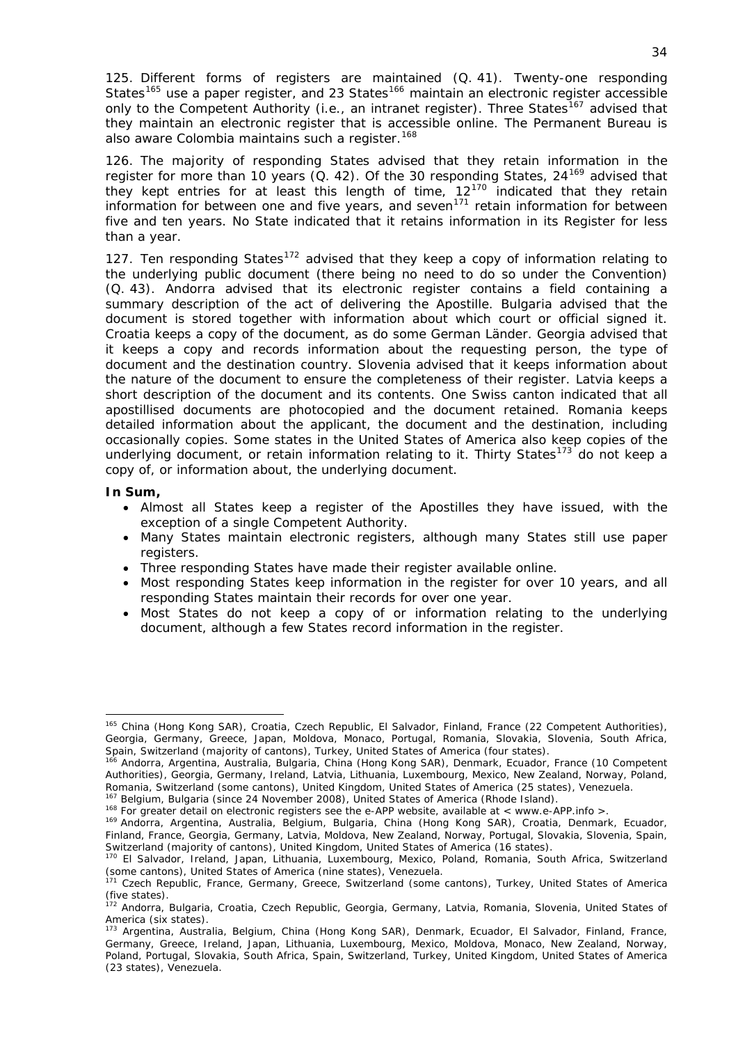125. Different forms of registers are maintained (Q. 41). Twenty-one responding States[165] use a paper register, and 23 States[166] maintain an electronic register accessible only to the Competent Authority (i.e., an intranet register). Three States[167] advised that they maintain an electronic register that is accessible online. The Permanent Bureau is also aware Colombia maintains such a register.[168]

126. The majority of responding States advised that they retain information in the register for more than 10 years (Q. 42). Of the 30 responding States, 24[169] advised that they kept entries for at least this length of time, 12[170] indicated that they retain information for between one and five years, and seven[171] retain information for between five and ten years. No State indicated that it retains information in its Register for less than a year.

127. Ten responding States[172] advised that they keep a copy of information relating to the underlying public document (there being no need to do so under the Convention) (Q. 43). Andorra advised that its electronic register contains a field containing a summary description of the act of delivering the Apostille. Bulgaria advised that the document is stored together with information about which court or official signed it. Croatia keeps a copy of the document, as do some German Länder. Georgia advised that it keeps a copy and records information about the requesting person, the type of document and the destination country. Slovenia advised that it keeps information about the nature of the document to ensure the completeness of their register. Latvia keeps a short description of the document and its contents. One Swiss canton indicated that all apostillised documents are photocopied and the document retained. Romania keeps detailed information about the applicant, the document and the destination, including occasionally copies. Some states in the United States of America also keep copies of the underlying document, or retain information relating to it. Thirty States[173] do not keep a copy of, or information about, the underlying document.

**In Sum,**

- Almost all States keep a register of the Apostilles they have issued, with the exception of a single Competent Authority.
- Many States maintain electronic registers, although many States still use paper registers.
- Three responding States have made their register available online.
- Most responding States keep information in the register for over 10 years, and all responding States maintain their records for over one year.
- Most States do not keep a copy of or information relating to the underlying document, although a few States record information in the register.

---

[165] China (Hong Kong SAR), Croatia, Czech Republic, El Salvador, Finland, France (22 Competent Authorities), Georgia, Germany, Greece, Japan, Moldova, Monaco, Portugal, Romania, Slovakia, Slovenia, South Africa, Spain, Switzerland (majority of cantons), Turkey, United States of America (four states).

[166] Andorra, Argentina, Australia, Bulgaria, China (Hong Kong SAR), Denmark, Ecuador, France (10 Competent Authorities), Georgia, Germany, Ireland, Latvia, Lithuania, Luxembourg, Mexico, New Zealand, Norway, Poland, Romania, Switzerland (some cantons), United Kingdom, United States of America (25 states), Venezuela.

[167] Belgium, Bulgaria (since 24 November 2008), United States of America (Rhode Island).

[168] For greater detail on electronic registers see the e-APP website, available at < www.e-APP.info >.

[169] Andorra, Argentina, Australia, Belgium, Bulgaria, China (Hong Kong SAR), Croatia, Denmark, Ecuador, Finland, France, Georgia, Germany, Latvia, Moldova, New Zealand, Norway, Portugal, Slovakia, Slovenia, Spain, Switzerland (majority of cantons), United Kingdom, United States of America (16 states).

[170] El Salvador, Ireland, Japan, Lithuania, Luxembourg, Mexico, Poland, Romania, South Africa, Switzerland (some cantons), United States of America (nine states), Venezuela.

[171] Czech Republic, France, Germany, Greece, Switzerland (some cantons), Turkey, United States of America (five states).

[172] Andorra, Bulgaria, Croatia, Czech Republic, Georgia, Germany, Latvia, Romania, Slovenia, United States of America (six states).

[173] Argentina, Australia, Belgium, China (Hong Kong SAR), Denmark, Ecuador, El Salvador, Finland, France, Germany, Greece, Ireland, Japan, Lithuania, Luxembourg, Mexico, Moldova, Monaco, New Zealand, Norway, Poland, Portugal, Slovakia, South Africa, Spain, Switzerland, Turkey, United Kingdom, United States of America (23 states), Venezuela.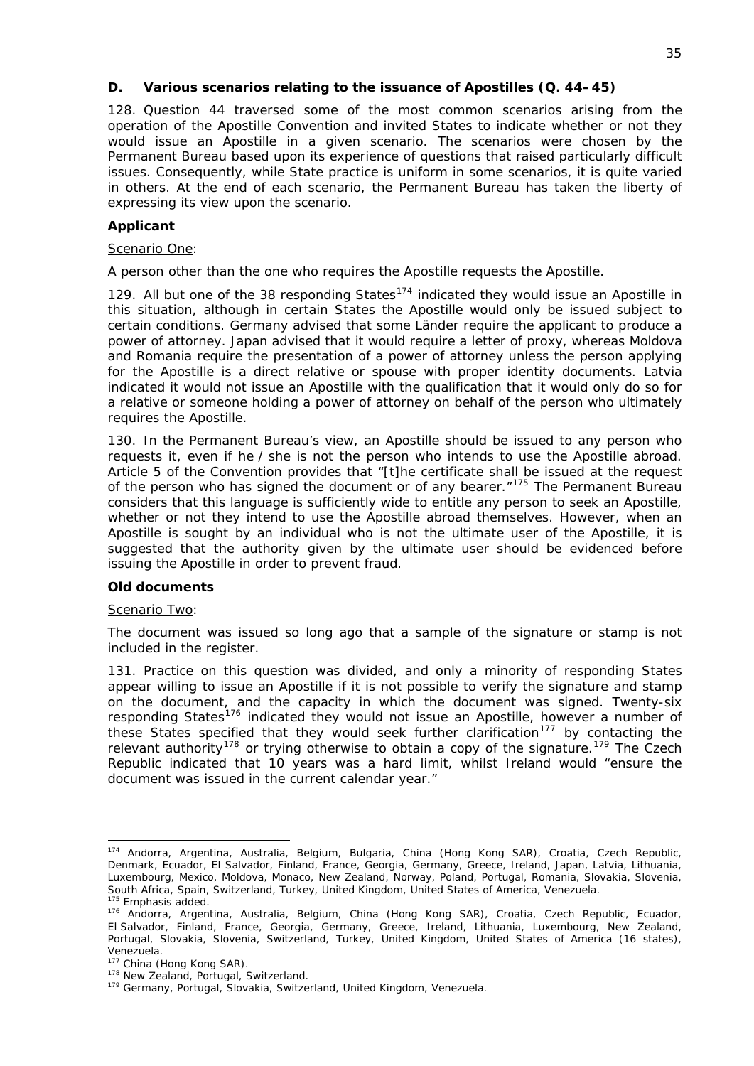### D. Various scenarios relating to the issuance of Apostilles (Q. 44–45)

128. Question 44 traversed some of the most common scenarios arising from the operation of the Apostille Convention and invited States to indicate whether or not they would issue an Apostille in a given scenario. The scenarios were chosen by the Permanent Bureau based upon its experience of questions that raised particularly difficult issues. Consequently, while State practice is uniform in some scenarios, it is quite varied in others. At the end of each scenario, the Permanent Bureau has taken the liberty of expressing its view upon the scenario.

**Applicant**

Scenario One:

A person other than the one who requires the Apostille requests the Apostille.

129. All but one of the 38 responding States[174] indicated they would issue an Apostille in this situation, although in certain States the Apostille would only be issued subject to certain conditions. Germany advised that some Länder require the applicant to produce a power of attorney. Japan advised that it would require a letter of proxy, whereas Moldova and Romania require the presentation of a power of attorney unless the person applying for the Apostille is a direct relative or spouse with proper identity documents. Latvia indicated it would not issue an Apostille with the qualification that it would only do so for a relative or someone holding a power of attorney on behalf of the person who ultimately requires the Apostille.

130. In the Permanent Bureau's view, an Apostille should be issued to any person who requests it, even if he / she is not the person who intends to use the Apostille abroad. Article 5 of the Convention provides that "[t]he certificate shall be issued at the request of the person who has signed the document or of *any bearer*."[175] The Permanent Bureau considers that this language is sufficiently wide to entitle any person to seek an Apostille, whether or not they intend to use the Apostille abroad themselves. However, when an Apostille is sought by an individual who is not the ultimate user of the Apostille, it is suggested that the authority given by the ultimate user should be evidenced before issuing the Apostille in order to prevent fraud.

**Old documents**

Scenario Two:

The document was issued so long ago that a sample of the signature or stamp is not included in the register.

131. Practice on this question was divided, and only a minority of responding States appear willing to issue an Apostille if it is not possible to verify the signature and stamp on the document, and the capacity in which the document was signed. Twenty-six responding States[176] indicated they would not issue an Apostille, however a number of these States specified that they would seek further clarification[177] by contacting the relevant authority[178] or trying otherwise to obtain a copy of the signature.[179] The Czech Republic indicated that 10 years was a hard limit, whilst Ireland would "ensure the document was issued in the current calendar year."

---

[174] Andorra, Argentina, Australia, Belgium, Bulgaria, China (Hong Kong SAR), Croatia, Czech Republic, Denmark, Ecuador, El Salvador, Finland, France, Georgia, Germany, Greece, Ireland, Japan, Latvia, Lithuania, Luxembourg, Mexico, Moldova, Monaco, New Zealand, Norway, Poland, Portugal, Romania, Slovakia, Slovenia, South Africa, Spain, Switzerland, Turkey, United Kingdom, United States of America, Venezuela.

[175] Emphasis added.

[176] Andorra, Argentina, Australia, Belgium, China (Hong Kong SAR), Croatia, Czech Republic, Ecuador, El Salvador, Finland, France, Georgia, Germany, Greece, Ireland, Lithuania, Luxembourg, New Zealand, Portugal, Slovakia, Slovenia, Switzerland, Turkey, United Kingdom, United States of America (16 states), Venezuela.

[177] China (Hong Kong SAR).

[178] New Zealand, Portugal, Switzerland.

[179] Germany, Portugal, Slovakia, Switzerland, United Kingdom, Venezuela.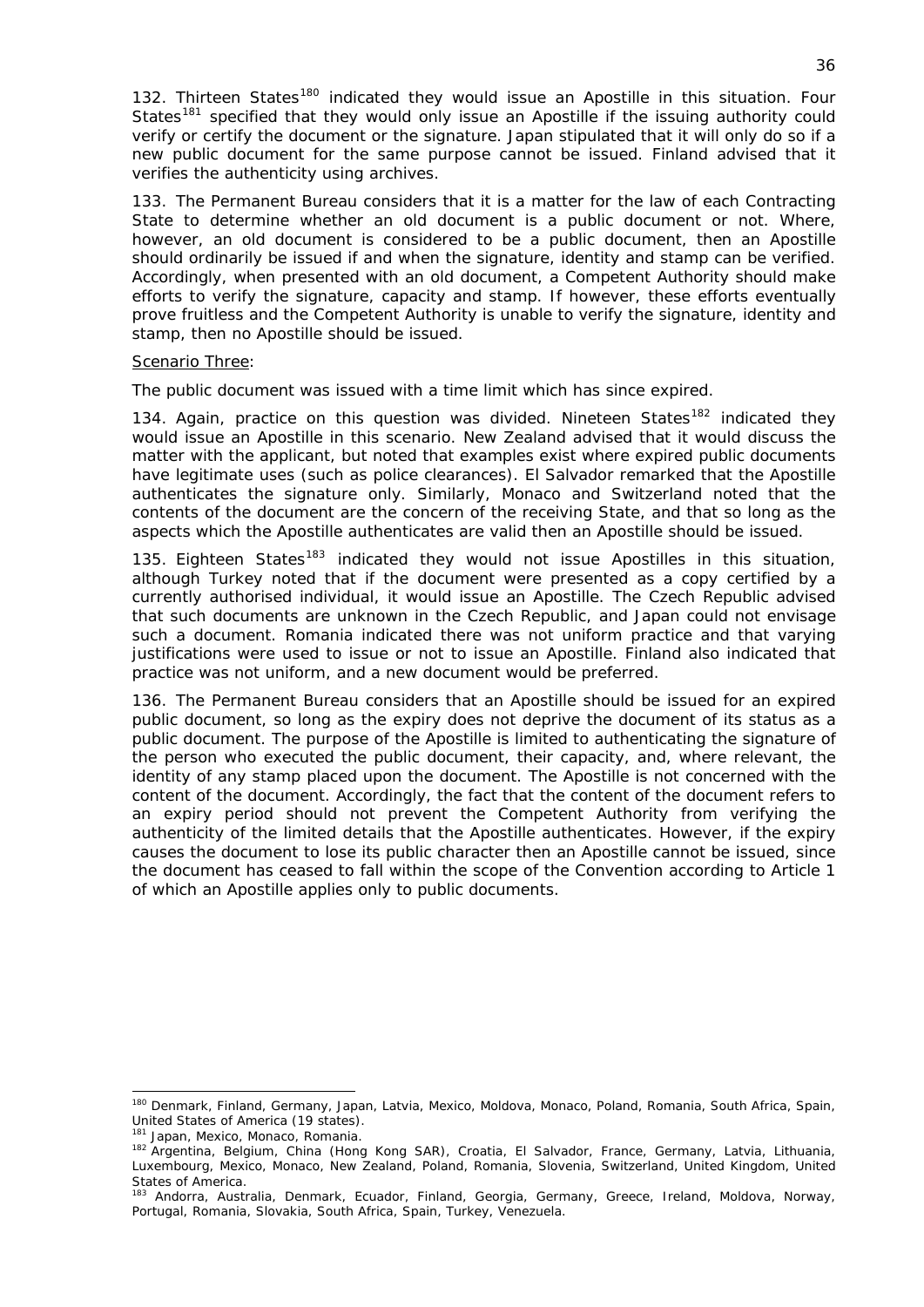132. Thirteen States[180] indicated they would issue an Apostille in this situation. Four States[181] specified that they would only issue an Apostille if the issuing authority could verify or certify the document or the signature. Japan stipulated that it will only do so if a new public document for the same purpose cannot be issued. Finland advised that it verifies the authenticity using archives.

133. The Permanent Bureau considers that it is a matter for the law of each Contracting State to determine whether an old document is a public document or not. Where, however, an old document is considered to be a public document, then an Apostille should ordinarily be issued if and when the signature, identity and stamp can be verified. Accordingly, when presented with an old document, a Competent Authority should make efforts to verify the signature, capacity and stamp. If however, these efforts eventually prove fruitless and the Competent Authority is unable to verify the signature, identity and stamp, then no Apostille should be issued.

Scenario Three:

The public document was issued with a time limit which has since expired.

134. Again, practice on this question was divided. Nineteen States[182] indicated they would issue an Apostille in this scenario. New Zealand advised that it would discuss the matter with the applicant, but noted that examples exist where expired public documents have legitimate uses (such as police clearances). El Salvador remarked that the Apostille authenticates the signature only. Similarly, Monaco and Switzerland noted that the contents of the document are the concern of the receiving State, and that so long as the aspects which the Apostille authenticates are valid then an Apostille should be issued.

135. Eighteen States[183] indicated they would not issue Apostilles in this situation, although Turkey noted that if the document were presented as a copy certified by a currently authorised individual, it would issue an Apostille. The Czech Republic advised that such documents are unknown in the Czech Republic, and Japan could not envisage such a document. Romania indicated there was not uniform practice and that varying justifications were used to issue or not to issue an Apostille. Finland also indicated that practice was not uniform, and a new document would be preferred.

136. The Permanent Bureau considers that an Apostille should be issued for an expired public document, so long as the expiry does not deprive the document of its status as a public document. The purpose of the Apostille is limited to authenticating the signature of the person who executed the public document, their capacity, and, where relevant, the identity of any stamp placed upon the document. The Apostille is not concerned with the content of the document. Accordingly, the fact that the content of the document refers to an expiry period should not prevent the Competent Authority from verifying the authenticity of the limited details that the Apostille authenticates. However, if the expiry causes the document to lose its public character then an Apostille cannot be issued, since the document has ceased to fall within the scope of the Convention according to Article 1 of which an Apostille applies only to public documents.

---

[180] Denmark, Finland, Germany, Japan, Latvia, Mexico, Moldova, Monaco, Poland, Romania, South Africa, Spain, United States of America (19 states).

[181] Japan, Mexico, Monaco, Romania.

[182] Argentina, Belgium, China (Hong Kong SAR), Croatia, El Salvador, France, Germany, Latvia, Lithuania, Luxembourg, Mexico, Monaco, New Zealand, Poland, Romania, Slovenia, Switzerland, United Kingdom, United States of America.

[183] Andorra, Australia, Denmark, Ecuador, Finland, Georgia, Germany, Greece, Ireland, Moldova, Norway, Portugal, Romania, Slovakia, South Africa, Spain, Turkey, Venezuela.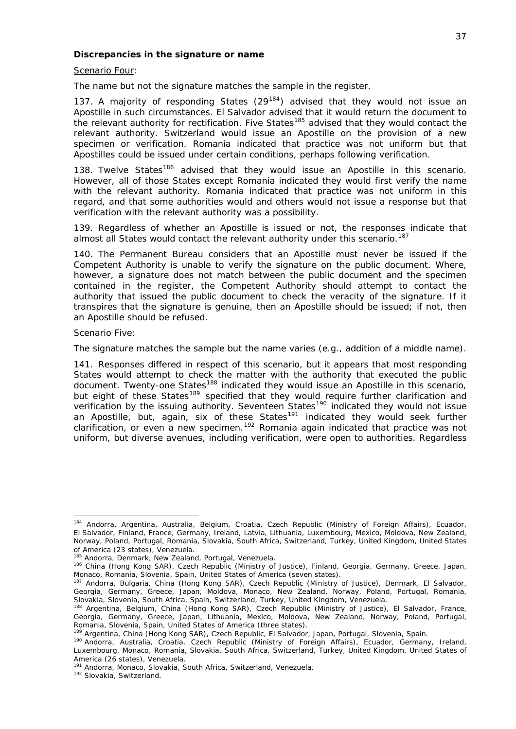**Discrepancies in the signature or name**

Scenario Four:

The name but not the signature matches the sample in the register.

137. A majority of responding States (29[184]) advised that they would not issue an Apostille in such circumstances. El Salvador advised that it would return the document to the relevant authority for rectification. Five States[185] advised that they would contact the relevant authority. Switzerland would issue an Apostille on the provision of a new specimen or verification. Romania indicated that practice was not uniform but that Apostilles could be issued under certain conditions, perhaps following verification.

138. Twelve States[186] advised that they would issue an Apostille in this scenario. However, all of those States except Romania indicated they would first verify the name with the relevant authority. Romania indicated that practice was not uniform in this regard, and that some authorities would and others would not issue a response but that verification with the relevant authority was a possibility.

139. Regardless of whether an Apostille is issued or not, the responses indicate that almost all States would contact the relevant authority under this scenario.[187]

140. The Permanent Bureau considers that an Apostille must never be issued if the Competent Authority is unable to verify the signature on the public document. Where, however, a signature does not match between the public document and the specimen contained in the register, the Competent Authority should attempt to contact the authority that issued the public document to check the veracity of the signature. If it transpires that the signature is genuine, then an Apostille should be issued; if not, then an Apostille should be refused.

Scenario Five:

The signature matches the sample but the name varies (e.g., addition of a middle name).

141. Responses differed in respect of this scenario, but it appears that most responding States would attempt to check the matter with the authority that executed the public document. Twenty-one States[188] indicated they would issue an Apostille in this scenario, but eight of these States[189] specified that they would require further clarification and verification by the issuing authority. Seventeen States[190] indicated they would not issue an Apostille, but, again, six of these States[191] indicated they would seek further clarification, or even a new specimen.[192] Romania again indicated that practice was not uniform, but diverse avenues, including verification, were open to authorities. Regardless

---

[184] Andorra, Argentina, Australia, Belgium, Croatia, Czech Republic (Ministry of Foreign Affairs), Ecuador, El Salvador, Finland, France, Germany, Ireland, Latvia, Lithuania, Luxembourg, Mexico, Moldova, New Zealand, Norway, Poland, Portugal, Romania, Slovakia, South Africa, Switzerland, Turkey, United Kingdom, United States of America (23 states), Venezuela.

[185] Andorra, Denmark, New Zealand, Portugal, Venezuela.

[186] China (Hong Kong SAR), Czech Republic (Ministry of Justice), Finland, Georgia, Germany, Greece, Japan, Monaco, Romania, Slovenia, Spain, United States of America (seven states).

[187] Andorra, Bulgaria, China (Hong Kong SAR), Czech Republic (Ministry of Justice), Denmark, El Salvador, Georgia, Germany, Greece, Japan, Moldova, Monaco, New Zealand, Norway, Poland, Portugal, Romania, Slovakia, Slovenia, South Africa, Spain, Switzerland, Turkey, United Kingdom, Venezuela.

[188] Argentina, Belgium, China (Hong Kong SAR), Czech Republic (Ministry of Justice), El Salvador, France, Georgia, Germany, Greece, Japan, Lithuania, Mexico, Moldova, New Zealand, Norway, Poland, Portugal, Romania, Slovenia, Spain, United States of America (three states).

[189] Argentina, China (Hong Kong SAR), Czech Republic, El Salvador, Japan, Portugal, Slovenia, Spain.

[190] Andorra, Australia, Croatia, Czech Republic (Ministry of Foreign Affairs), Ecuador, Germany, Ireland, Luxembourg, Monaco, Romania, Slovakia, South Africa, Switzerland, Turkey, United Kingdom, United States of America (26 states), Venezuela.

[191] Andorra, Monaco, Slovakia, South Africa, Switzerland, Venezuela.

[192] Slovakia, Switzerland.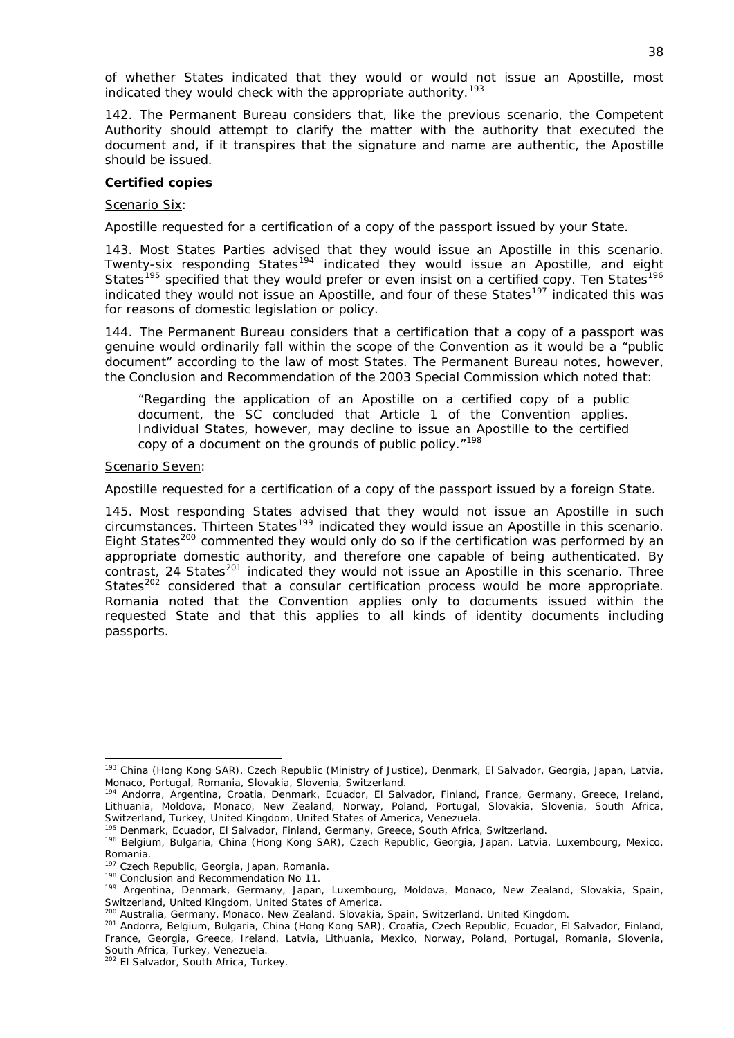of whether States indicated that they would or would not issue an Apostille, most indicated they would check with the appropriate authority.[193]

142. The Permanent Bureau considers that, like the previous scenario, the Competent Authority should attempt to clarify the matter with the authority that executed the document and, if it transpires that the signature and name are authentic, the Apostille should be issued.

**Certified copies**

Scenario Six:

*Apostille requested for a certification of a copy of the passport issued by your State.*

143. Most States Parties advised that they would issue an Apostille in this scenario. Twenty-six responding States[194] indicated they would issue an Apostille, and eight States[195] specified that they would prefer or even insist on a certified copy. Ten States[196] indicated they would not issue an Apostille, and four of these States[197] indicated this was for reasons of domestic legislation or policy.

144. The Permanent Bureau considers that a certification that a copy of a passport was genuine would ordinarily fall within the scope of the Convention as it would be a "public document" according to the law of most States. The Permanent Bureau notes, however, the Conclusion and Recommendation of the 2003 Special Commission which noted that:

> "Regarding the application of an Apostille on a certified copy of a public document, the SC concluded that Article 1 of the Convention applies. Individual States, however, may decline to issue an Apostille to the certified copy of a document on the grounds of public policy."[198]

Scenario Seven:

*Apostille requested for a certification of a copy of the passport issued by a foreign State.*

145. Most responding States advised that they would not issue an Apostille in such circumstances. Thirteen States[199] indicated they would issue an Apostille in this scenario. Eight States[200] commented they would only do so if the certification was performed by an appropriate domestic authority, and therefore one capable of being authenticated. By contrast, 24 States[201] indicated they would not issue an Apostille in this scenario. Three States[202] considered that a consular certification process would be more appropriate. Romania noted that the Convention applies only to documents issued within the requested State and that this applies to all kinds of identity documents including passports.

---

[193] China (Hong Kong SAR), Czech Republic (Ministry of Justice), Denmark, El Salvador, Georgia, Japan, Latvia, Monaco, Portugal, Romania, Slovakia, Slovenia, Switzerland.

[194] Andorra, Argentina, Croatia, Denmark, Ecuador, El Salvador, Finland, France, Germany, Greece, Ireland, Lithuania, Moldova, Monaco, New Zealand, Norway, Poland, Portugal, Slovakia, Slovenia, South Africa, Switzerland, Turkey, United Kingdom, United States of America, Venezuela.

[195] Denmark, Ecuador, El Salvador, Finland, Germany, Greece, South Africa, Switzerland.

[196] Belgium, Bulgaria, China (Hong Kong SAR), Czech Republic, Georgia, Japan, Latvia, Luxembourg, Mexico, Romania.

[197] Czech Republic, Georgia, Japan, Romania.

[198] Conclusion and Recommendation No 11.

[199] Argentina, Denmark, Germany, Japan, Luxembourg, Moldova, Monaco, New Zealand, Slovakia, Spain, Switzerland, United Kingdom, United States of America.

[200] Australia, Germany, Monaco, New Zealand, Slovakia, Spain, Switzerland, United Kingdom.

[201] Andorra, Belgium, Bulgaria, China (Hong Kong SAR), Croatia, Czech Republic, Ecuador, El Salvador, Finland, France, Georgia, Greece, Ireland, Latvia, Lithuania, Mexico, Norway, Poland, Portugal, Romania, Slovenia, South Africa, Turkey, Venezuela.

[202] El Salvador, South Africa, Turkey.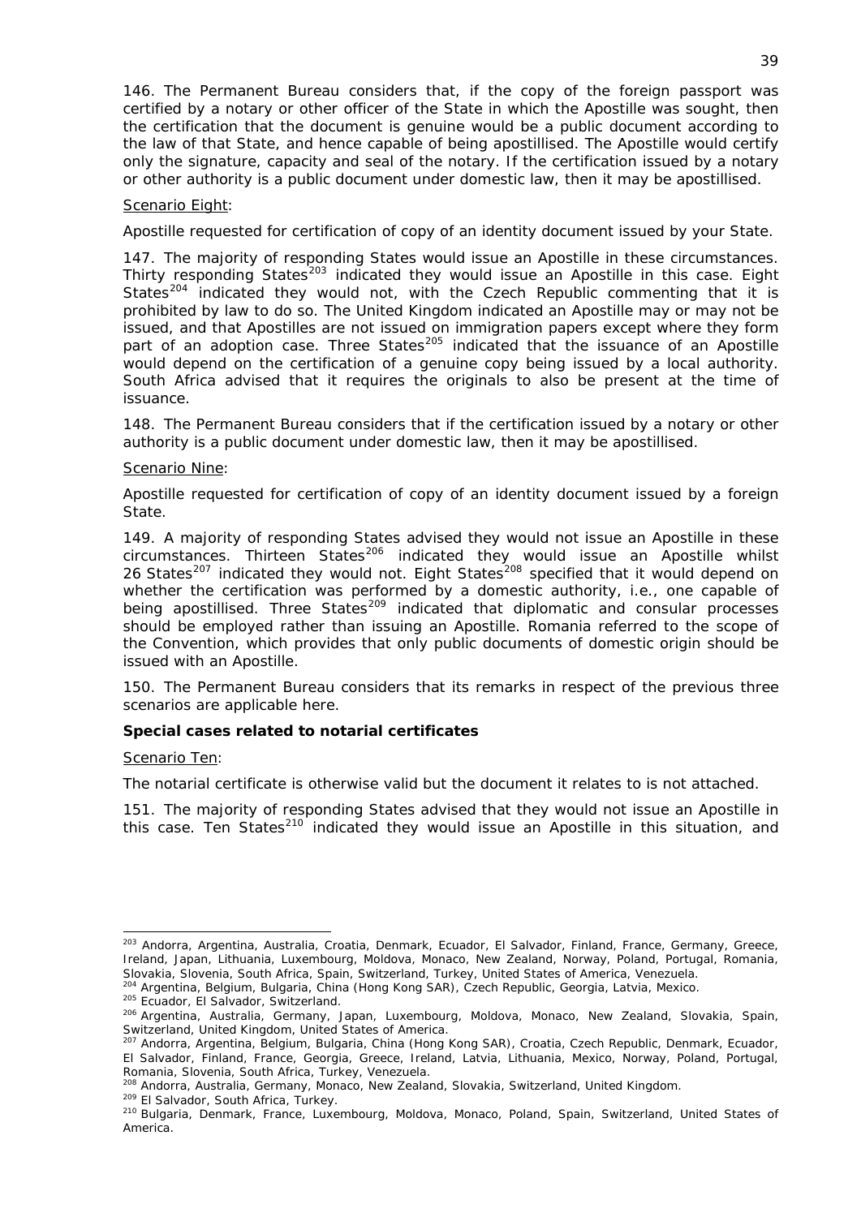146. The Permanent Bureau considers that, if the copy of the foreign passport was certified by a notary or other officer of the State in which the Apostille was sought, then the certification that the document is genuine would be a public document according to the law of that State, and hence capable of being apostillised. The Apostille would certify only the signature, capacity and seal of the notary. If the certification issued by a notary or other authority is a public document under domestic law, then it may be apostillised.

Scenario Eight:

Apostille requested for certification of copy of an identity document issued by your State.

147. The majority of responding States would issue an Apostille in these circumstances. Thirty responding States[203] indicated they would issue an Apostille in this case. Eight States[204] indicated they would not, with the Czech Republic commenting that it is prohibited by law to do so. The United Kingdom indicated an Apostille may or may not be issued, and that Apostilles are not issued on immigration papers except where they form part of an adoption case. Three States[205] indicated that the issuance of an Apostille would depend on the certification of a genuine copy being issued by a local authority. South Africa advised that it requires the originals to also be present at the time of issuance.

148. The Permanent Bureau considers that if the certification issued by a notary or other authority is a public document under domestic law, then it may be apostillised.

Scenario Nine:

Apostille requested for certification of copy of an identity document issued by a foreign State.

149. A majority of responding States advised they would not issue an Apostille in these circumstances. Thirteen States[206] indicated they would issue an Apostille whilst 26 States[207] indicated they would not. Eight States[208] specified that it would depend on whether the certification was performed by a domestic authority, *i.e.*, one capable of being apostillised. Three States[209] indicated that diplomatic and consular processes should be employed rather than issuing an Apostille. Romania referred to the scope of the Convention, which provides that only public documents of domestic origin should be issued with an Apostille.

150. The Permanent Bureau considers that its remarks in respect of the previous three scenarios are applicable here.

**Special cases related to notarial certificates**

Scenario Ten:

The notarial certificate is otherwise valid but the document it relates to is not attached.

151. The majority of responding States advised that they would not issue an Apostille in this case. Ten States[210] indicated they would issue an Apostille in this situation, and

---

[203] Andorra, Argentina, Australia, Croatia, Denmark, Ecuador, El Salvador, Finland, France, Germany, Greece, Ireland, Japan, Lithuania, Luxembourg, Moldova, Monaco, New Zealand, Norway, Poland, Portugal, Romania, Slovakia, Slovenia, South Africa, Spain, Switzerland, Turkey, United States of America, Venezuela.

[204] Argentina, Belgium, Bulgaria, China (Hong Kong SAR), Czech Republic, Georgia, Latvia, Mexico.

[205] Ecuador, El Salvador, Switzerland.

[206] Argentina, Australia, Germany, Japan, Luxembourg, Moldova, Monaco, New Zealand, Slovakia, Spain, Switzerland, United Kingdom, United States of America.

[207] Andorra, Argentina, Belgium, Bulgaria, China (Hong Kong SAR), Croatia, Czech Republic, Denmark, Ecuador, El Salvador, Finland, France, Georgia, Greece, Ireland, Latvia, Lithuania, Mexico, Norway, Poland, Portugal, Romania, Slovenia, South Africa, Turkey, Venezuela.

[208] Andorra, Australia, Germany, Monaco, New Zealand, Slovakia, Switzerland, United Kingdom.

[209] El Salvador, South Africa, Turkey.

[210] Bulgaria, Denmark, France, Luxembourg, Moldova, Monaco, Poland, Spain, Switzerland, United States of America.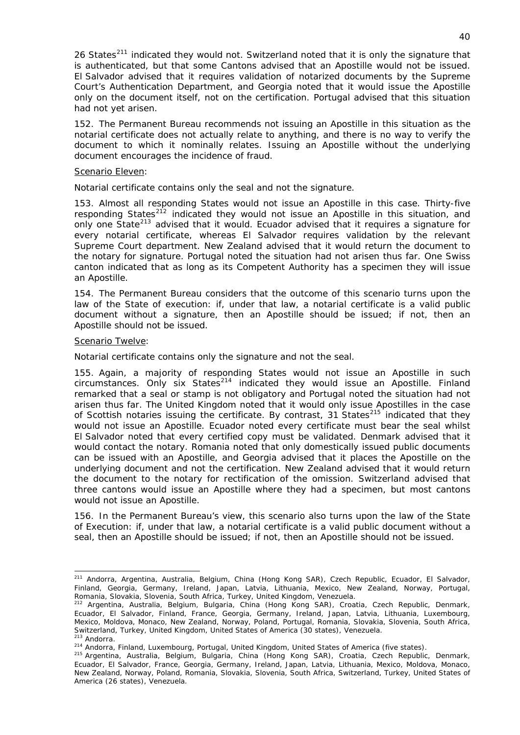26 States[211] indicated they would not. Switzerland noted that it is only the signature that is authenticated, but that some Cantons advised that an Apostille would not be issued. El Salvador advised that it requires validation of notarized documents by the Supreme Court's Authentication Department, and Georgia noted that it would issue the Apostille only on the document itself, not on the certification. Portugal advised that this situation had not yet arisen.

152. The Permanent Bureau recommends not issuing an Apostille in this situation as the notarial certificate does not actually relate to anything, and there is no way to verify the document to which it nominally relates. Issuing an Apostille without the underlying document encourages the incidence of fraud.

Scenario Eleven:

*Notarial certificate contains only the seal and not the signature.*

153. Almost all responding States would not issue an Apostille in this case. Thirty-five responding States[212] indicated they would not issue an Apostille in this situation, and only one State[213] advised that it would. Ecuador advised that it requires a signature for every notarial certificate, whereas El Salvador requires validation by the relevant Supreme Court department. New Zealand advised that it would return the document to the notary for signature. Portugal noted the situation had not arisen thus far. One Swiss canton indicated that as long as its Competent Authority has a specimen they will issue an Apostille.

154. The Permanent Bureau considers that the outcome of this scenario turns upon the law of the State of execution: if, under that law, a notarial certificate is a valid public document without a signature, then an Apostille should be issued; if not, then an Apostille should not be issued.

Scenario Twelve:

*Notarial certificate contains only the signature and not the seal.*

155. Again, a majority of responding States would not issue an Apostille in such circumstances. Only six States[214] indicated they would issue an Apostille. Finland remarked that a seal or stamp is not obligatory and Portugal noted the situation had not arisen thus far. The United Kingdom noted that it would only issue Apostilles in the case of Scottish notaries issuing the certificate. By contrast, 31 States[215] indicated that they would not issue an Apostille. Ecuador noted every certificate must bear the seal whilst El Salvador noted that every certified copy must be validated. Denmark advised that it would contact the notary. Romania noted that only domestically issued public documents can be issued with an Apostille, and Georgia advised that it places the Apostille on the underlying document and not the certification. New Zealand advised that it would return the document to the notary for rectification of the omission. Switzerland advised that three cantons would issue an Apostille where they had a specimen, but most cantons would not issue an Apostille.

156. In the Permanent Bureau's view, this scenario also turns upon the law of the State of Execution: if, under that law, a notarial certificate is a valid public document without a seal, then an Apostille should be issued; if not, then an Apostille should not be issued.

---

[211] Andorra, Argentina, Australia, Belgium, China (Hong Kong SAR), Czech Republic, Ecuador, El Salvador, Finland, Georgia, Germany, Ireland, Japan, Latvia, Lithuania, Mexico, New Zealand, Norway, Portugal, Romania, Slovakia, Slovenia, South Africa, Turkey, United Kingdom, Venezuela.

[212] Argentina, Australia, Belgium, Bulgaria, China (Hong Kong SAR), Croatia, Czech Republic, Denmark, Ecuador, El Salvador, Finland, France, Georgia, Germany, Ireland, Japan, Latvia, Lithuania, Luxembourg, Mexico, Moldova, Monaco, New Zealand, Norway, Poland, Portugal, Romania, Slovakia, Slovenia, South Africa, Switzerland, Turkey, United Kingdom, United States of America (30 states), Venezuela.

[213] Andorra.

[214] Andorra, Finland, Luxembourg, Portugal, United Kingdom, United States of America (five states).

[215] Argentina, Australia, Belgium, Bulgaria, China (Hong Kong SAR), Croatia, Czech Republic, Denmark, Ecuador, El Salvador, France, Georgia, Germany, Ireland, Japan, Latvia, Lithuania, Mexico, Moldova, Monaco, New Zealand, Norway, Poland, Romania, Slovakia, Slovenia, South Africa, Switzerland, Turkey, United States of America (26 states), Venezuela.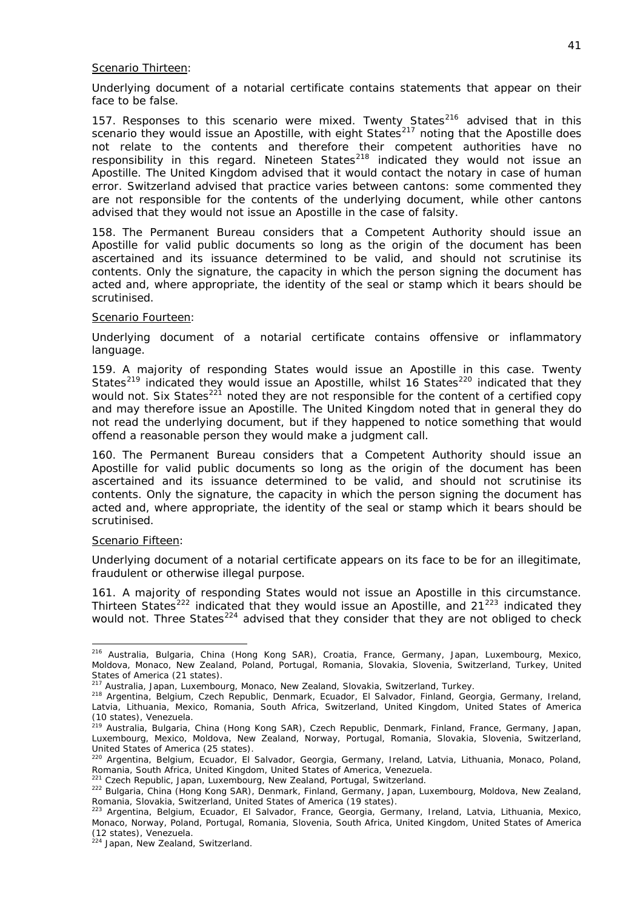Scenario Thirteen:

Underlying document of a notarial certificate contains statements that appear on their face to be false.

157. Responses to this scenario were mixed. Twenty States[216] advised that in this scenario they would issue an Apostille, with eight States[217] noting that the Apostille does not relate to the contents and therefore their competent authorities have no responsibility in this regard. Nineteen States[218] indicated they would not issue an Apostille. The United Kingdom advised that it would contact the notary in case of human error. Switzerland advised that practice varies between cantons: some commented they are not responsible for the contents of the underlying document, while other cantons advised that they would not issue an Apostille in the case of falsity.

158. The Permanent Bureau considers that a Competent Authority should issue an Apostille for valid public documents so long as the origin of the document has been ascertained and its issuance determined to be valid, and should not scrutinise its contents. Only the signature, the capacity in which the person signing the document has acted and, where appropriate, the identity of the seal or stamp which it bears should be scrutinised.

Scenario Fourteen:

Underlying document of a notarial certificate contains offensive or inflammatory language.

159. A majority of responding States would issue an Apostille in this case. Twenty States[219] indicated they would issue an Apostille, whilst 16 States[220] indicated that they would not. Six States[221] noted they are not responsible for the content of a certified copy and may therefore issue an Apostille. The United Kingdom noted that in general they do not read the underlying document, but if they happened to notice something that would offend a reasonable person they would make a judgment call.

160. The Permanent Bureau considers that a Competent Authority should issue an Apostille for valid public documents so long as the origin of the document has been ascertained and its issuance determined to be valid, and should not scrutinise its contents. Only the signature, the capacity in which the person signing the document has acted and, where appropriate, the identity of the seal or stamp which it bears should be scrutinised.

Scenario Fifteen:

Underlying document of a notarial certificate appears on its face to be for an illegitimate, fraudulent or otherwise illegal purpose.

161. A majority of responding States would not issue an Apostille in this circumstance. Thirteen States[222] indicated that they would issue an Apostille, and 21[223] indicated they would not. Three States[224] advised that they consider that they are not obliged to check

---

[216] Australia, Bulgaria, China (Hong Kong SAR), Croatia, France, Germany, Japan, Luxembourg, Mexico, Moldova, Monaco, New Zealand, Poland, Portugal, Romania, Slovakia, Slovenia, Switzerland, Turkey, United States of America (21 states).

[217] Australia, Japan, Luxembourg, Monaco, New Zealand, Slovakia, Switzerland, Turkey.

[218] Argentina, Belgium, Czech Republic, Denmark, Ecuador, El Salvador, Finland, Georgia, Germany, Ireland, Latvia, Lithuania, Mexico, Romania, South Africa, Switzerland, United Kingdom, United States of America (10 states), Venezuela.

[219] Australia, Bulgaria, China (Hong Kong SAR), Czech Republic, Denmark, Finland, France, Germany, Japan, Luxembourg, Mexico, Moldova, New Zealand, Norway, Portugal, Romania, Slovakia, Slovenia, Switzerland, United States of America (25 states).

[220] Argentina, Belgium, Ecuador, El Salvador, Georgia, Germany, Ireland, Latvia, Lithuania, Monaco, Poland, Romania, South Africa, United Kingdom, United States of America, Venezuela.

[221] Czech Republic, Japan, Luxembourg, New Zealand, Portugal, Switzerland.

[222] Bulgaria, China (Hong Kong SAR), Denmark, Finland, Germany, Japan, Luxembourg, Moldova, New Zealand, Romania, Slovakia, Switzerland, United States of America (19 states).

[223] Argentina, Belgium, Ecuador, El Salvador, France, Georgia, Germany, Ireland, Latvia, Lithuania, Mexico, Monaco, Norway, Poland, Portugal, Romania, Slovenia, South Africa, United Kingdom, United States of America (12 states), Venezuela.

[224] Japan, New Zealand, Switzerland.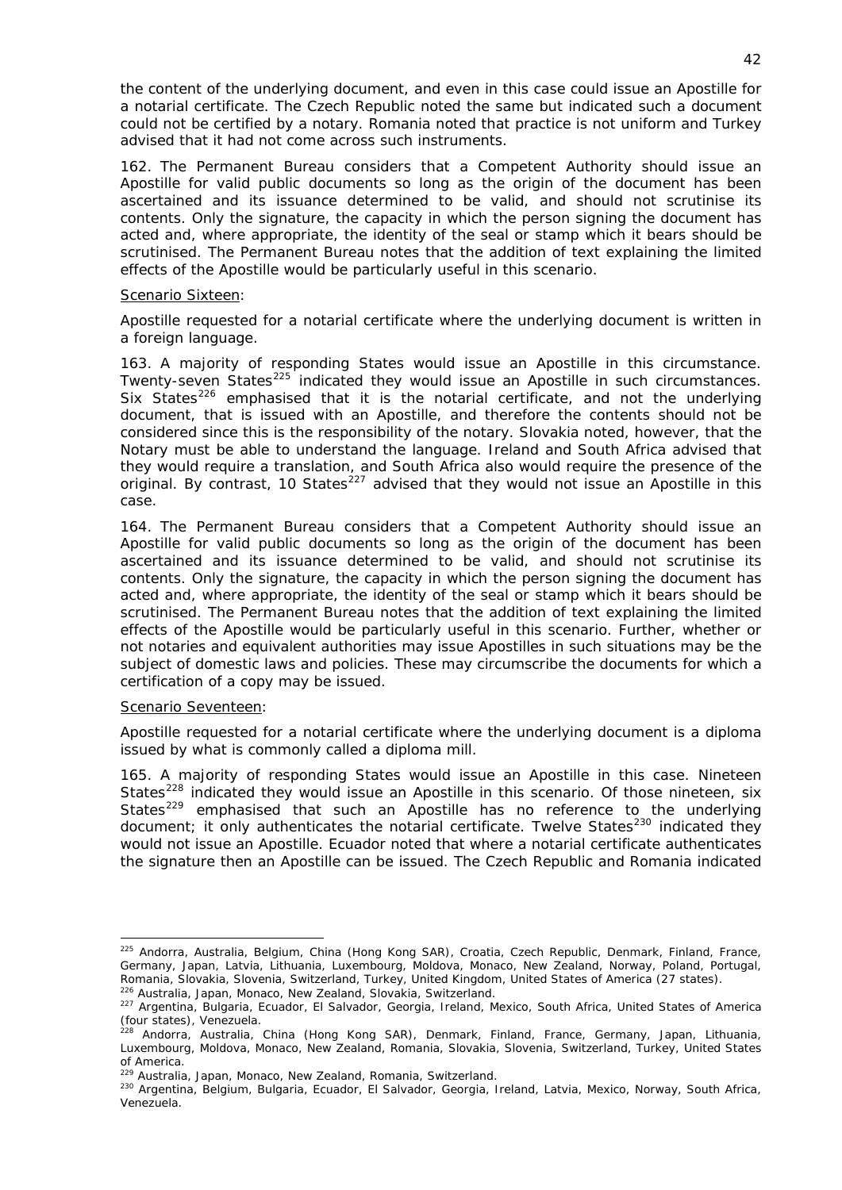the content of the underlying document, and even in this case could issue an Apostille for a notarial certificate. The Czech Republic noted the same but indicated such a document could not be certified by a notary. Romania noted that practice is not uniform and Turkey advised that it had not come across such instruments.

162. The Permanent Bureau considers that a Competent Authority should issue an Apostille for valid public documents so long as the origin of the document has been ascertained and its issuance determined to be valid, and should not scrutinise its contents. Only the signature, the capacity in which the person signing the document has acted and, where appropriate, the identity of the seal or stamp which it bears should be scrutinised. The Permanent Bureau notes that the addition of text explaining the limited effects of the Apostille would be particularly useful in this scenario.

Scenario Sixteen:

*Apostille requested for a notarial certificate where the underlying document is written in a foreign language.*

163. A majority of responding States would issue an Apostille in this circumstance. Twenty-seven States[225] indicated they would issue an Apostille in such circumstances. Six States[226] emphasised that it is the notarial certificate, and not the underlying document, that is issued with an Apostille, and therefore the contents should not be considered since this is the responsibility of the notary. Slovakia noted, however, that the Notary must be able to understand the language. Ireland and South Africa advised that they would require a translation, and South Africa also would require the presence of the original. By contrast, 10 States[227] advised that they would not issue an Apostille in this case.

164. The Permanent Bureau considers that a Competent Authority should issue an Apostille for valid public documents so long as the origin of the document has been ascertained and its issuance determined to be valid, and should not scrutinise its contents. Only the signature, the capacity in which the person signing the document has acted and, where appropriate, the identity of the seal or stamp which it bears should be scrutinised. The Permanent Bureau notes that the addition of text explaining the limited effects of the Apostille would be particularly useful in this scenario. Further, whether or not notaries and equivalent authorities may issue Apostilles in such situations may be the subject of domestic laws and policies. These may circumscribe the documents for which a certification of a copy may be issued.

Scenario Seventeen:

*Apostille requested for a notarial certificate where the underlying document is a diploma issued by what is commonly called a diploma mill.*

165. A majority of responding States would issue an Apostille in this case. Nineteen States[228] indicated they would issue an Apostille in this scenario. Of those nineteen, six States[229] emphasised that such an Apostille has no reference to the underlying document; it only authenticates the notarial certificate. Twelve States[230] indicated they would not issue an Apostille. Ecuador noted that where a notarial certificate authenticates the signature then an Apostille can be issued. The Czech Republic and Romania indicated

---

[225] Andorra, Australia, Belgium, China (Hong Kong SAR), Croatia, Czech Republic, Denmark, Finland, France, Germany, Japan, Latvia, Lithuania, Luxembourg, Moldova, Monaco, New Zealand, Norway, Poland, Portugal, Romania, Slovakia, Slovenia, Switzerland, Turkey, United Kingdom, United States of America (27 states).

[226] Australia, Japan, Monaco, New Zealand, Slovakia, Switzerland.

[227] Argentina, Bulgaria, Ecuador, El Salvador, Georgia, Ireland, Mexico, South Africa, United States of America (four states), Venezuela.

[228] Andorra, Australia, China (Hong Kong SAR), Denmark, Finland, France, Germany, Japan, Lithuania, Luxembourg, Moldova, Monaco, New Zealand, Romania, Slovakia, Slovenia, Switzerland, Turkey, United States of America.

[229] Australia, Japan, Monaco, New Zealand, Romania, Switzerland.

[230] Argentina, Belgium, Bulgaria, Ecuador, El Salvador, Georgia, Ireland, Latvia, Mexico, Norway, South Africa, Venezuela.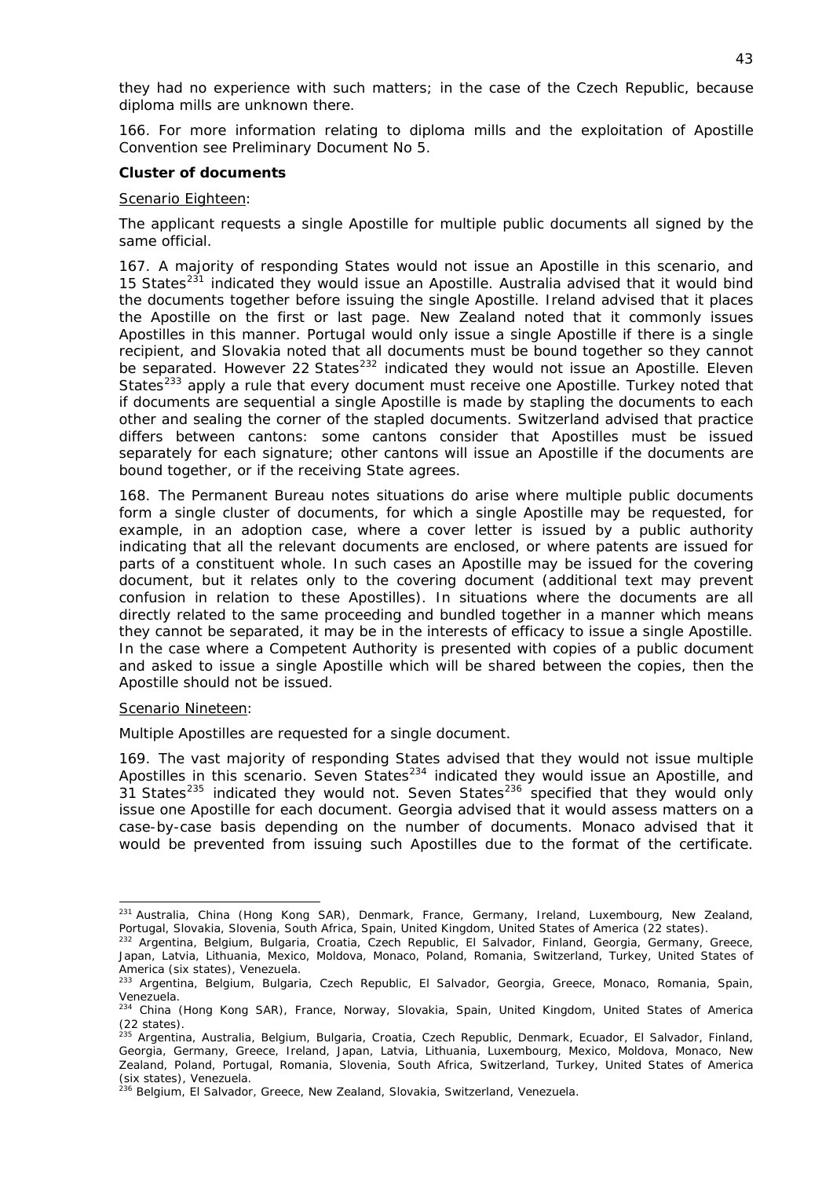they had no experience with such matters; in the case of the Czech Republic, because diploma mills are unknown there.

166. For more information relating to diploma mills and the exploitation of Apostille Convention see Preliminary Document No 5.

**Cluster of documents**

Scenario Eighteen:

*The applicant requests a single Apostille for multiple public documents all signed by the same official.*

167. A majority of responding States would not issue an Apostille in this scenario, and 15 States[231] indicated they would issue an Apostille. Australia advised that it would bind the documents together before issuing the single Apostille. Ireland advised that it places the Apostille on the first or last page. New Zealand noted that it commonly issues Apostilles in this manner. Portugal would only issue a single Apostille if there is a single recipient, and Slovakia noted that all documents must be bound together so they cannot be separated. However 22 States[232] indicated they would not issue an Apostille. Eleven States[233] apply a rule that every document must receive one Apostille. Turkey noted that if documents are sequential a single Apostille is made by stapling the documents to each other and sealing the corner of the stapled documents. Switzerland advised that practice differs between cantons: some cantons consider that Apostilles must be issued separately for each signature; other cantons will issue an Apostille if the documents are bound together, or if the receiving State agrees.

168. *The Permanent Bureau notes situations do arise where multiple public documents form a single cluster of documents, for which a single Apostille may be requested, for example, in an adoption case, where a cover letter is issued by a public authority indicating that all the relevant documents are enclosed, or where patents are issued for parts of a constituent whole. In such cases an Apostille may be issued for the covering document, but it relates only to the covering document (additional text may prevent confusion in relation to these Apostilles). In situations where the documents are all directly related to the same proceeding and bundled together in a manner which means they cannot be separated, it may be in the interests of efficacy to issue a single Apostille. In the case where a Competent Authority is presented with copies of a public document and asked to issue a single Apostille which will be shared between the copies, then the Apostille should not be issued.*

Scenario Nineteen:

*Multiple Apostilles are requested for a single document.*

169. The vast majority of responding States advised that they would not issue multiple Apostilles in this scenario. Seven States[234] indicated they would issue an Apostille, and 31 States[235] indicated they would not. Seven States[236] specified that they would only issue one Apostille for each document. Georgia advised that it would assess matters on a case-by-case basis depending on the number of documents. Monaco advised that it would be prevented from issuing such Apostilles due to the format of the certificate.

---

[231] Australia, China (Hong Kong SAR), Denmark, France, Germany, Ireland, Luxembourg, New Zealand, Portugal, Slovakia, Slovenia, South Africa, Spain, United Kingdom, United States of America (22 states).

[232] Argentina, Belgium, Bulgaria, Croatia, Czech Republic, El Salvador, Finland, Georgia, Germany, Greece, Japan, Latvia, Lithuania, Mexico, Moldova, Monaco, Poland, Romania, Switzerland, Turkey, United States of America (six states), Venezuela.

[233] Argentina, Belgium, Bulgaria, Czech Republic, El Salvador, Georgia, Greece, Monaco, Romania, Spain, Venezuela.

[234] China (Hong Kong SAR), France, Norway, Slovakia, Spain, United Kingdom, United States of America (22 states).

[235] Argentina, Australia, Belgium, Bulgaria, Croatia, Czech Republic, Denmark, Ecuador, El Salvador, Finland, Georgia, Germany, Greece, Ireland, Japan, Latvia, Lithuania, Luxembourg, Mexico, Moldova, Monaco, New Zealand, Poland, Portugal, Romania, Slovenia, South Africa, Switzerland, Turkey, United States of America (six states), Venezuela.

[236] Belgium, El Salvador, Greece, New Zealand, Slovakia, Switzerland, Venezuela.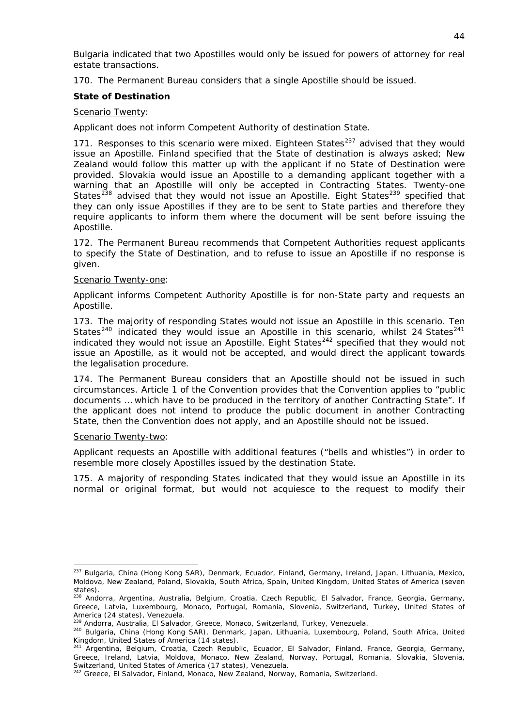Bulgaria indicated that two Apostilles would only be issued for powers of attorney for real estate transactions.

170. The Permanent Bureau considers that a single Apostille should be issued.

**State of Destination**

Scenario Twenty:

Applicant does not inform Competent Authority of destination State.

171. Responses to this scenario were mixed. Eighteen States[237] advised that they would issue an Apostille. Finland specified that the State of destination is always asked; New Zealand would follow this matter up with the applicant if no State of Destination were provided. Slovakia would issue an Apostille to a demanding applicant together with a warning that an Apostille will only be accepted in Contracting States. Twenty-one States[238] advised that they would not issue an Apostille. Eight States[239] specified that they can only issue Apostilles if they are to be sent to State parties and therefore they require applicants to inform them where the document will be sent before issuing the Apostille.

172. The Permanent Bureau recommends that Competent Authorities request applicants to specify the State of Destination, and to refuse to issue an Apostille if no response is given.

Scenario Twenty-one:

Applicant informs Competent Authority Apostille is for non-State party and requests an Apostille.

173. The majority of responding States would not issue an Apostille in this scenario. Ten States[240] indicated they would issue an Apostille in this scenario, whilst 24 States[241] indicated they would not issue an Apostille. Eight States[242] specified that they would not issue an Apostille, as it would not be accepted, and would direct the applicant towards the legalisation procedure.

174. The Permanent Bureau considers that an Apostille should not be issued in such circumstances. Article 1 of the Convention provides that the Convention applies to "public documents … which have to be produced in the territory of another Contracting State". If the applicant does not intend to produce the public document in another Contracting State, then the Convention does not apply, and an Apostille should not be issued.

Scenario Twenty-two:

Applicant requests an Apostille with additional features ("bells and whistles") in order to resemble more closely Apostilles issued by the destination State.

175. A majority of responding States indicated that they would issue an Apostille in its normal or original format, but would not acquiesce to the request to modify their

---

[237] Bulgaria, China (Hong Kong SAR), Denmark, Ecuador, Finland, Germany, Ireland, Japan, Lithuania, Mexico, Moldova, New Zealand, Poland, Slovakia, South Africa, Spain, United Kingdom, United States of America (seven states).

[238] Andorra, Argentina, Australia, Belgium, Croatia, Czech Republic, El Salvador, France, Georgia, Germany, Greece, Latvia, Luxembourg, Monaco, Portugal, Romania, Slovenia, Switzerland, Turkey, United States of America (24 states), Venezuela.

[239] Andorra, Australia, El Salvador, Greece, Monaco, Switzerland, Turkey, Venezuela.

[240] Bulgaria, China (Hong Kong SAR), Denmark, Japan, Lithuania, Luxembourg, Poland, South Africa, United Kingdom, United States of America (14 states).

[241] Argentina, Belgium, Croatia, Czech Republic, Ecuador, El Salvador, Finland, France, Georgia, Germany, Greece, Ireland, Latvia, Moldova, Monaco, New Zealand, Norway, Portugal, Romania, Slovakia, Slovenia, Switzerland, United States of America (17 states), Venezuela.

[242] Greece, El Salvador, Finland, Monaco, New Zealand, Norway, Romania, Switzerland.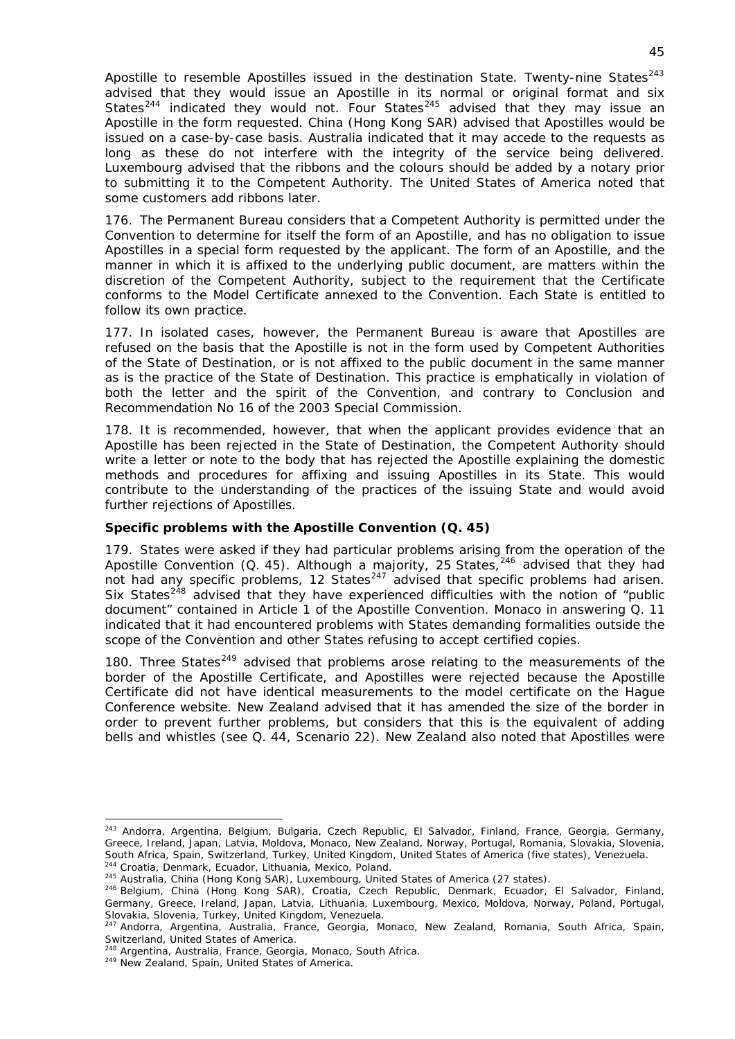Apostille to resemble Apostilles issued in the destination State. Twenty-nine States[243] advised that they would issue an Apostille in its normal or original format and six States[244] indicated they would not. Four States[245] advised that they may issue an Apostille in the form requested. China (Hong Kong SAR) advised that Apostilles would be issued on a case-by-case basis. Australia indicated that it may accede to the requests as long as these do not interfere with the integrity of the service being delivered. Luxembourg advised that the ribbons and the colours should be added by a notary prior to submitting it to the Competent Authority. The United States of America noted that some customers add ribbons later.

176. The Permanent Bureau considers that a Competent Authority is permitted under the Convention to determine for itself the form of an Apostille, and has no obligation to issue Apostilles in a special form requested by the applicant. The form of an Apostille, and the manner in which it is affixed to the underlying public document, are matters within the discretion of the Competent Authority, subject to the requirement that the Certificate conforms to the Model Certificate annexed to the Convention. Each State is entitled to follow its own practice.

177. In isolated cases, however, the Permanent Bureau is aware that Apostilles are refused on the basis that the Apostille is not in the form used by Competent Authorities of the State of Destination, or is not affixed to the public document in the same manner as is the practice of the State of Destination. This practice is emphatically in violation of both the letter and the spirit of the Convention, and contrary to Conclusion and Recommendation No 16 of the 2003 Special Commission.

178. It is recommended, however, that when the applicant provides evidence that an Apostille has been rejected in the State of Destination, the Competent Authority should write a letter or note to the body that has rejected the Apostille explaining the domestic methods and procedures for affixing and issuing Apostilles in its State. This would contribute to the understanding of the practices of the issuing State and would avoid further rejections of Apostilles.

**Specific problems with the Apostille Convention (Q. 45)**

179. States were asked if they had particular problems arising from the operation of the Apostille Convention (Q. 45). Although a majority, 25 States,[246] advised that they had not had any specific problems, 12 States[247] advised that specific problems had arisen. Six States[248] advised that they have experienced difficulties with the notion of "public document" contained in Article 1 of the Apostille Convention. Monaco in answering Q. 11 indicated that it had encountered problems with States demanding formalities outside the scope of the Convention and other States refusing to accept certified copies.

180. Three States[249] advised that problems arose relating to the measurements of the border of the Apostille Certificate, and Apostilles were rejected because the Apostille Certificate did not have identical measurements to the model certificate on the Hague Conference website. New Zealand advised that it has amended the size of the border in order to prevent further problems, but considers that this is the equivalent of adding bells and whistles (see Q. 44, Scenario 22). New Zealand also noted that Apostilles were

---

[243] Andorra, Argentina, Belgium, Bulgaria, Czech Republic, El Salvador, Finland, France, Georgia, Germany, Greece, Ireland, Japan, Latvia, Moldova, Monaco, New Zealand, Norway, Portugal, Romania, Slovakia, Slovenia, South Africa, Spain, Switzerland, Turkey, United Kingdom, United States of America (five states), Venezuela.

[244] Croatia, Denmark, Ecuador, Lithuania, Mexico, Poland.

[245] Australia, China (Hong Kong SAR), Luxembourg, United States of America (27 states).

[246] Belgium, China (Hong Kong SAR), Croatia, Czech Republic, Denmark, Ecuador, El Salvador, Finland, Germany, Greece, Ireland, Japan, Latvia, Lithuania, Luxembourg, Mexico, Moldova, Norway, Poland, Portugal, Slovakia, Slovenia, Turkey, United Kingdom, Venezuela.

[247] Andorra, Argentina, Australia, France, Georgia, Monaco, New Zealand, Romania, South Africa, Spain, Switzerland, United States of America.

[248] Argentina, Australia, France, Georgia, Monaco, South Africa.

[249] New Zealand, Spain, United States of America.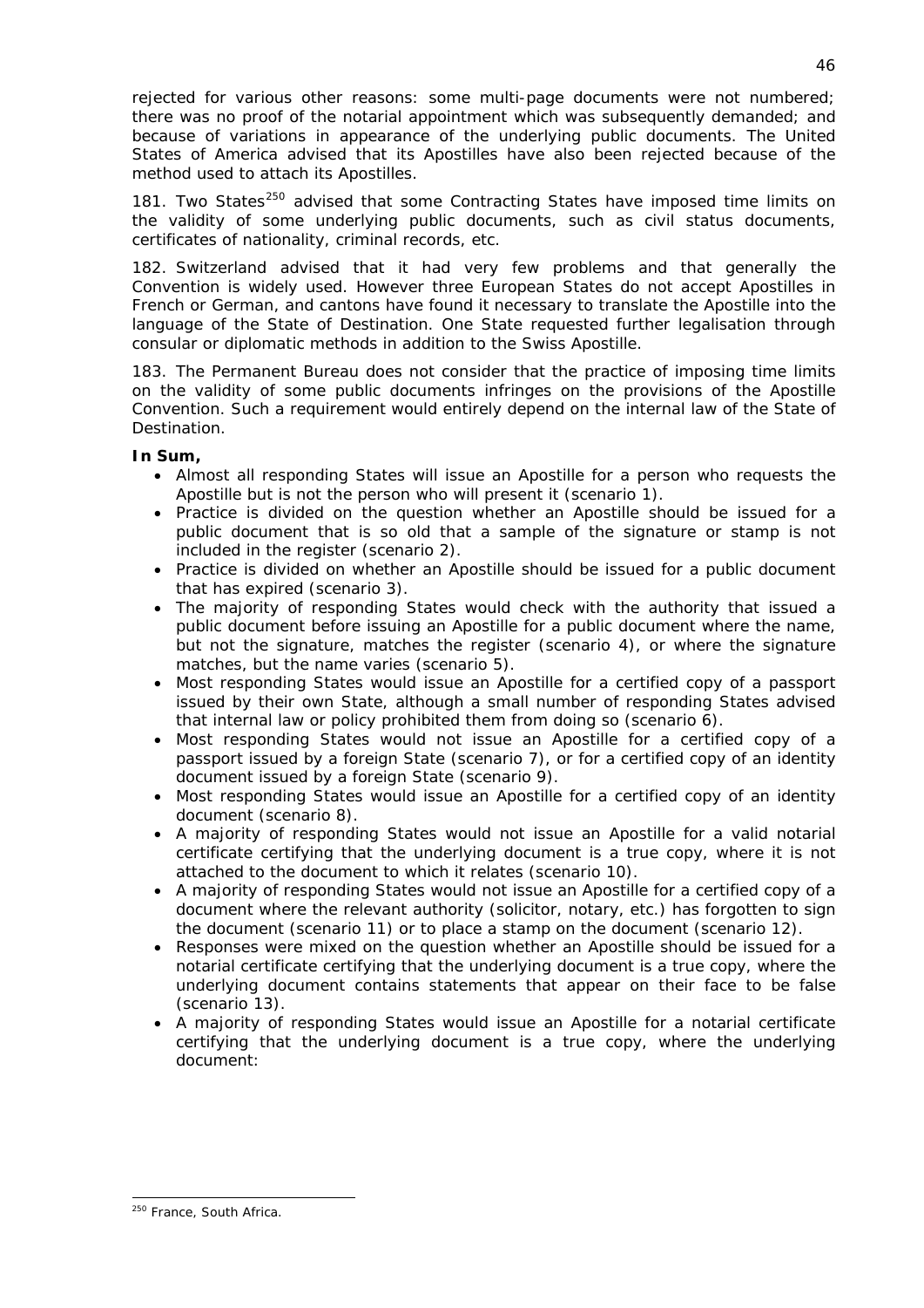rejected for various other reasons: some multi-page documents were not numbered; there was no proof of the notarial appointment which was subsequently demanded; and because of variations in appearance of the underlying public documents. The United States of America advised that its Apostilles have also been rejected because of the method used to attach its Apostilles.

181. Two States[250] advised that some Contracting States have imposed time limits on the validity of some underlying public documents, such as civil status documents, certificates of nationality, criminal records, etc.

182. Switzerland advised that it had very few problems and that generally the Convention is widely used. However three European States do not accept Apostilles in French or German, and cantons have found it necessary to translate the Apostille into the language of the State of Destination. One State requested further legalisation through consular or diplomatic methods in addition to the Swiss Apostille.

183. The Permanent Bureau does not consider that the practice of imposing time limits on the validity of some public documents infringes on the provisions of the Apostille Convention. Such a requirement would entirely depend on the internal law of the State of Destination.

**In Sum,**

- Almost all responding States will issue an Apostille for a person who requests the Apostille but is not the person who will present it (scenario 1).
- Practice is divided on the question whether an Apostille should be issued for a public document that is so old that a sample of the signature or stamp is not included in the register (scenario 2).
- Practice is divided on whether an Apostille should be issued for a public document that has expired (scenario 3).
- The majority of responding States would check with the authority that issued a public document before issuing an Apostille for a public document where the name, but not the signature, matches the register (scenario 4), or where the signature matches, but the name varies (scenario 5).
- Most responding States would issue an Apostille for a certified copy of a passport issued by their own State, although a small number of responding States advised that internal law or policy prohibited them from doing so (scenario 6).
- Most responding States would not issue an Apostille for a certified copy of a passport issued by a foreign State (scenario 7), or for a certified copy of an identity document issued by a foreign State (scenario 9).
- Most responding States would issue an Apostille for a certified copy of an identity document (scenario 8).
- A majority of responding States would not issue an Apostille for a valid notarial certificate certifying that the underlying document is a true copy, where it is not attached to the document to which it relates (scenario 10).
- A majority of responding States would not issue an Apostille for a certified copy of a document where the relevant authority (solicitor, notary, etc.) has forgotten to sign the document (scenario 11) or to place a stamp on the document (scenario 12).
- Responses were mixed on the question whether an Apostille should be issued for a notarial certificate certifying that the underlying document is a true copy, where the underlying document contains statements that appear on their face to be false (scenario 13).
- A majority of responding States would issue an Apostille for a notarial certificate certifying that the underlying document is a true copy, where the underlying document:

---

[250] France, South Africa.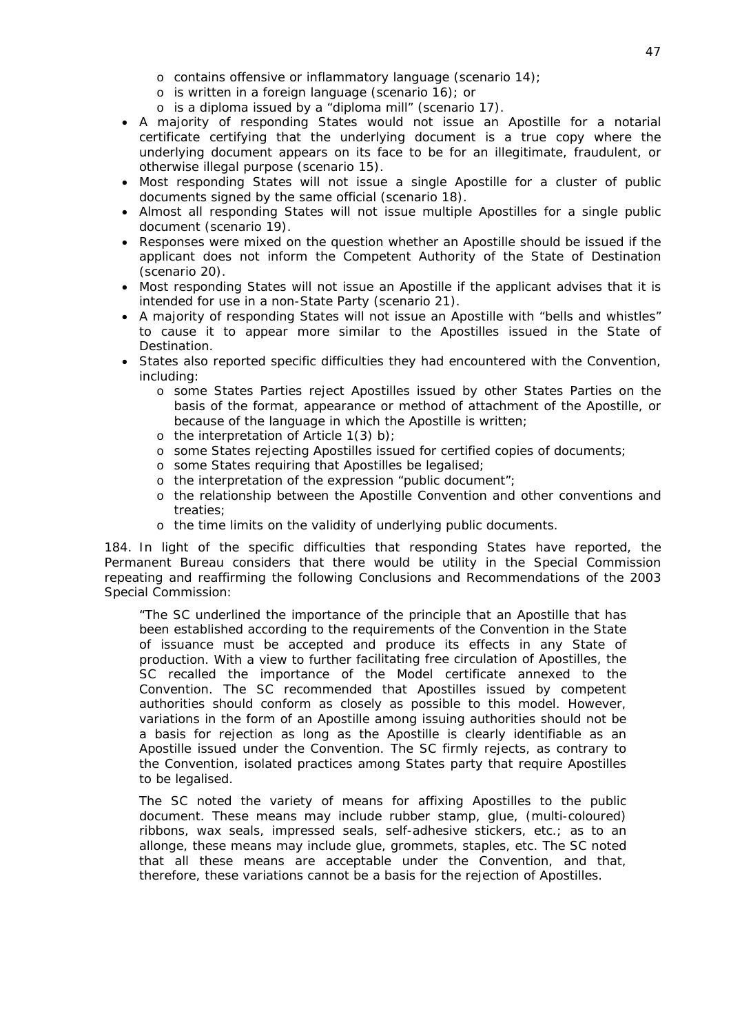- contains offensive or inflammatory language (scenario 14);
  - is written in a foreign language (scenario 16); or
  - is a diploma issued by a "diploma mill" (scenario 17).
- A majority of responding States would not issue an Apostille for a notarial certificate certifying that the underlying document is a true copy where the underlying document appears on its face to be for an illegitimate, fraudulent, or otherwise illegal purpose (scenario 15).
- Most responding States will not issue a single Apostille for a cluster of public documents signed by the same official (scenario 18).
- Almost all responding States will not issue multiple Apostilles for a single public document (scenario 19).
- Responses were mixed on the question whether an Apostille should be issued if the applicant does not inform the Competent Authority of the State of Destination (scenario 20).
- Most responding States will not issue an Apostille if the applicant advises that it is intended for use in a non-State Party (scenario 21).
- A majority of responding States will not issue an Apostille with "bells and whistles" to cause it to appear more similar to the Apostilles issued in the State of Destination.
- States also reported specific difficulties they had encountered with the Convention, including:
  - some States Parties reject Apostilles issued by other States Parties on the basis of the format, appearance or method of attachment of the Apostille, or because of the language in which the Apostille is written;
  - the interpretation of Article 1(3) b);
  - some States rejecting Apostilles issued for certified copies of documents;
  - some States requiring that Apostilles be legalised;
  - the interpretation of the expression "public document";
  - the relationship between the Apostille Convention and other conventions and treaties;
  - the time limits on the validity of underlying public documents.

184. In light of the specific difficulties that responding States have reported, the Permanent Bureau considers that there would be utility in the Special Commission repeating and reaffirming the following Conclusions and Recommendations of the 2003 Special Commission:

> "The SC underlined the importance of the principle that an Apostille that has been established according to the requirements of the Convention in the State of issuance must be accepted and produce its effects in any State of production. With a view to further facilitating free circulation of Apostilles, the SC recalled the importance of the Model certificate annexed to the Convention. The SC recommended that Apostilles issued by competent authorities should conform as closely as possible to this model. However, variations in the form of an Apostille among issuing authorities should not be a basis for rejection as long as the Apostille is clearly identifiable as an Apostille issued under the Convention. The SC firmly rejects, as contrary to the Convention, isolated practices among States party that require Apostilles to be legalised.
>
> The SC noted the variety of means for affixing Apostilles to the public document. These means may include rubber stamp, glue, (multi-coloured) ribbons, wax seals, impressed seals, self-adhesive stickers, etc.; as to an allonge, these means may include glue, grommets, staples, etc. The SC noted that all these means are acceptable under the Convention, and that, therefore, these variations cannot be a basis for the rejection of Apostilles.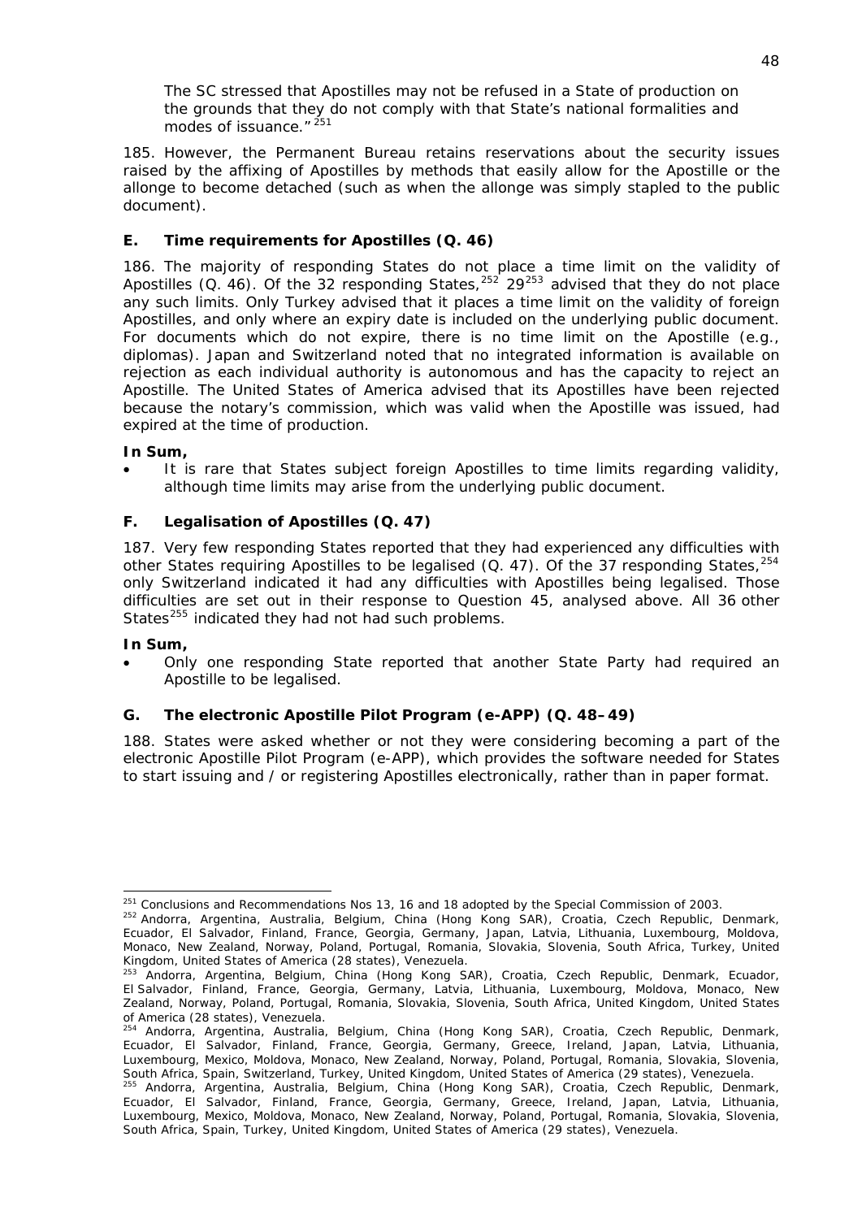The SC stressed that Apostilles may not be refused in a State of production on the grounds that they do not comply with that State's national formalities and modes of issuance."[251]

185. However, the Permanent Bureau retains reservations about the security issues raised by the affixing of Apostilles by methods that easily allow for the Apostille or the allonge to become detached (such as when the allonge was simply stapled to the public document).

### E. Time requirements for Apostilles (Q. 46)

186. The majority of responding States do not place a time limit on the validity of Apostilles (Q. 46). Of the 32 responding States,[252] 29[253] advised that they do not place any such limits. Only Turkey advised that it places a time limit on the validity of foreign Apostilles, and only where an expiry date is included on the underlying public document. For documents which do not expire, there is no time limit on the Apostille (e.g., diplomas). Japan and Switzerland noted that no integrated information is available on rejection as each individual authority is autonomous and has the capacity to reject an Apostille. The United States of America advised that its Apostilles have been rejected because the notary's commission, which was valid when the Apostille was issued, had expired at the time of production.

**In Sum,**

- It is rare that States subject foreign Apostilles to time limits regarding validity, although time limits may arise from the underlying public document.

### F. Legalisation of Apostilles (Q. 47)

187. Very few responding States reported that they had experienced any difficulties with other States requiring Apostilles to be legalised (Q. 47). Of the 37 responding States,[254] only Switzerland indicated it had any difficulties with Apostilles being legalised. Those difficulties are set out in their response to Question 45, analysed above. All 36 other States[255] indicated they had not had such problems.

**In Sum,**

- Only one responding State reported that another State Party had required an Apostille to be legalised.

### G. The electronic Apostille Pilot Program (e-APP) (Q. 48–49)

188. States were asked whether or not they were considering becoming a part of the electronic Apostille Pilot Program (e-APP), which provides the software needed for States to start issuing and / or registering Apostilles electronically, rather than in paper format.

---

[251] Conclusions and Recommendations Nos 13, 16 and 18 adopted by the Special Commission of 2003.

[252] Andorra, Argentina, Australia, Belgium, China (Hong Kong SAR), Croatia, Czech Republic, Denmark, Ecuador, El Salvador, Finland, France, Georgia, Germany, Japan, Latvia, Lithuania, Luxembourg, Moldova, Monaco, New Zealand, Norway, Poland, Portugal, Romania, Slovakia, Slovenia, South Africa, Turkey, United Kingdom, United States of America (28 states), Venezuela.

[253] Andorra, Argentina, Belgium, China (Hong Kong SAR), Croatia, Czech Republic, Denmark, Ecuador, El Salvador, Finland, France, Georgia, Germany, Latvia, Lithuania, Luxembourg, Moldova, Monaco, New Zealand, Norway, Poland, Portugal, Romania, Slovakia, Slovenia, South Africa, United Kingdom, United States of America (28 states), Venezuela.

[254] Andorra, Argentina, Australia, Belgium, China (Hong Kong SAR), Croatia, Czech Republic, Denmark, Ecuador, El Salvador, Finland, France, Georgia, Germany, Greece, Ireland, Japan, Latvia, Lithuania, Luxembourg, Mexico, Moldova, Monaco, New Zealand, Norway, Poland, Portugal, Romania, Slovakia, Slovenia, South Africa, Spain, Switzerland, Turkey, United Kingdom, United States of America (29 states), Venezuela.

[255] Andorra, Argentina, Australia, Belgium, China (Hong Kong SAR), Croatia, Czech Republic, Denmark, Ecuador, El Salvador, Finland, France, Georgia, Germany, Greece, Ireland, Japan, Latvia, Lithuania, Luxembourg, Mexico, Moldova, Monaco, New Zealand, Norway, Poland, Portugal, Romania, Slovakia, Slovenia, South Africa, Spain, Turkey, United Kingdom, United States of America (29 states), Venezuela.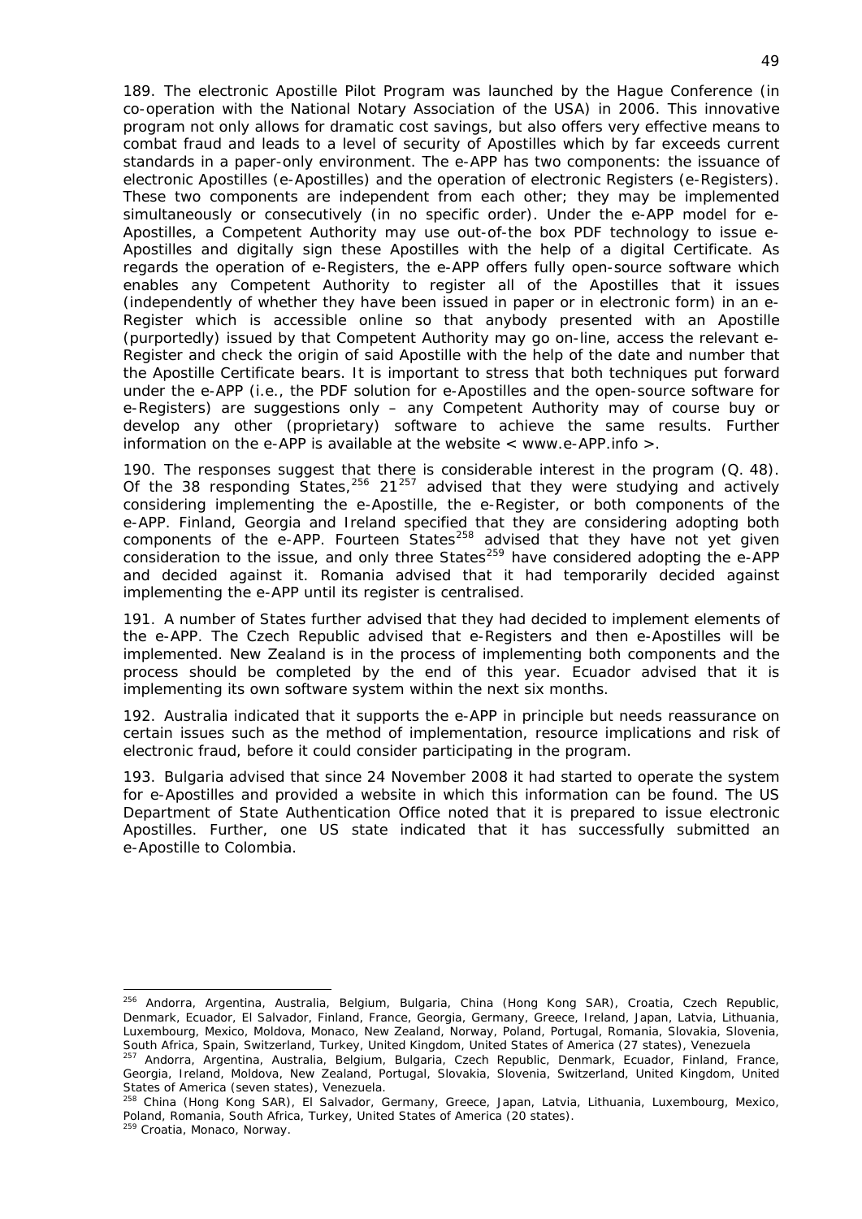189. The electronic Apostille Pilot Program was launched by the Hague Conference (in co-operation with the National Notary Association of the USA) in 2006. This innovative program not only allows for dramatic cost savings, but also offers very effective means to combat fraud and leads to a level of security of Apostilles which by far exceeds current standards in a paper-only environment. The e-APP has two components: the issuance of electronic Apostilles (e-Apostilles) and the operation of electronic Registers (e-Registers). These two components are independent from each other; they may be implemented simultaneously or consecutively (in no specific order). Under the e-APP model for e-Apostilles, a Competent Authority may use out-of-the box PDF technology to issue e-Apostilles and digitally sign these Apostilles with the help of a digital Certificate. As regards the operation of e-Registers, the e-APP offers fully open-source software which enables any Competent Authority to register all of the Apostilles that it issues (independently of whether they have been issued in paper or in electronic form) in an e-Register which is accessible online so that anybody presented with an Apostille (purportedly) issued by that Competent Authority may go on-line, access the relevant e-Register and check the origin of said Apostille with the help of the date and number that the Apostille Certificate bears. It is important to stress that both techniques put forward under the e-APP (i.e., the PDF solution for e-Apostilles and the open-source software for e-Registers) are suggestions only – any Competent Authority may of course buy or develop any other (proprietary) software to achieve the same results. Further information on the e-APP is available at the website < www.e-APP.info >.

190. The responses suggest that there is considerable interest in the program (Q. 48). Of the 38 responding States,[256] 21[257] advised that they were studying and actively considering implementing the e-Apostille, the e-Register, or both components of the e-APP. Finland, Georgia and Ireland specified that they are considering adopting both components of the e-APP. Fourteen States[258] advised that they have not yet given consideration to the issue, and only three States[259] have considered adopting the e-APP and decided against it. Romania advised that it had temporarily decided against implementing the e-APP until its register is centralised.

191. A number of States further advised that they had decided to implement elements of the e-APP. The Czech Republic advised that e-Registers and then e-Apostilles will be implemented. New Zealand is in the process of implementing both components and the process should be completed by the end of this year. Ecuador advised that it is implementing its own software system within the next six months.

192. Australia indicated that it supports the e-APP in principle but needs reassurance on certain issues such as the method of implementation, resource implications and risk of electronic fraud, before it could consider participating in the program.

193. Bulgaria advised that since 24 November 2008 it had started to operate the system for e-Apostilles and provided a website in which this information can be found. The US Department of State Authentication Office noted that it is prepared to issue electronic Apostilles. Further, one US state indicated that it has successfully submitted an e-Apostille to Colombia.

---

[256] Andorra, Argentina, Australia, Belgium, Bulgaria, China (Hong Kong SAR), Croatia, Czech Republic, Denmark, Ecuador, El Salvador, Finland, France, Georgia, Germany, Greece, Ireland, Japan, Latvia, Lithuania, Luxembourg, Mexico, Moldova, Monaco, New Zealand, Norway, Poland, Portugal, Romania, Slovakia, Slovenia, South Africa, Spain, Switzerland, Turkey, United Kingdom, United States of America (27 states), Venezuela

[257] Andorra, Argentina, Australia, Belgium, Bulgaria, Czech Republic, Denmark, Ecuador, Finland, France, Georgia, Ireland, Moldova, New Zealand, Portugal, Slovakia, Slovenia, Switzerland, United Kingdom, United States of America (seven states), Venezuela.

[258] China (Hong Kong SAR), El Salvador, Germany, Greece, Japan, Latvia, Lithuania, Luxembourg, Mexico, Poland, Romania, South Africa, Turkey, United States of America (20 states).

[259] Croatia, Monaco, Norway.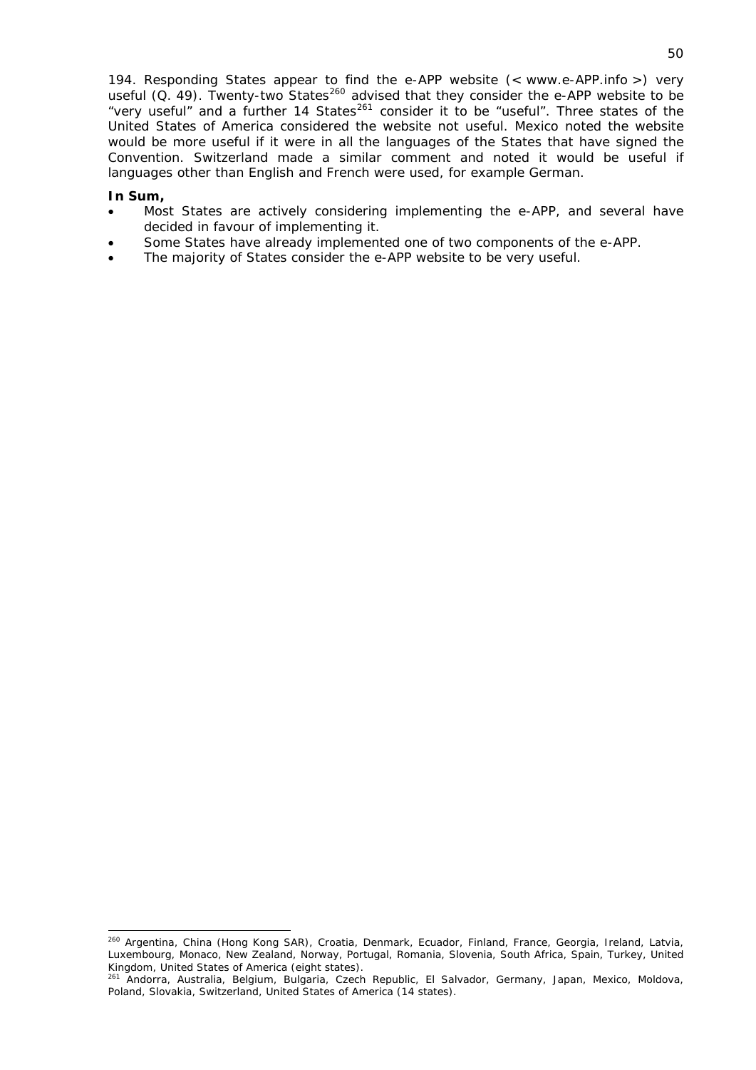194. Responding States appear to find the e-APP website (< www.e-APP.info >) very useful (Q. 49). Twenty-two States[260] advised that they consider the e-APP website to be "very useful" and a further 14 States[261] consider it to be "useful". Three states of the United States of America considered the website not useful. Mexico noted the website would be more useful if it were in all the languages of the States that have signed the Convention. Switzerland made a similar comment and noted it would be useful if languages other than English and French were used, for example German.

**In Sum,**

- Most States are actively considering implementing the e-APP, and several have decided in favour of implementing it.
- Some States have already implemented one of two components of the e-APP.
- The majority of States consider the e-APP website to be very useful.

---

[260] Argentina, China (Hong Kong SAR), Croatia, Denmark, Ecuador, Finland, France, Georgia, Ireland, Latvia, Luxembourg, Monaco, New Zealand, Norway, Portugal, Romania, Slovenia, South Africa, Spain, Turkey, United Kingdom, United States of America (eight states).

[261] Andorra, Australia, Belgium, Bulgaria, Czech Republic, El Salvador, Germany, Japan, Mexico, Moldova, Poland, Slovakia, Switzerland, United States of America (14 states).